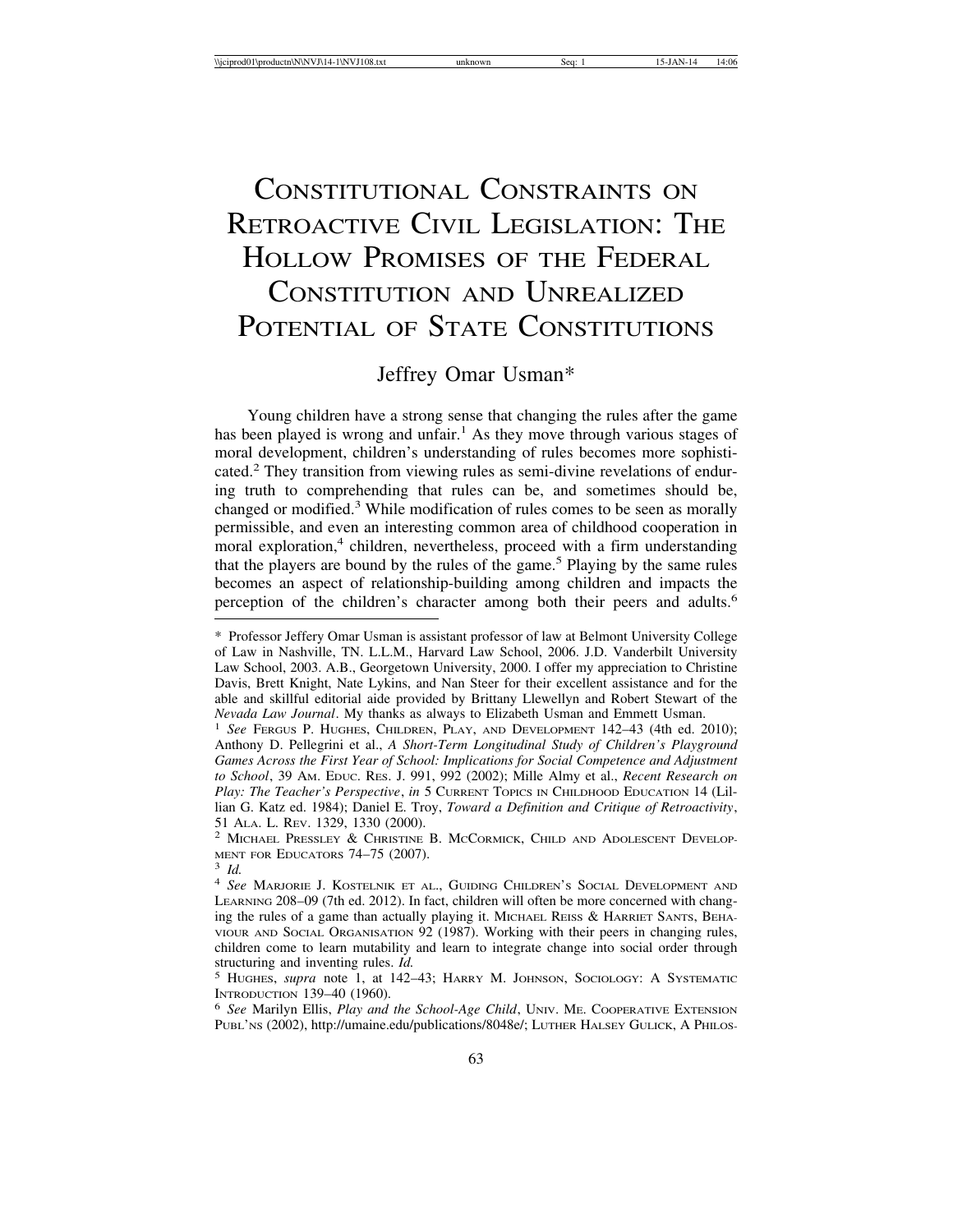# Constitutional Constraints on Retroactive Civil Legislation: The Hollow Promises of the Federal Constitution and Unrealized Potential of State Constitutions

Jeffrey Omar Usman*

Young children have a strong sense that changing the rules after the game has been played is wrong and unfair.[1] As they move through various stages of moral development, children's understanding of rules becomes more sophisticated.[2] They transition from viewing rules as semi-divine revelations of enduring truth to comprehending that rules can be, and sometimes should be, changed or modified.[3] While modification of rules comes to be seen as morally permissible, and even an interesting common area of childhood cooperation in moral exploration,[4] children, nevertheless, proceed with a firm understanding that the players are bound by the rules of the game.[5] Playing by the same rules becomes an aspect of relationship-building among children and impacts the perception of the children's character among both their peers and adults.[6]

---

\* Professor Jeffery Omar Usman is assistant professor of law at Belmont University College of Law in Nashville, TN. L.L.M., Harvard Law School, 2006. J.D. Vanderbilt University Law School, 2003. A.B., Georgetown University, 2000. I offer my appreciation to Christine Davis, Brett Knight, Nate Lykins, and Nan Steer for their excellent assistance and for the able and skillful editorial aide provided by Brittany Llewellyn and Robert Stewart of the *Nevada Law Journal*. My thanks as always to Elizabeth Usman and Emmett Usman.

[1] *See* Fergus P. Hughes, Children, Play, and Development 142–43 (4th ed. 2010); Anthony D. Pellegrini et al., *A Short-Term Longitudinal Study of Children's Playground Games Across the First Year of School: Implications for Social Competence and Adjustment to School*, 39 Am. Educ. Res. J. 991, 992 (2002); Mille Almy et al., *Recent Research on Play: The Teacher's Perspective*, *in* 5 Current Topics in Childhood Education 14 (Lilian G. Katz ed. 1984); Daniel E. Troy, *Toward a Definition and Critique of Retroactivity*, 51 Ala. L. Rev. 1329, 1330 (2000).

[2] Michael Pressley & Christine B. McCormick, Child and Adolescent Development for Educators 74–75 (2007).

[3] *Id.*

[4] *See* Marjorie J. Kostelnik et al., Guiding Children's Social Development and Learning 208–09 (7th ed. 2012). In fact, children will often be more concerned with changing the rules of a game than actually playing it. Michael Reiss & Harriet Sants, Behaviour and Social Organisation 92 (1987). Working with their peers in changing rules, children come to learn mutability and learn to integrate change into social order through structuring and inventing rules. *Id.*

[5] Hughes, *supra* note 1, at 142–43; Harry M. Johnson, Sociology: A Systematic Introduction 139–40 (1960).

[6] *See* Marilyn Ellis, *Play and the School-Age Child*, Univ. Me. Cooperative Extension Publ'ns (2002), http://umaine.edu/publications/8048e/; Luther Halsey Gulick, A Philos-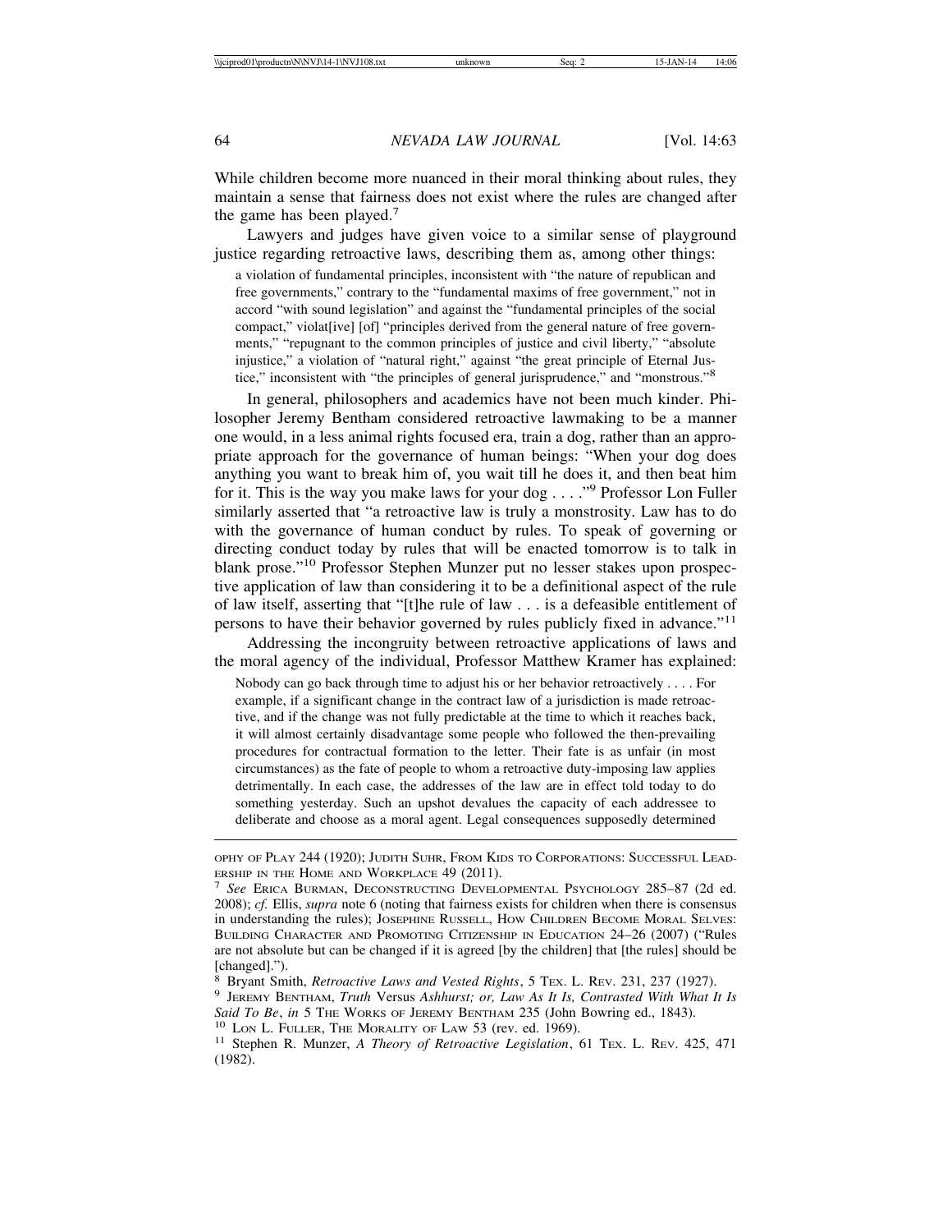While children become more nuanced in their moral thinking about rules, they maintain a sense that fairness does not exist where the rules are changed after the game has been played.[7]

Lawyers and judges have given voice to a similar sense of playground justice regarding retroactive laws, describing them as, among other things:

> a violation of fundamental principles, inconsistent with "the nature of republican and free governments," contrary to the "fundamental maxims of free government," not in accord "with sound legislation" and against the "fundamental principles of the social compact," violat[ive] [of] "principles derived from the general nature of free governments," "repugnant to the common principles of justice and civil liberty," "absolute injustice," a violation of "natural right," against "the great principle of Eternal Justice," inconsistent with "the principles of general jurisprudence," and "monstrous."[8]

In general, philosophers and academics have not been much kinder. Philosopher Jeremy Bentham considered retroactive lawmaking to be a manner one would, in a less animal rights focused era, train a dog, rather than an appropriate approach for the governance of human beings: "When your dog does anything you want to break him of, you wait till he does it, and then beat him for it. This is the way you make laws for your dog . . . ."[9] Professor Lon Fuller similarly asserted that "a retroactive law is truly a monstrosity. Law has to do with the governance of human conduct by rules. To speak of governing or directing conduct today by rules that will be enacted tomorrow is to talk in blank prose."[10] Professor Stephen Munzer put no lesser stakes upon prospective application of law than considering it to be a definitional aspect of the rule of law itself, asserting that "[t]he rule of law . . . is a defeasible entitlement of persons to have their behavior governed by rules publicly fixed in advance."[11]

Addressing the incongruity between retroactive applications of laws and the moral agency of the individual, Professor Matthew Kramer has explained:

> Nobody can go back through time to adjust his or her behavior retroactively . . . . For example, if a significant change in the contract law of a jurisdiction is made retroactive, and if the change was not fully predictable at the time to which it reaches back, it will almost certainly disadvantage some people who followed the then-prevailing procedures for contractual formation to the letter. Their fate is as unfair (in most circumstances) as the fate of people to whom a retroactive duty-imposing law applies detrimentally. In each case, the addresses of the law are in effect told today to do something yesterday. Such an upshot devalues the capacity of each addressee to deliberate and choose as a moral agent. Legal consequences supposedly determined

---

OPHY OF PLAY 244 (1920); JUDITH SUHR, FROM KIDS TO CORPORATIONS: SUCCESSFUL LEADERSHIP IN THE HOME AND WORKPLACE 49 (2011).

[7] *See* ERICA BURMAN, DECONSTRUCTING DEVELOPMENTAL PSYCHOLOGY 285–87 (2d ed. 2008); *cf.* Ellis, *supra* note 6 (noting that fairness exists for children when there is consensus in understanding the rules); JOSEPHINE RUSSELL, HOW CHILDREN BECOME MORAL SELVES: BUILDING CHARACTER AND PROMOTING CITIZENSHIP IN EDUCATION 24–26 (2007) ("Rules are not absolute but can be changed if it is agreed [by the children] that [the rules] should be [changed].").

[8] Bryant Smith, *Retroactive Laws and Vested Rights*, 5 TEX. L. REV. 231, 237 (1927).

[9] JEREMY BENTHAM, *Truth* Versus *Ashhurst; or, Law As It Is, Contrasted With What It Is Said To Be*, *in* 5 THE WORKS OF JEREMY BENTHAM 235 (John Bowring ed., 1843).

[10] LON L. FULLER, THE MORALITY OF LAW 53 (rev. ed. 1969).

[11] Stephen R. Munzer, *A Theory of Retroactive Legislation*, 61 TEX. L. REV. 425, 471 (1982).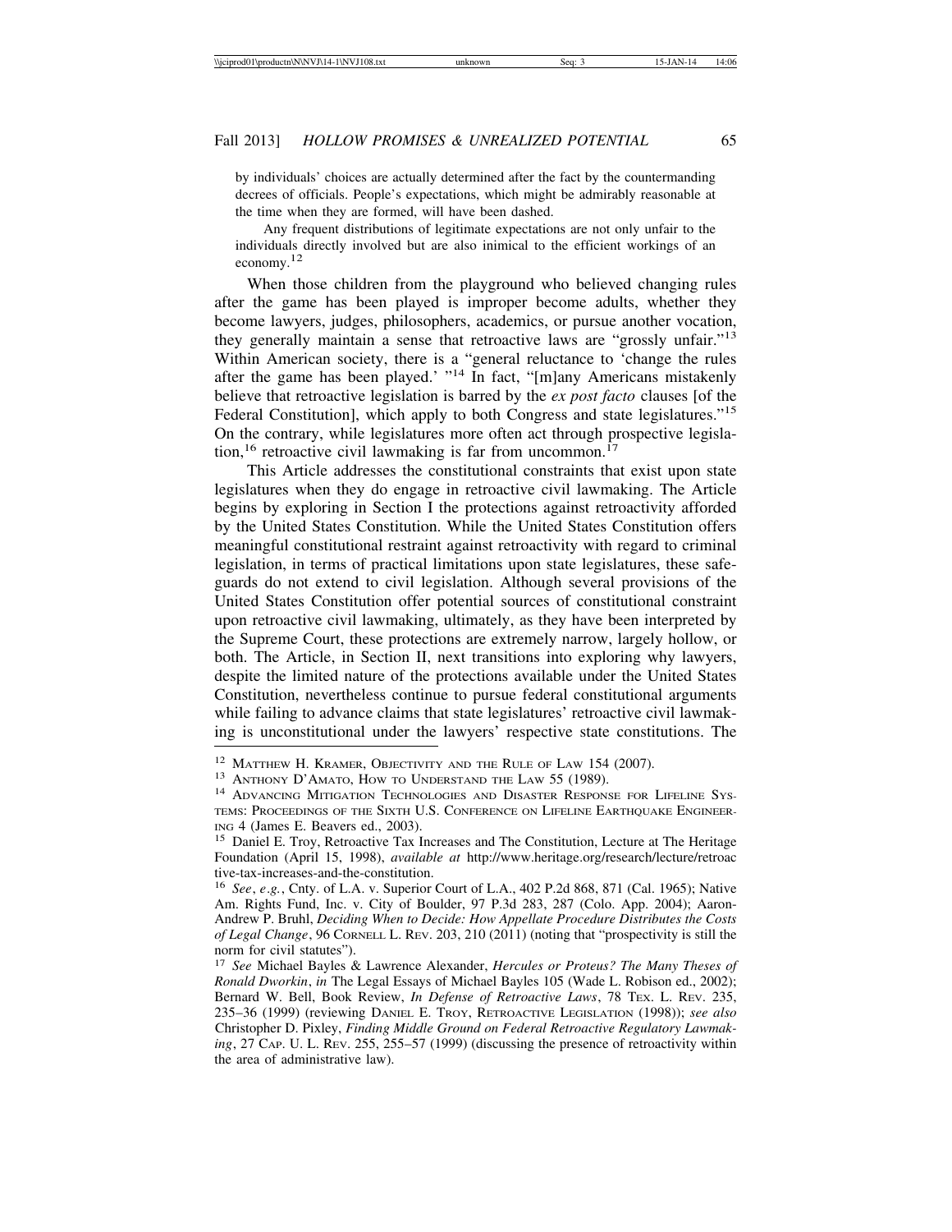> by individuals' choices are actually determined after the fact by the countermanding decrees of officials. People's expectations, which might be admirably reasonable at the time when they are formed, will have been dashed.
>
> Any frequent distributions of legitimate expectations are not only unfair to the individuals directly involved but are also inimical to the efficient workings of an economy.[12]

When those children from the playground who believed changing rules after the game has been played is improper become adults, whether they become lawyers, judges, philosophers, academics, or pursue another vocation, they generally maintain a sense that retroactive laws are "grossly unfair."[13] Within American society, there is a "general reluctance to 'change the rules after the game has been played.' "[14] In fact, "[m]any Americans mistakenly believe that retroactive legislation is barred by the *ex post facto* clauses [of the Federal Constitution], which apply to both Congress and state legislatures."[15] On the contrary, while legislatures more often act through prospective legislation,[16] retroactive civil lawmaking is far from uncommon.[17]

This Article addresses the constitutional constraints that exist upon state legislatures when they do engage in retroactive civil lawmaking. The Article begins by exploring in Section I the protections against retroactivity afforded by the United States Constitution. While the United States Constitution offers meaningful constitutional restraint against retroactivity with regard to criminal legislation, in terms of practical limitations upon state legislatures, these safeguards do not extend to civil legislation. Although several provisions of the United States Constitution offer potential sources of constitutional constraint upon retroactive civil lawmaking, ultimately, as they have been interpreted by the Supreme Court, these protections are extremely narrow, largely hollow, or both. The Article, in Section II, next transitions into exploring why lawyers, despite the limited nature of the protections available under the United States Constitution, nevertheless continue to pursue federal constitutional arguments while failing to advance claims that state legislatures' retroactive civil lawmaking is unconstitutional under the lawyers' respective state constitutions. The

---

[12] Matthew H. Kramer, Objectivity and the Rule of Law 154 (2007).

[13] Anthony D'Amato, How to Understand the Law 55 (1989).

[14] Advancing Mitigation Technologies and Disaster Response for Lifeline Systems: Proceedings of the Sixth U.S. Conference on Lifeline Earthquake Engineering 4 (James E. Beavers ed., 2003).

[15] Daniel E. Troy, Retroactive Tax Increases and The Constitution, Lecture at The Heritage Foundation (April 15, 1998), *available at* http://www.heritage.org/research/lecture/retroactive-tax-increases-and-the-constitution.

[16] *See*, *e.g.*, Cnty. of L.A. v. Superior Court of L.A., 402 P.2d 868, 871 (Cal. 1965); Native Am. Rights Fund, Inc. v. City of Boulder, 97 P.3d 283, 287 (Colo. App. 2004); Aaron-Andrew P. Bruhl, *Deciding When to Decide: How Appellate Procedure Distributes the Costs of Legal Change*, 96 Cornell L. Rev. 203, 210 (2011) (noting that "prospectivity is still the norm for civil statutes").

[17] *See* Michael Bayles & Lawrence Alexander, *Hercules or Proteus? The Many Theses of Ronald Dworkin*, *in* The Legal Essays of Michael Bayles 105 (Wade L. Robison ed., 2002); Bernard W. Bell, Book Review, *In Defense of Retroactive Laws*, 78 Tex. L. Rev. 235, 235–36 (1999) (reviewing Daniel E. Troy, Retroactive Legislation (1998)); *see also* Christopher D. Pixley, *Finding Middle Ground on Federal Retroactive Regulatory Lawmaking*, 27 Cap. U. L. Rev. 255, 255–57 (1999) (discussing the presence of retroactivity within the area of administrative law).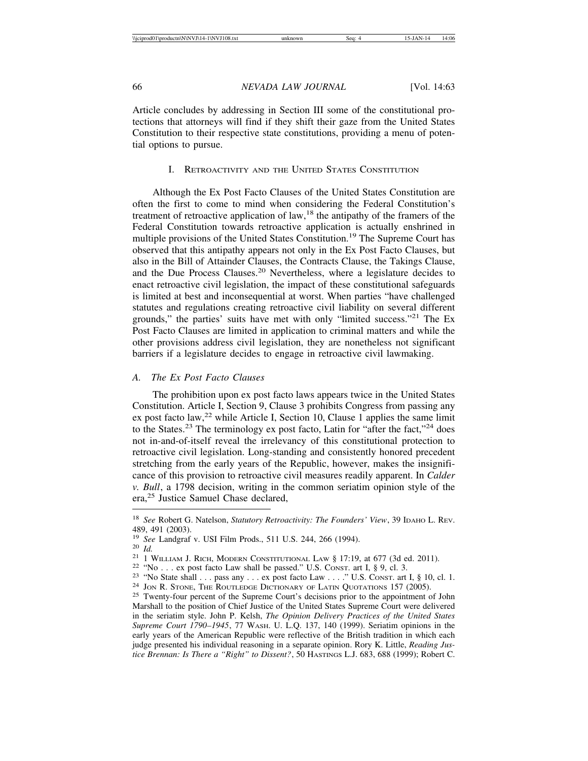Article concludes by addressing in Section III some of the constitutional protections that attorneys will find if they shift their gaze from the United States Constitution to their respective state constitutions, providing a menu of potential options to pursue.

## I. Retroactivity and the United States Constitution

Although the Ex Post Facto Clauses of the United States Constitution are often the first to come to mind when considering the Federal Constitution's treatment of retroactive application of law,[18] the antipathy of the framers of the Federal Constitution towards retroactive application is actually enshrined in multiple provisions of the United States Constitution.[19] The Supreme Court has observed that this antipathy appears not only in the Ex Post Facto Clauses, but also in the Bill of Attainder Clauses, the Contracts Clause, the Takings Clause, and the Due Process Clauses.[20] Nevertheless, where a legislature decides to enact retroactive civil legislation, the impact of these constitutional safeguards is limited at best and inconsequential at worst. When parties "have challenged statutes and regulations creating retroactive civil liability on several different grounds," the parties' suits have met with only "limited success."[21] The Ex Post Facto Clauses are limited in application to criminal matters and while the other provisions address civil legislation, they are nonetheless not significant barriers if a legislature decides to engage in retroactive civil lawmaking.

### A. *The Ex Post Facto Clauses*

The prohibition upon ex post facto laws appears twice in the United States Constitution. Article I, Section 9, Clause 3 prohibits Congress from passing any ex post facto law,[22] while Article I, Section 10, Clause 1 applies the same limit to the States.[23] The terminology ex post facto, Latin for "after the fact,"[24] does not in-and-of-itself reveal the irrelevancy of this constitutional protection to retroactive civil legislation. Long-standing and consistently honored precedent stretching from the early years of the Republic, however, makes the insignificance of this provision to retroactive civil measures readily apparent. In *Calder v. Bull*, a 1798 decision, writing in the common seriatim opinion style of the era,[25] Justice Samuel Chase declared,

---

[18] *See* Robert G. Natelson, *Statutory Retroactivity: The Founders' View*, 39 Idaho L. Rev. 489, 491 (2003).

[19] *See* Landgraf v. USI Film Prods., 511 U.S. 244, 266 (1994).

[20] *Id.*

[21] 1 William J. Rich, Modern Constitutional Law § 17:19, at 677 (3d ed. 2011).

[22] "No . . . ex post facto Law shall be passed." U.S. Const. art I, § 9, cl. 3.

[23] "No State shall . . . pass any . . . ex post facto Law . . . ." U.S. Const. art I, § 10, cl. 1.

[24] Jon R. Stone, The Routledge Dictionary of Latin Quotations 157 (2005).

[25] Twenty-four percent of the Supreme Court's decisions prior to the appointment of John Marshall to the position of Chief Justice of the United States Supreme Court were delivered in the seriatim style. John P. Kelsh, *The Opinion Delivery Practices of the United States Supreme Court 1790–1945*, 77 Wash. U. L.Q. 137, 140 (1999). Seriatim opinions in the early years of the American Republic were reflective of the British tradition in which each judge presented his individual reasoning in a separate opinion. Rory K. Little, *Reading Justice Brennan: Is There a "Right" to Dissent?*, 50 Hastings L.J. 683, 688 (1999); Robert C.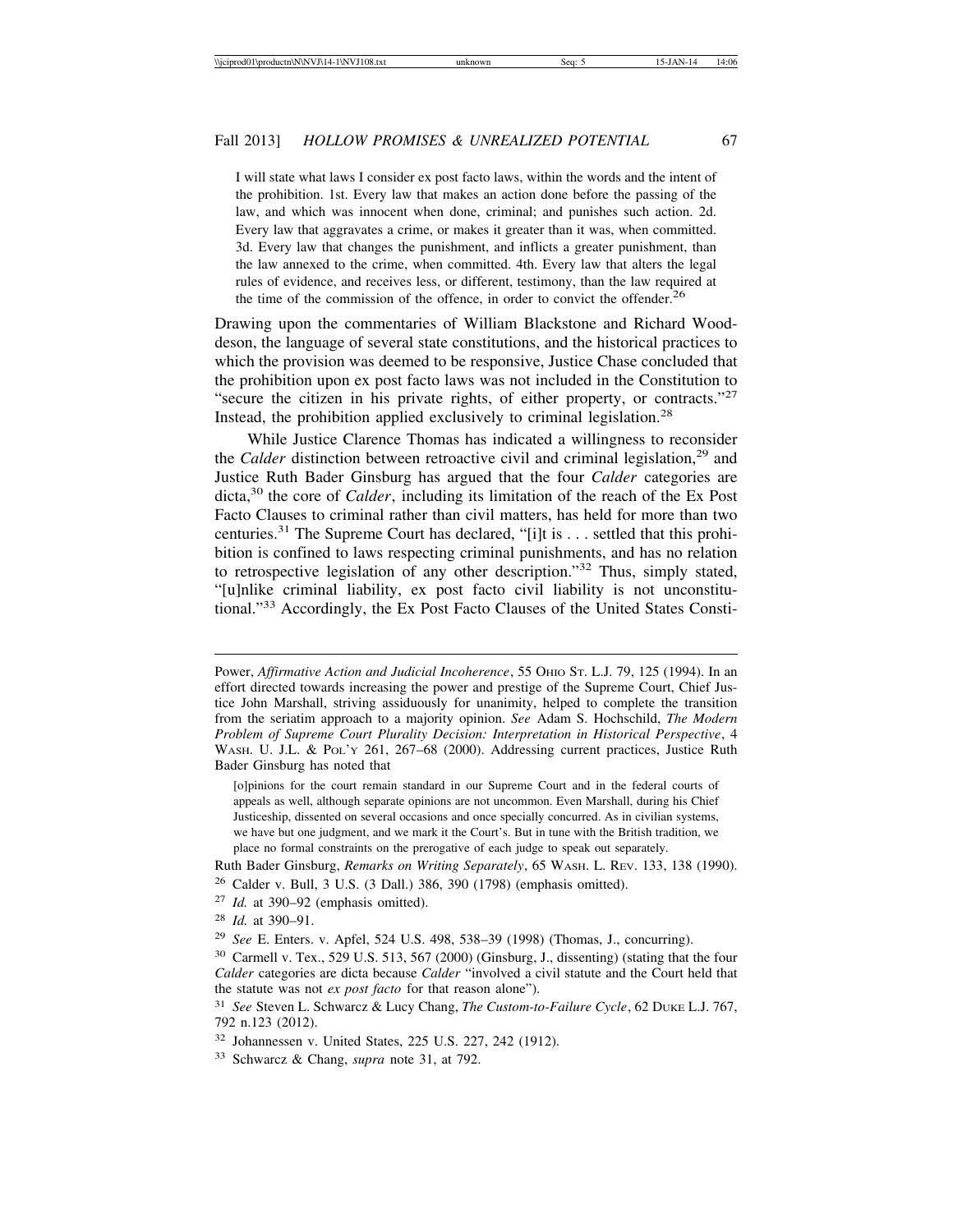> I will state what laws I consider ex post facto laws, within the words and the intent of the prohibition. 1st. Every law that makes an action done before the passing of the law, and which was innocent when done, criminal; and punishes such action. 2d. Every law that aggravates a crime, or makes it greater than it was, when committed. 3d. Every law that changes the punishment, and inflicts a greater punishment, than the law annexed to the crime, when committed. 4th. Every law that alters the legal rules of evidence, and receives less, or different, testimony, than the law required at the time of the commission of the offence, in order to convict the offender.[26]

Drawing upon the commentaries of William Blackstone and Richard Woddeson, the language of several state constitutions, and the historical practices to which the provision was deemed to be responsive, Justice Chase concluded that the prohibition upon ex post facto laws was not included in the Constitution to "secure the citizen in his private rights, of either property, or contracts."[27] Instead, the prohibition applied exclusively to criminal legislation.[28]

While Justice Clarence Thomas has indicated a willingness to reconsider the *Calder* distinction between retroactive civil and criminal legislation,[29] and Justice Ruth Bader Ginsburg has argued that the four *Calder* categories are dicta,[30] the core of *Calder*, including its limitation of the reach of the Ex Post Facto Clauses to criminal rather than civil matters, has held for more than two centuries.[31] The Supreme Court has declared, "[i]t is . . . settled that this prohibition is confined to laws respecting criminal punishments, and has no relation to retrospective legislation of any other description."[32] Thus, simply stated, "[u]nlike criminal liability, ex post facto civil liability is not unconstitutional."[33] Accordingly, the Ex Post Facto Clauses of the United States Consti-

---

Power, *Affirmative Action and Judicial Incoherence*, 55 OHIO ST. L.J. 79, 125 (1994). In an effort directed towards increasing the power and prestige of the Supreme Court, Chief Justice John Marshall, striving assiduously for unanimity, helped to complete the transition from the seriatim approach to a majority opinion. *See* Adam S. Hochschild, *The Modern Problem of Supreme Court Plurality Decision: Interpretation in Historical Perspective*, 4 WASH. U. J.L. & POL'Y 261, 267–68 (2000). Addressing current practices, Justice Ruth Bader Ginsburg has noted that

> [o]pinions for the court remain standard in our Supreme Court and in the federal courts of appeals as well, although separate opinions are not uncommon. Even Marshall, during his Chief Justiceship, dissented on several occasions and once specially concurred. As in civilian systems, we have but one judgment, and we mark it the Court's. But in tune with the British tradition, we place no formal constraints on the prerogative of each judge to speak out separately.

Ruth Bader Ginsburg, *Remarks on Writing Separately*, 65 WASH. L. REV. 133, 138 (1990).

[26] Calder v. Bull, 3 U.S. (3 Dall.) 386, 390 (1798) (emphasis omitted).

[27] *Id.* at 390–92 (emphasis omitted).

[28] *Id.* at 390–91.

[29] *See* E. Enters. v. Apfel, 524 U.S. 498, 538–39 (1998) (Thomas, J., concurring).

[30] Carmell v. Tex., 529 U.S. 513, 567 (2000) (Ginsburg, J., dissenting) (stating that the four *Calder* categories are dicta because *Calder* "involved a civil statute and the Court held that the statute was not *ex post facto* for that reason alone").

[31] *See* Steven L. Schwarcz & Lucy Chang, *The Custom-to-Failure Cycle*, 62 DUKE L.J. 767, 792 n.123 (2012).

[32] Johannessen v. United States, 225 U.S. 227, 242 (1912).

[33] Schwarcz & Chang, *supra* note 31, at 792.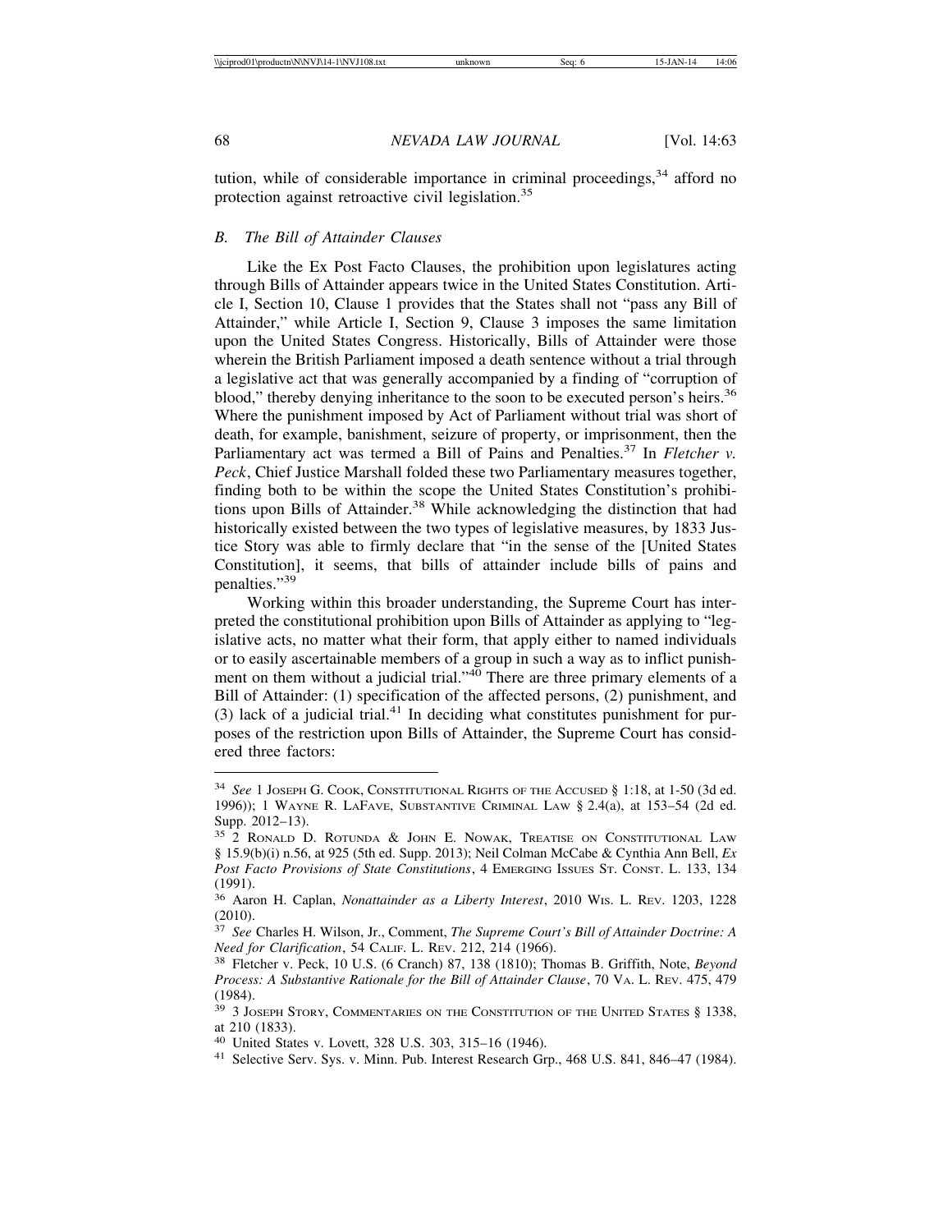tution, while of considerable importance in criminal proceedings,[34] afford no protection against retroactive civil legislation.[35]

### *B. The Bill of Attainder Clauses*

Like the Ex Post Facto Clauses, the prohibition upon legislatures acting through Bills of Attainder appears twice in the United States Constitution. Article I, Section 10, Clause 1 provides that the States shall not "pass any Bill of Attainder," while Article I, Section 9, Clause 3 imposes the same limitation upon the United States Congress. Historically, Bills of Attainder were those wherein the British Parliament imposed a death sentence without a trial through a legislative act that was generally accompanied by a finding of "corruption of blood," thereby denying inheritance to the soon to be executed person's heirs.[36] Where the punishment imposed by Act of Parliament without trial was short of death, for example, banishment, seizure of property, or imprisonment, then the Parliamentary act was termed a Bill of Pains and Penalties.[37] In *Fletcher v. Peck*, Chief Justice Marshall folded these two Parliamentary measures together, finding both to be within the scope the United States Constitution's prohibitions upon Bills of Attainder.[38] While acknowledging the distinction that had historically existed between the two types of legislative measures, by 1833 Justice Story was able to firmly declare that "in the sense of the [United States Constitution], it seems, that bills of attainder include bills of pains and penalties."[39]

Working within this broader understanding, the Supreme Court has interpreted the constitutional prohibition upon Bills of Attainder as applying to "legislative acts, no matter what their form, that apply either to named individuals or to easily ascertainable members of a group in such a way as to inflict punishment on them without a judicial trial."[40] There are three primary elements of a Bill of Attainder: (1) specification of the affected persons, (2) punishment, and (3) lack of a judicial trial.[41] In deciding what constitutes punishment for purposes of the restriction upon Bills of Attainder, the Supreme Court has considered three factors:

---

[34] *See* 1 Joseph G. Cook, Constitutional Rights of the Accused § 1:18, at 1-50 (3d ed. 1996)); 1 Wayne R. LaFave, Substantive Criminal Law § 2.4(a), at 153–54 (2d ed. Supp. 2012–13).

[35] 2 Ronald D. Rotunda & John E. Nowak, Treatise on Constitutional Law § 15.9(b)(i) n.56, at 925 (5th ed. Supp. 2013); Neil Colman McCabe & Cynthia Ann Bell, *Ex Post Facto Provisions of State Constitutions*, 4 Emerging Issues St. Const. L. 133, 134 (1991).

[36] Aaron H. Caplan, *Nonattainder as a Liberty Interest*, 2010 Wis. L. Rev. 1203, 1228 (2010).

[37] *See* Charles H. Wilson, Jr., Comment, *The Supreme Court's Bill of Attainder Doctrine: A Need for Clarification*, 54 Calif. L. Rev. 212, 214 (1966).

[38] Fletcher v. Peck, 10 U.S. (6 Cranch) 87, 138 (1810); Thomas B. Griffith, Note, *Beyond Process: A Substantive Rationale for the Bill of Attainder Clause*, 70 Va. L. Rev. 475, 479 (1984).

[39] 3 Joseph Story, Commentaries on the Constitution of the United States § 1338, at 210 (1833).

[40] United States v. Lovett, 328 U.S. 303, 315–16 (1946).

[41] Selective Serv. Sys. v. Minn. Pub. Interest Research Grp., 468 U.S. 841, 846–47 (1984).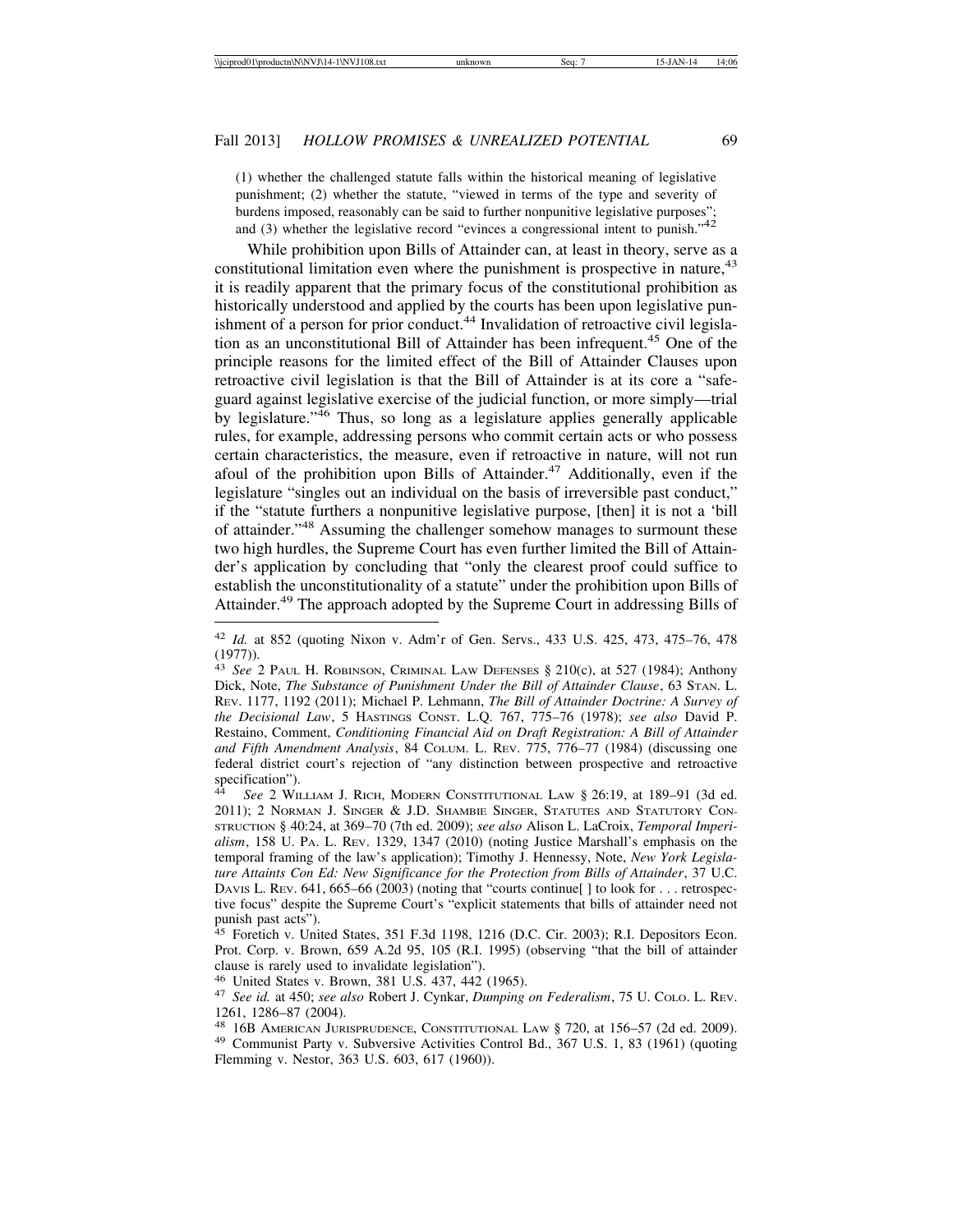(1) whether the challenged statute falls within the historical meaning of legislative punishment; (2) whether the statute, "viewed in terms of the type and severity of burdens imposed, reasonably can be said to further nonpunitive legislative purposes"; and (3) whether the legislative record "evinces a congressional intent to punish."[42]

While prohibition upon Bills of Attainder can, at least in theory, serve as a constitutional limitation even where the punishment is prospective in nature,[43] it is readily apparent that the primary focus of the constitutional prohibition as historically understood and applied by the courts has been upon legislative punishment of a person for prior conduct.[44] Invalidation of retroactive civil legislation as an unconstitutional Bill of Attainder has been infrequent.[45] One of the principle reasons for the limited effect of the Bill of Attainder Clauses upon retroactive civil legislation is that the Bill of Attainder is at its core a "safeguard against legislative exercise of the judicial function, or more simply—trial by legislature."[46] Thus, so long as a legislature applies generally applicable rules, for example, addressing persons who commit certain acts or who possess certain characteristics, the measure, even if retroactive in nature, will not run afoul of the prohibition upon Bills of Attainder.[47] Additionally, even if the legislature "singles out an individual on the basis of irreversible past conduct," if the "statute furthers a nonpunitive legislative purpose, [then] it is not a 'bill of attainder.'"[48] Assuming the challenger somehow manages to surmount these two high hurdles, the Supreme Court has even further limited the Bill of Attainder's application by concluding that "only the clearest proof could suffice to establish the unconstitutionality of a statute" under the prohibition upon Bills of Attainder.[49] The approach adopted by the Supreme Court in addressing Bills of

---

[42] *Id.* at 852 (quoting Nixon v. Adm'r of Gen. Servs., 433 U.S. 425, 473, 475–76, 478 (1977)).

[43] *See* 2 Paul H. Robinson, Criminal Law Defenses § 210(c), at 527 (1984); Anthony Dick, Note, *The Substance of Punishment Under the Bill of Attainder Clause*, 63 Stan. L. Rev. 1177, 1192 (2011); Michael P. Lehmann, *The Bill of Attainder Doctrine: A Survey of the Decisional Law*, 5 Hastings Const. L.Q. 767, 775–76 (1978); *see also* David P. Restaino, Comment, *Conditioning Financial Aid on Draft Registration: A Bill of Attainder and Fifth Amendment Analysis*, 84 Colum. L. Rev. 775, 776–77 (1984) (discussing one federal district court's rejection of "any distinction between prospective and retroactive specification").

[44] *See* 2 William J. Rich, Modern Constitutional Law § 26:19, at 189–91 (3d ed. 2011); 2 Norman J. Singer & J.D. Shambie Singer, Statutes and Statutory Construction § 40:24, at 369–70 (7th ed. 2009); *see also* Alison L. LaCroix, *Temporal Imperialism*, 158 U. Pa. L. Rev. 1329, 1347 (2010) (noting Justice Marshall's emphasis on the temporal framing of the law's application); Timothy J. Hennessy, Note, *New York Legislature Attaints Con Ed: New Significance for the Protection from Bills of Attainder*, 37 U.C. Davis L. Rev. 641, 665–66 (2003) (noting that "courts continue[ ] to look for . . . retrospective focus" despite the Supreme Court's "explicit statements that bills of attainder need not punish past acts").

[45] Foretich v. United States, 351 F.3d 1198, 1216 (D.C. Cir. 2003); R.I. Depositors Econ. Prot. Corp. v. Brown, 659 A.2d 95, 105 (R.I. 1995) (observing "that the bill of attainder clause is rarely used to invalidate legislation").

[46] United States v. Brown, 381 U.S. 437, 442 (1965).

[47] *See id.* at 450; *see also* Robert J. Cynkar, *Dumping on Federalism*, 75 U. Colo. L. Rev. 1261, 1286–87 (2004).

[48] 16B American Jurisprudence, Constitutional Law § 720, at 156–57 (2d ed. 2009).

[49] Communist Party v. Subversive Activities Control Bd., 367 U.S. 1, 83 (1961) (quoting Flemming v. Nestor, 363 U.S. 603, 617 (1960)).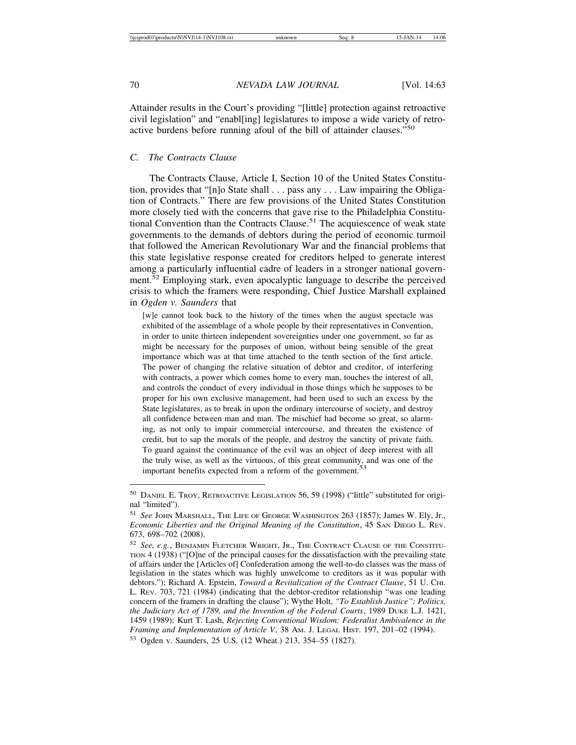Attainder results in the Court's providing "[little] protection against retroactive civil legislation" and "enabl[ing] legislatures to impose a wide variety of retroactive burdens before running afoul of the bill of attainder clauses."[50]

### C. The Contracts Clause

The Contracts Clause, Article I, Section 10 of the United States Constitution, provides that "[n]o State shall . . . pass any . . . Law impairing the Obligation of Contracts." There are few provisions of the United States Constitution more closely tied with the concerns that gave rise to the Philadelphia Constitutional Convention than the Contracts Clause.[51] The acquiescence of weak state governments to the demands of debtors during the period of economic turmoil that followed the American Revolutionary War and the financial problems that this state legislative response created for creditors helped to generate interest among a particularly influential cadre of leaders in a stronger national government.[52] Employing stark, even apocalyptic language to describe the perceived crisis to which the framers were responding, Chief Justice Marshall explained in *Ogden v. Saunders* that

> [w]e cannot look back to the history of the times when the august spectacle was exhibited of the assemblage of a whole people by their representatives in Convention, in order to unite thirteen independent sovereignties under one government, so far as might be necessary for the purposes of union, without being sensible of the great importance which was at that time attached to the tenth section of the first article. The power of changing the relative situation of debtor and creditor, of interfering with contracts, a power which comes home to every man, touches the interest of all, and controls the conduct of every individual in those things which he supposes to be proper for his own exclusive management, had been used to such an excess by the State legislatures, as to break in upon the ordinary intercourse of society, and destroy all confidence between man and man. The mischief had become so great, so alarming, as not only to impair commercial intercourse, and threaten the existence of credit, but to sap the morals of the people, and destroy the sanctity of private faith. To guard against the continuance of the evil was an object of deep interest with all the truly wise, as well as the virtuous, of this great community, and was one of the important benefits expected from a reform of the government.[53]

---

[50] Daniel E. Troy, Retroactive Legislation 56, 59 (1998) ("little" substituted for original "limited").

[51] *See* John Marshall, The Life of George Washington 263 (1857); James W. Ely, Jr., *Economic Liberties and the Original Meaning of the Constitution*, 45 San Diego L. Rev. 673, 698–702 (2008).

[52] *See, e.g.*, Benjamin Fletcher Wright, Jr., The Contract Clause of the Constitution 4 (1938) ("[O]ne of the principal causes for the dissatisfaction with the prevailing state of affairs under the [Articles of] Confederation among the well-to-do classes was the mass of legislation in the states which was highly unwelcome to creditors as it was popular with debtors."); Richard A. Epstein, *Toward a Revitalization of the Contract Clause*, 51 U. Chi. L. Rev. 703, 721 (1984) (indicating that the debtor-creditor relationship "was one leading concern of the framers in drafting the clause"); Wythe Holt, *"To Establish Justice": Politics, the Judiciary Act of 1789, and the Invention of the Federal Courts*, 1989 Duke L.J. 1421, 1459 (1989); Kurt T. Lash, *Rejecting Conventional Wisdom: Federalist Ambivalence in the Framing and Implementation of Article V*, 38 Am. J. Legal Hist. 197, 201–02 (1994).

[53] Ogden v. Saunders, 25 U.S. (12 Wheat.) 213, 354–55 (1827).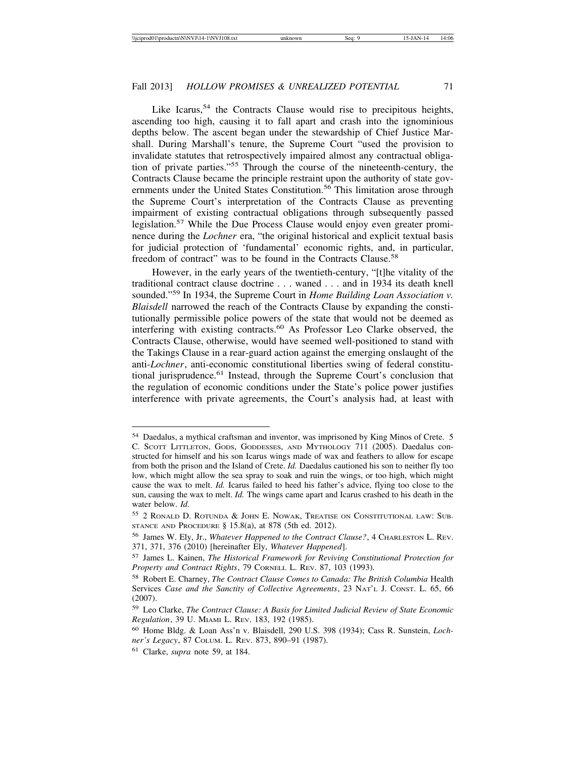Like Icarus,[54] the Contracts Clause would rise to precipitous heights, ascending too high, causing it to fall apart and crash into the ignominious depths below. The ascent began under the stewardship of Chief Justice Marshall. During Marshall's tenure, the Supreme Court "used the provision to invalidate statutes that retrospectively impaired almost any contractual obligation of private parties."[55] Through the course of the nineteenth-century, the Contracts Clause became the principle restraint upon the authority of state governments under the United States Constitution.[56] This limitation arose through the Supreme Court's interpretation of the Contracts Clause as preventing impairment of existing contractual obligations through subsequently passed legislation.[57] While the Due Process Clause would enjoy even greater prominence during the *Lochner* era, "the original historical and explicit textual basis for judicial protection of 'fundamental' economic rights, and, in particular, freedom of contract" was to be found in the Contracts Clause.[58]

However, in the early years of the twentieth-century, "[t]he vitality of the traditional contract clause doctrine . . . waned . . . and in 1934 its death knell sounded."[59] In 1934, the Supreme Court in *Home Building Loan Association v. Blaisdell* narrowed the reach of the Contracts Clause by expanding the constitutionally permissible police powers of the state that would not be deemed as interfering with existing contracts.[60] As Professor Leo Clarke observed, the Contracts Clause, otherwise, would have seemed well-positioned to stand with the Takings Clause in a rear-guard action against the emerging onslaught of the anti-*Lochner*, anti-economic constitutional liberties swing of federal constitutional jurisprudence.[61] Instead, through the Supreme Court's conclusion that the regulation of economic conditions under the State's police power justifies interference with private agreements, the Court's analysis had, at least with

---

[54] Daedalus, a mythical craftsman and inventor, was imprisoned by King Minos of Crete. 5 C. Scott Littleton, Gods, Goddesses, and Mythology 711 (2005). Daedalus constructed for himself and his son Icarus wings made of wax and feathers to allow for escape from both the prison and the Island of Crete. *Id.* Daedalus cautioned his son to neither fly too low, which might allow the sea spray to soak and ruin the wings, or too high, which might cause the wax to melt. *Id.* Icarus failed to heed his father's advice, flying too close to the sun, causing the wax to melt. *Id.* The wings came apart and Icarus crashed to his death in the water below. *Id.*

[55] 2 Ronald D. Rotunda & John E. Nowak, Treatise on Constitutional law: Substance and Procedure § 15.8(a), at 878 (5th ed. 2012).

[56] James W. Ely, Jr., *Whatever Happened to the Contract Clause?*, 4 Charleston L. Rev. 371, 371, 376 (2010) [hereinafter Ely, *Whatever Happened*].

[57] James L. Kainen, *The Historical Framework for Reviving Constitutional Protection for Property and Contract Rights*, 79 Cornell L. Rev. 87, 103 (1993).

[58] Robert E. Charney, *The Contract Clause Comes to Canada: The British Columbia* Health Services *Case and the Sanctity of Collective Agreements*, 23 Nat'l J. Const. L. 65, 66 (2007).

[59] Leo Clarke, *The Contract Clause: A Basis for Limited Judicial Review of State Economic Regulation*, 39 U. Miami L. Rev. 183, 192 (1985).

[60] Home Bldg. & Loan Ass'n v. Blaisdell, 290 U.S. 398 (1934); Cass R. Sunstein, *Lochner's Legacy*, 87 Colum. L. Rev. 873, 890–91 (1987).

[61] Clarke, *supra* note 59, at 184.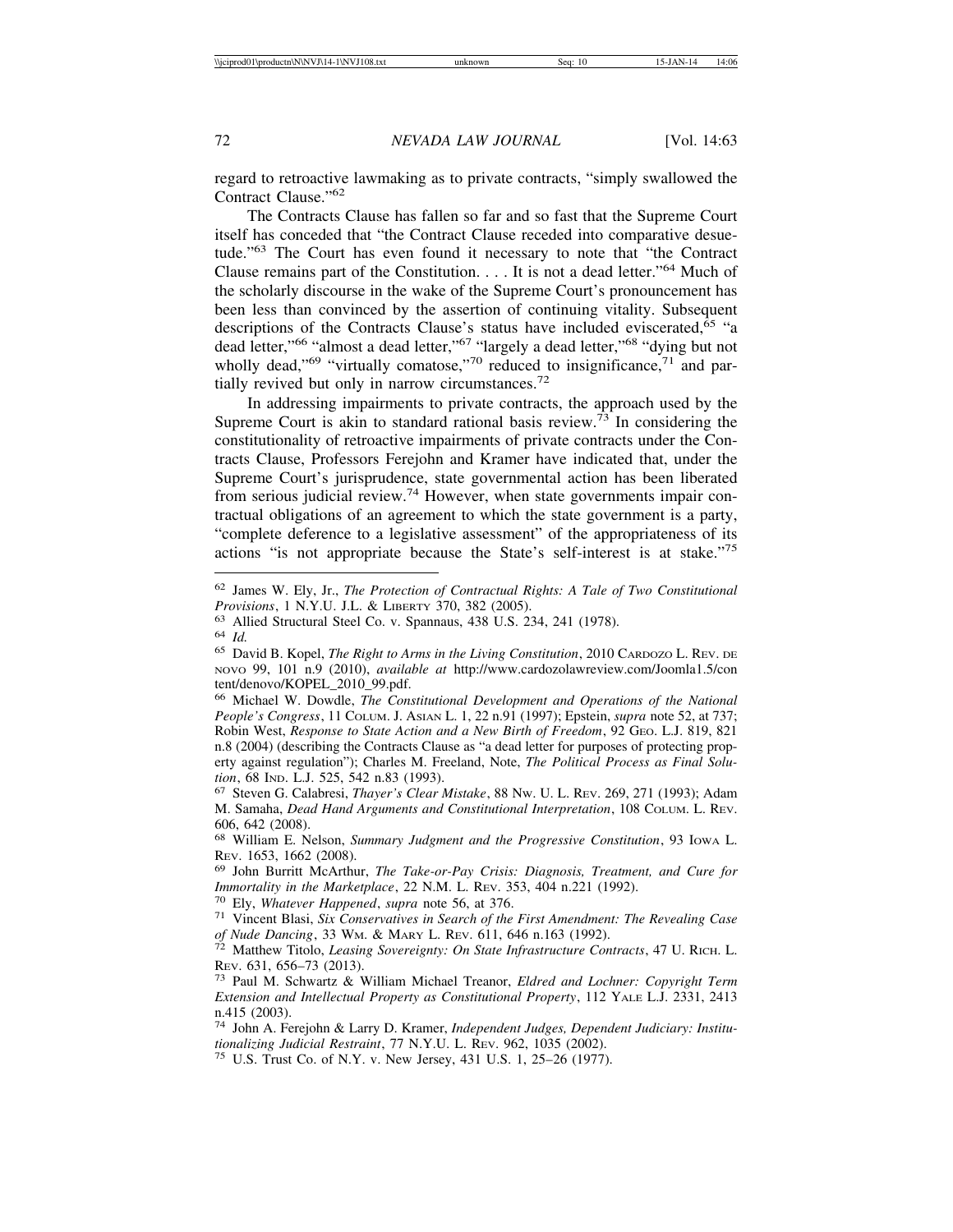regard to retroactive lawmaking as to private contracts, "simply swallowed the Contract Clause."[62]

The Contracts Clause has fallen so far and so fast that the Supreme Court itself has conceded that "the Contract Clause receded into comparative desuetude."[63] The Court has even found it necessary to note that "the Contract Clause remains part of the Constitution. . . . It is not a dead letter."[64] Much of the scholarly discourse in the wake of the Supreme Court's pronouncement has been less than convinced by the assertion of continuing vitality. Subsequent descriptions of the Contracts Clause's status have included eviscerated,[65] "a dead letter,"[66] "almost a dead letter,"[67] "largely a dead letter,"[68] "dying but not wholly dead,"[69] "virtually comatose,"[70] reduced to insignificance,[71] and partially revived but only in narrow circumstances.[72]

In addressing impairments to private contracts, the approach used by the Supreme Court is akin to standard rational basis review.[73] In considering the constitutionality of retroactive impairments of private contracts under the Contracts Clause, Professors Ferejohn and Kramer have indicated that, under the Supreme Court's jurisprudence, state governmental action has been liberated from serious judicial review.[74] However, when state governments impair contractual obligations of an agreement to which the state government is a party, "complete deference to a legislative assessment" of the appropriateness of its actions "is not appropriate because the State's self-interest is at stake."[75]

---

[62] James W. Ely, Jr., *The Protection of Contractual Rights: A Tale of Two Constitutional Provisions*, 1 N.Y.U. J.L. & Liberty 370, 382 (2005).

[63] Allied Structural Steel Co. v. Spannaus, 438 U.S. 234, 241 (1978).

[64] *Id.*

[65] David B. Kopel, *The Right to Arms in the Living Constitution*, 2010 Cardozo L. Rev. de novo 99, 101 n.9 (2010), *available at* http://www.cardozolawreview.com/Joomla1.5/content/denovo/KOPEL_2010_99.pdf.

[66] Michael W. Dowdle, *The Constitutional Development and Operations of the National People's Congress*, 11 Colum. J. Asian L. 1, 22 n.91 (1997); Epstein, *supra* note 52, at 737; Robin West, *Response to State Action and a New Birth of Freedom*, 92 Geo. L.J. 819, 821 n.8 (2004) (describing the Contracts Clause as "a dead letter for purposes of protecting property against regulation"); Charles M. Freeland, Note, *The Political Process as Final Solution*, 68 Ind. L.J. 525, 542 n.83 (1993).

[67] Steven G. Calabresi, *Thayer's Clear Mistake*, 88 Nw. U. L. Rev. 269, 271 (1993); Adam M. Samaha, *Dead Hand Arguments and Constitutional Interpretation*, 108 Colum. L. Rev. 606, 642 (2008).

[68] William E. Nelson, *Summary Judgment and the Progressive Constitution*, 93 Iowa L. Rev. 1653, 1662 (2008).

[69] John Burritt McArthur, *The Take-or-Pay Crisis: Diagnosis, Treatment, and Cure for Immortality in the Marketplace*, 22 N.M. L. Rev. 353, 404 n.221 (1992).

[70] Ely, *Whatever Happened*, *supra* note 56, at 376.

[71] Vincent Blasi, *Six Conservatives in Search of the First Amendment: The Revealing Case of Nude Dancing*, 33 Wm. & Mary L. Rev. 611, 646 n.163 (1992).

[72] Matthew Titolo, *Leasing Sovereignty: On State Infrastructure Contracts*, 47 U. Rich. L. Rev. 631, 656–73 (2013).

[73] Paul M. Schwartz & William Michael Treanor, *Eldred and Lochner: Copyright Term Extension and Intellectual Property as Constitutional Property*, 112 Yale L.J. 2331, 2413 n.415 (2003).

[74] John A. Ferejohn & Larry D. Kramer, *Independent Judges, Dependent Judiciary: Institutionalizing Judicial Restraint*, 77 N.Y.U. L. Rev. 962, 1035 (2002).

[75] U.S. Trust Co. of N.Y. v. New Jersey, 431 U.S. 1, 25–26 (1977).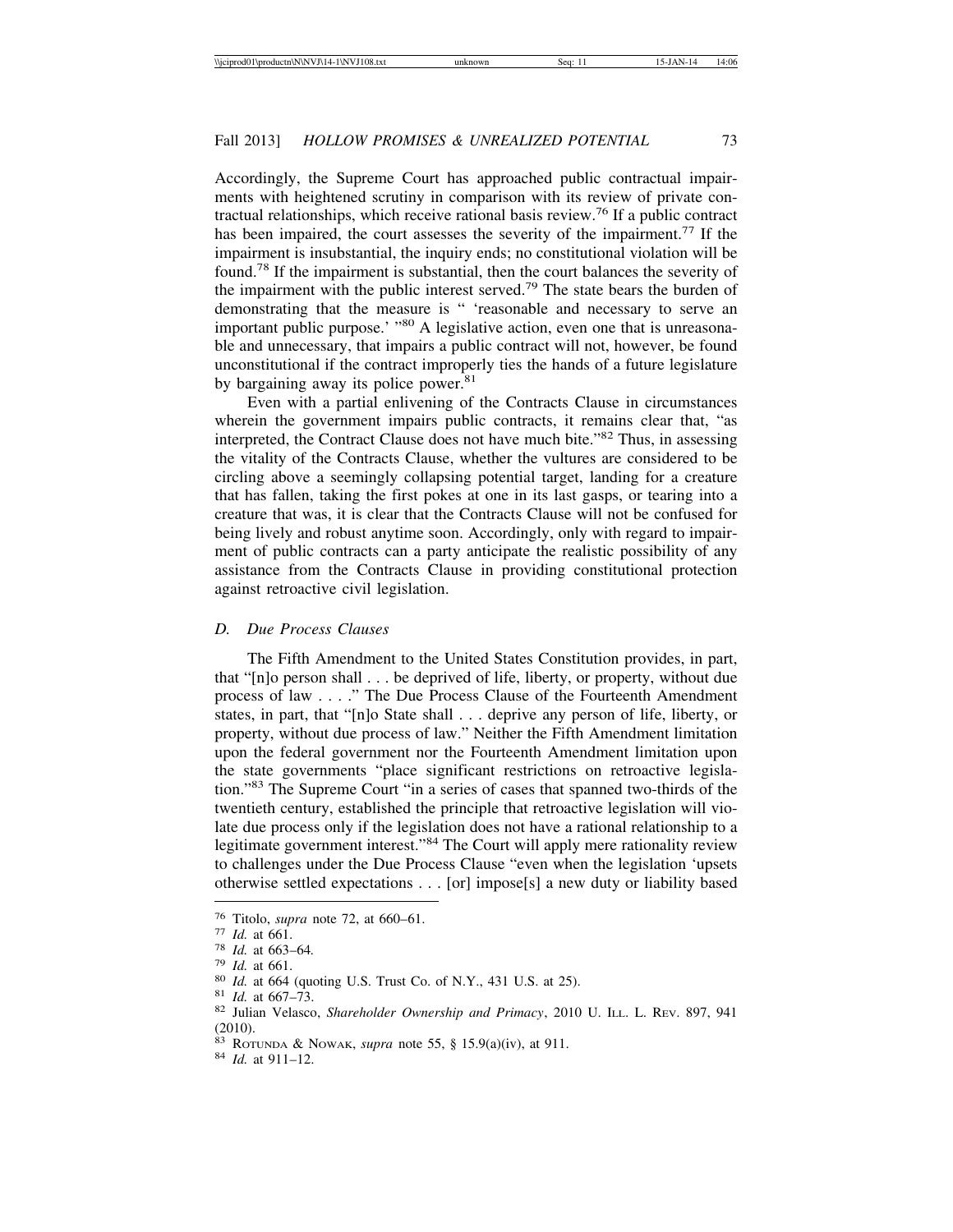Accordingly, the Supreme Court has approached public contractual impairments with heightened scrutiny in comparison with its review of private contractual relationships, which receive rational basis review.[76] If a public contract has been impaired, the court assesses the severity of the impairment.[77] If the impairment is insubstantial, the inquiry ends; no constitutional violation will be found.[78] If the impairment is substantial, then the court balances the severity of the impairment with the public interest served.[79] The state bears the burden of demonstrating that the measure is " 'reasonable and necessary to serve an important public purpose.' "[80] A legislative action, even one that is unreasonable and unnecessary, that impairs a public contract will not, however, be found unconstitutional if the contract improperly ties the hands of a future legislature by bargaining away its police power.[81]

Even with a partial enlivening of the Contracts Clause in circumstances wherein the government impairs public contracts, it remains clear that, "as interpreted, the Contract Clause does not have much bite."[82] Thus, in assessing the vitality of the Contracts Clause, whether the vultures are considered to be circling above a seemingly collapsing potential target, landing for a creature that has fallen, taking the first pokes at one in its last gasps, or tearing into a creature that was, it is clear that the Contracts Clause will not be confused for being lively and robust anytime soon. Accordingly, only with regard to impairment of public contracts can a party anticipate the realistic possibility of any assistance from the Contracts Clause in providing constitutional protection against retroactive civil legislation.

### *D. Due Process Clauses*

The Fifth Amendment to the United States Constitution provides, in part, that "[n]o person shall . . . be deprived of life, liberty, or property, without due process of law . . . ." The Due Process Clause of the Fourteenth Amendment states, in part, that "[n]o State shall . . . deprive any person of life, liberty, or property, without due process of law." Neither the Fifth Amendment limitation upon the federal government nor the Fourteenth Amendment limitation upon the state governments "place significant restrictions on retroactive legislation."[83] The Supreme Court "in a series of cases that spanned two-thirds of the twentieth century, established the principle that retroactive legislation will violate due process only if the legislation does not have a rational relationship to a legitimate government interest."[84] The Court will apply mere rationality review to challenges under the Due Process Clause "even when the legislation 'upsets otherwise settled expectations . . . [or] impose[s] a new duty or liability based

---

[76] Titolo, *supra* note 72, at 660–61.

[77] *Id.* at 661.

[78] *Id.* at 663–64.

[79] *Id.* at 661.

[80] *Id.* at 664 (quoting U.S. Trust Co. of N.Y., 431 U.S. at 25).

[81] *Id.* at 667–73.

[82] Julian Velasco, *Shareholder Ownership and Primacy*, 2010 U. ILL. L. REV. 897, 941 (2010).

[83] ROTUNDA & NOWAK, *supra* note 55, § 15.9(a)(iv), at 911.

[84] *Id.* at 911–12.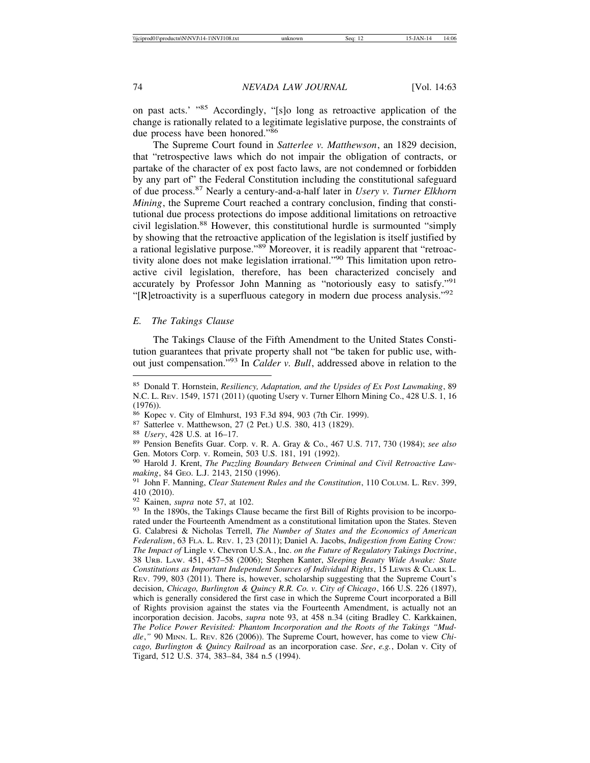on past acts.' "[85] Accordingly, "[s]o long as retroactive application of the change is rationally related to a legitimate legislative purpose, the constraints of due process have been honored."[86]

The Supreme Court found in *Satterlee v. Matthewson*, an 1829 decision, that "retrospective laws which do not impair the obligation of contracts, or partake of the character of ex post facto laws, are not condemned or forbidden by any part of" the Federal Constitution including the constitutional safeguard of due process.[87] Nearly a century-and-a-half later in *Usery v. Turner Elkhorn Mining*, the Supreme Court reached a contrary conclusion, finding that constitutional due process protections do impose additional limitations on retroactive civil legislation.[88] However, this constitutional hurdle is surmounted "simply by showing that the retroactive application of the legislation is itself justified by a rational legislative purpose."[89] Moreover, it is readily apparent that "retroactivity alone does not make legislation irrational."[90] This limitation upon retroactive civil legislation, therefore, has been characterized concisely and accurately by Professor John Manning as "notoriously easy to satisfy."[91] "[R]etroactivity is a superfluous category in modern due process analysis."[92]

### *E. The Takings Clause*

The Takings Clause of the Fifth Amendment to the United States Constitution guarantees that private property shall not "be taken for public use, without just compensation."[93] In *Calder v. Bull*, addressed above in relation to the

---

[85] Donald T. Hornstein, *Resiliency, Adaptation, and the Upsides of Ex Post Lawmaking*, 89 N.C. L. REV. 1549, 1571 (2011) (quoting Usery v. Turner Elhorn Mining Co., 428 U.S. 1, 16 (1976)).

[86] Kopec v. City of Elmhurst, 193 F.3d 894, 903 (7th Cir. 1999).

[87] Satterlee v. Matthewson, 27 (2 Pet.) U.S. 380, 413 (1829).

[88] *Usery*, 428 U.S. at 16–17.

[89] Pension Benefits Guar. Corp. v. R. A. Gray & Co., 467 U.S. 717, 730 (1984); *see also* Gen. Motors Corp. v. Romein, 503 U.S. 181, 191 (1992).

[90] Harold J. Krent, *The Puzzling Boundary Between Criminal and Civil Retroactive Lawmaking*, 84 GEO. L.J. 2143, 2150 (1996).

[91] John F. Manning, *Clear Statement Rules and the Constitution*, 110 COLUM. L. REV. 399, 410 (2010).

[92] Kainen, *supra* note 57, at 102.

[93] In the 1890s, the Takings Clause became the first Bill of Rights provision to be incorporated under the Fourteenth Amendment as a constitutional limitation upon the States. Steven G. Calabresi & Nicholas Terrell, *The Number of States and the Economics of American Federalism*, 63 FLA. L. REV. 1, 23 (2011); Daniel A. Jacobs, *Indigestion from Eating Crow: The Impact of* Lingle v. Chevron U.S.A., Inc. *on the Future of Regulatory Takings Doctrine*, 38 URB. LAW. 451, 457–58 (2006); Stephen Kanter, *Sleeping Beauty Wide Awake: State Constitutions as Important Independent Sources of Individual Rights*, 15 LEWIS & CLARK L. REV. 799, 803 (2011). There is, however, scholarship suggesting that the Supreme Court's decision, *Chicago, Burlington & Quincy R.R. Co. v. City of Chicago*, 166 U.S. 226 (1897), which is generally considered the first case in which the Supreme Court incorporated a Bill of Rights provision against the states via the Fourteenth Amendment, is actually not an incorporation decision. Jacobs, *supra* note 93, at 458 n.34 (citing Bradley C. Karkkainen, *The Police Power Revisited: Phantom Incorporation and the Roots of the Takings "Muddle*,*"* 90 MINN. L. REV. 826 (2006)). The Supreme Court, however, has come to view *Chicago, Burlington & Quincy Railroad* as an incorporation case. *See*, *e.g.*, Dolan v. City of Tigard, 512 U.S. 374, 383–84, 384 n.5 (1994).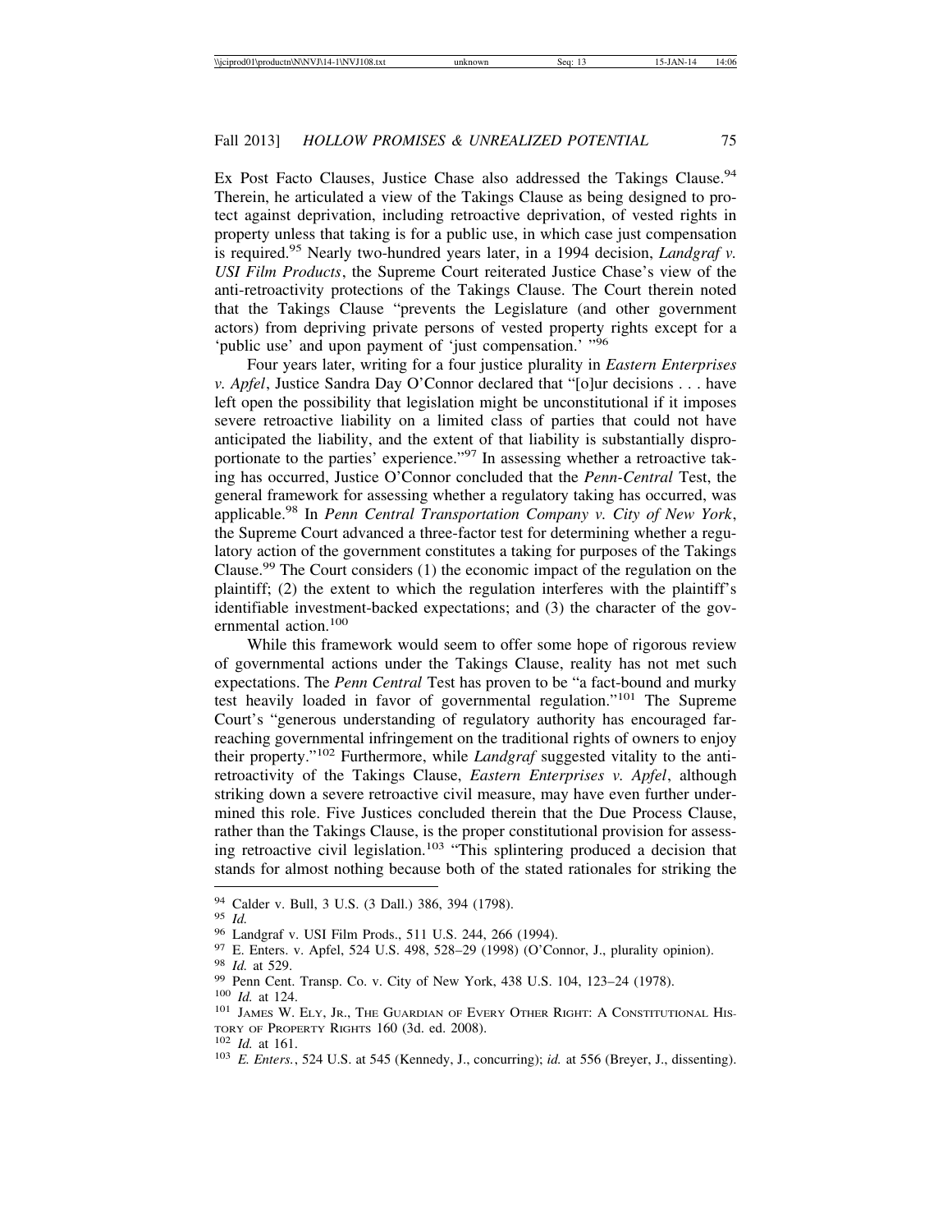Ex Post Facto Clauses, Justice Chase also addressed the Takings Clause.[94] Therein, he articulated a view of the Takings Clause as being designed to protect against deprivation, including retroactive deprivation, of vested rights in property unless that taking is for a public use, in which case just compensation is required.[95] Nearly two-hundred years later, in a 1994 decision, *Landgraf v. USI Film Products*, the Supreme Court reiterated Justice Chase's view of the anti-retroactivity protections of the Takings Clause. The Court therein noted that the Takings Clause "prevents the Legislature (and other government actors) from depriving private persons of vested property rights except for a 'public use' and upon payment of 'just compensation.' "[96]

Four years later, writing for a four justice plurality in *Eastern Enterprises v. Apfel*, Justice Sandra Day O'Connor declared that "[o]ur decisions . . . have left open the possibility that legislation might be unconstitutional if it imposes severe retroactive liability on a limited class of parties that could not have anticipated the liability, and the extent of that liability is substantially disproportionate to the parties' experience."[97] In assessing whether a retroactive taking has occurred, Justice O'Connor concluded that the *Penn-Central* Test, the general framework for assessing whether a regulatory taking has occurred, was applicable.[98] In *Penn Central Transportation Company v. City of New York*, the Supreme Court advanced a three-factor test for determining whether a regulatory action of the government constitutes a taking for purposes of the Takings Clause.[99] The Court considers (1) the economic impact of the regulation on the plaintiff; (2) the extent to which the regulation interferes with the plaintiff's identifiable investment-backed expectations; and (3) the character of the governmental action.[100]

While this framework would seem to offer some hope of rigorous review of governmental actions under the Takings Clause, reality has not met such expectations. The *Penn Central* Test has proven to be "a fact-bound and murky test heavily loaded in favor of governmental regulation."[101] The Supreme Court's "generous understanding of regulatory authority has encouraged far-reaching governmental infringement on the traditional rights of owners to enjoy their property."[102] Furthermore, while *Landgraf* suggested vitality to the anti-retroactivity of the Takings Clause, *Eastern Enterprises v. Apfel*, although striking down a severe retroactive civil measure, may have even further undermined this role. Five Justices concluded therein that the Due Process Clause, rather than the Takings Clause, is the proper constitutional provision for assessing retroactive civil legislation.[103] "This splintering produced a decision that stands for almost nothing because both of the stated rationales for striking the

---

[94] Calder v. Bull, 3 U.S. (3 Dall.) 386, 394 (1798).

[95] *Id.*

[96] Landgraf v. USI Film Prods., 511 U.S. 244, 266 (1994).

[97] E. Enters. v. Apfel, 524 U.S. 498, 528–29 (1998) (O'Connor, J., plurality opinion).

[98] *Id.* at 529.

[99] Penn Cent. Transp. Co. v. City of New York, 438 U.S. 104, 123–24 (1978).

[100] *Id.* at 124.

[101] James W. Ely, Jr., The Guardian of Every Other Right: A Constitutional History of Property Rights 160 (3d. ed. 2008).

[102] *Id.* at 161.

[103] *E. Enters.*, 524 U.S. at 545 (Kennedy, J., concurring); *id.* at 556 (Breyer, J., dissenting).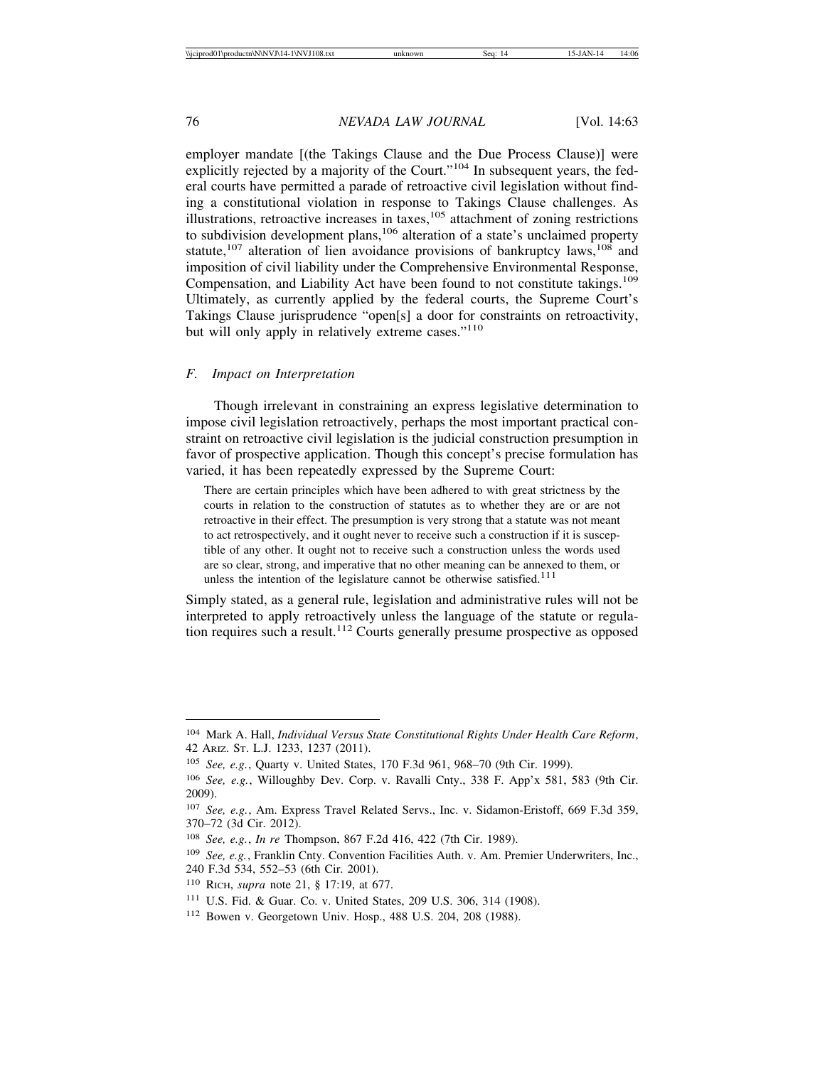employer mandate [(the Takings Clause and the Due Process Clause)] were explicitly rejected by a majority of the Court."[104] In subsequent years, the federal courts have permitted a parade of retroactive civil legislation without finding a constitutional violation in response to Takings Clause challenges. As illustrations, retroactive increases in taxes,[105] attachment of zoning restrictions to subdivision development plans,[106] alteration of a state's unclaimed property statute,[107] alteration of lien avoidance provisions of bankruptcy laws,[108] and imposition of civil liability under the Comprehensive Environmental Response, Compensation, and Liability Act have been found to not constitute takings.[109] Ultimately, as currently applied by the federal courts, the Supreme Court's Takings Clause jurisprudence "open[s] a door for constraints on retroactivity, but will only apply in relatively extreme cases."[110]

### *F. Impact on Interpretation*

Though irrelevant in constraining an express legislative determination to impose civil legislation retroactively, perhaps the most important practical constraint on retroactive civil legislation is the judicial construction presumption in favor of prospective application. Though this concept's precise formulation has varied, it has been repeatedly expressed by the Supreme Court:

> There are certain principles which have been adhered to with great strictness by the courts in relation to the construction of statutes as to whether they are or are not retroactive in their effect. The presumption is very strong that a statute was not meant to act retrospectively, and it ought never to receive such a construction if it is susceptible of any other. It ought not to receive such a construction unless the words used are so clear, strong, and imperative that no other meaning can be annexed to them, or unless the intention of the legislature cannot be otherwise satisfied.[111]

Simply stated, as a general rule, legislation and administrative rules will not be interpreted to apply retroactively unless the language of the statute or regulation requires such a result.[112] Courts generally presume prospective as opposed

---

[104] Mark A. Hall, *Individual Versus State Constitutional Rights Under Health Care Reform*, 42 Ariz. St. L.J. 1233, 1237 (2011).

[105] *See, e.g.*, Quarty v. United States, 170 F.3d 961, 968–70 (9th Cir. 1999).

[106] *See, e.g.*, Willoughby Dev. Corp. v. Ravalli Cnty., 338 F. App'x 581, 583 (9th Cir. 2009).

[107] *See, e.g.*, Am. Express Travel Related Servs., Inc. v. Sidamon-Eristoff, 669 F.3d 359, 370–72 (3d Cir. 2012).

[108] *See, e.g.*, *In re* Thompson, 867 F.2d 416, 422 (7th Cir. 1989).

[109] *See, e.g.*, Franklin Cnty. Convention Facilities Auth. v. Am. Premier Underwriters, Inc., 240 F.3d 534, 552–53 (6th Cir. 2001).

[110] Rich, *supra* note 21, § 17:19, at 677.

[111] U.S. Fid. & Guar. Co. v. United States, 209 U.S. 306, 314 (1908).

[112] Bowen v. Georgetown Univ. Hosp., 488 U.S. 204, 208 (1988).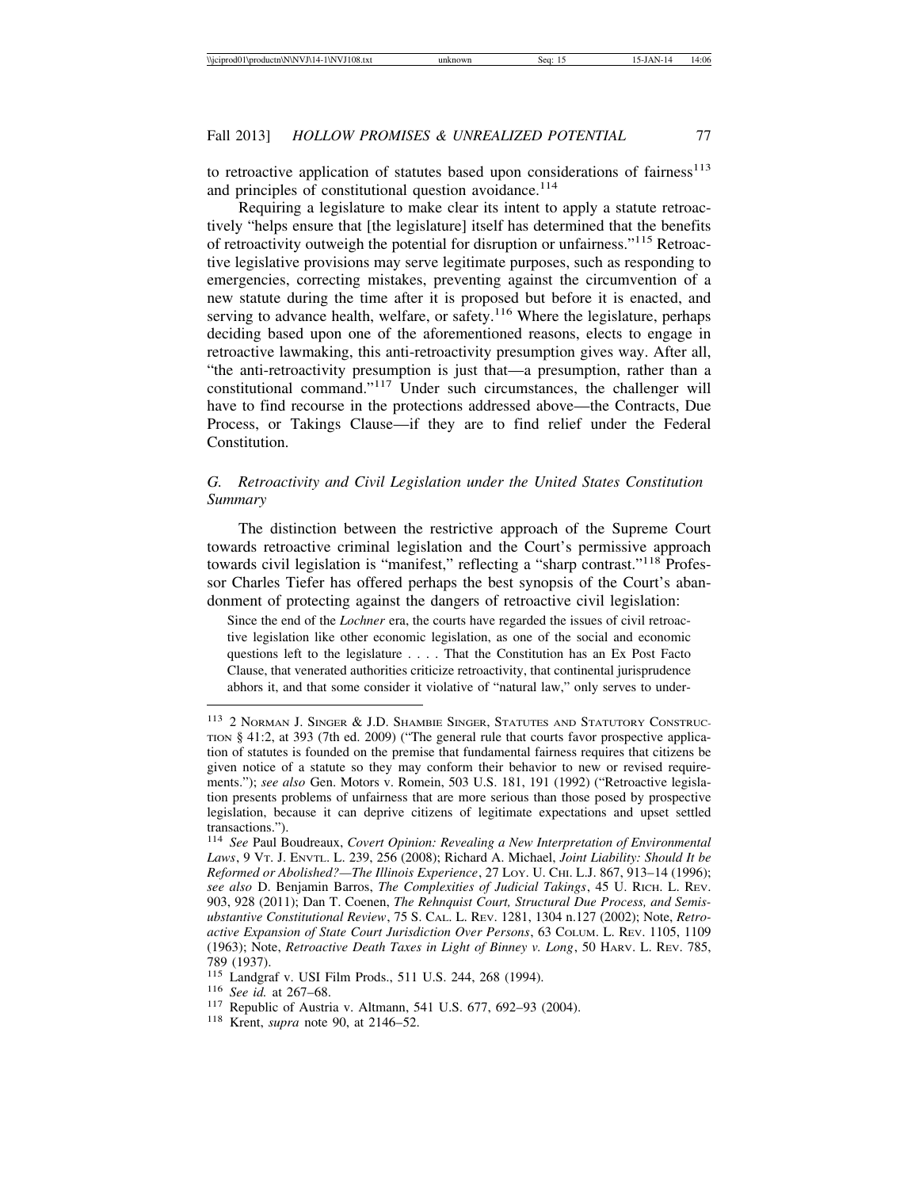to retroactive application of statutes based upon considerations of fairness[113] and principles of constitutional question avoidance.[114]

Requiring a legislature to make clear its intent to apply a statute retroactively "helps ensure that [the legislature] itself has determined that the benefits of retroactivity outweigh the potential for disruption or unfairness."[115] Retroactive legislative provisions may serve legitimate purposes, such as responding to emergencies, correcting mistakes, preventing against the circumvention of a new statute during the time after it is proposed but before it is enacted, and serving to advance health, welfare, or safety.[116] Where the legislature, perhaps deciding based upon one of the aforementioned reasons, elects to engage in retroactive lawmaking, this anti-retroactivity presumption gives way. After all, "the anti-retroactivity presumption is just that—a presumption, rather than a constitutional command."[117] Under such circumstances, the challenger will have to find recourse in the protections addressed above—the Contracts, Due Process, or Takings Clause—if they are to find relief under the Federal Constitution.

### *G. Retroactivity and Civil Legislation under the United States Constitution Summary*

The distinction between the restrictive approach of the Supreme Court towards retroactive criminal legislation and the Court's permissive approach towards civil legislation is "manifest," reflecting a "sharp contrast."[118] Professor Charles Tiefer has offered perhaps the best synopsis of the Court's abandonment of protecting against the dangers of retroactive civil legislation:

> Since the end of the *Lochner* era, the courts have regarded the issues of civil retroactive legislation like other economic legislation, as one of the social and economic questions left to the legislature . . . . That the Constitution has an Ex Post Facto Clause, that venerated authorities criticize retroactivity, that continental jurisprudence abhors it, and that some consider it violative of "natural law," only serves to under-

---

[113] 2 Norman J. Singer & J.D. Shambie Singer, Statutes and Statutory Construction § 41:2, at 393 (7th ed. 2009) ("The general rule that courts favor prospective application of statutes is founded on the premise that fundamental fairness requires that citizens be given notice of a statute so they may conform their behavior to new or revised requirements."); *see also* Gen. Motors v. Romein, 503 U.S. 181, 191 (1992) ("Retroactive legislation presents problems of unfairness that are more serious than those posed by prospective legislation, because it can deprive citizens of legitimate expectations and upset settled transactions.").

[114] *See* Paul Boudreaux, *Covert Opinion: Revealing a New Interpretation of Environmental Laws*, 9 Vt. J. Envtl. L. 239, 256 (2008); Richard A. Michael, *Joint Liability: Should It be Reformed or Abolished?—The Illinois Experience*, 27 Loy. U. Chi. L.J. 867, 913–14 (1996); *see also* D. Benjamin Barros, *The Complexities of Judicial Takings*, 45 U. Rich. L. Rev. 903, 928 (2011); Dan T. Coenen, *The Rehnquist Court, Structural Due Process, and Semisubstantive Constitutional Review*, 75 S. Cal. L. Rev. 1281, 1304 n.127 (2002); Note, *Retroactive Expansion of State Court Jurisdiction Over Persons*, 63 Colum. L. Rev. 1105, 1109 (1963); Note, *Retroactive Death Taxes in Light of Binney v. Long*, 50 Harv. L. Rev. 785, 789 (1937).

[115] Landgraf v. USI Film Prods., 511 U.S. 244, 268 (1994).

[116] *See id.* at 267–68.

[117] Republic of Austria v. Altmann, 541 U.S. 677, 692–93 (2004).

[118] Krent, *supra* note 90, at 2146–52.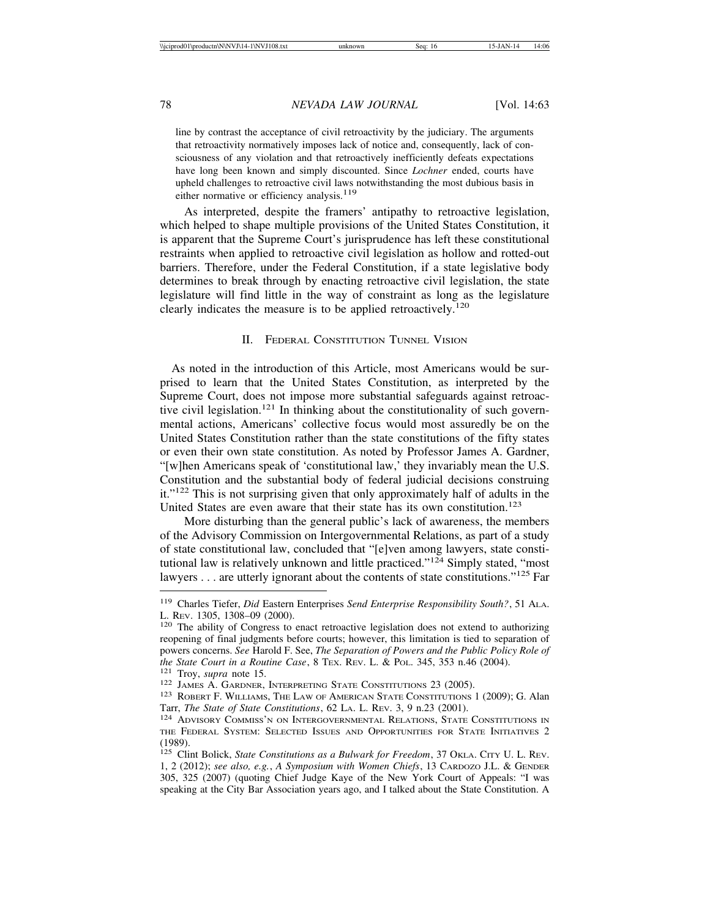line by contrast the acceptance of civil retroactivity by the judiciary. The arguments that retroactivity normatively imposes lack of notice and, consequently, lack of consciousness of any violation and that retroactively inefficiently defeats expectations have long been known and simply discounted. Since *Lochner* ended, courts have upheld challenges to retroactive civil laws notwithstanding the most dubious basis in either normative or efficiency analysis.[119]

As interpreted, despite the framers' antipathy to retroactive legislation, which helped to shape multiple provisions of the United States Constitution, it is apparent that the Supreme Court's jurisprudence has left these constitutional restraints when applied to retroactive civil legislation as hollow and rotted-out barriers. Therefore, under the Federal Constitution, if a state legislative body determines to break through by enacting retroactive civil legislation, the state legislature will find little in the way of constraint as long as the legislature clearly indicates the measure is to be applied retroactively.[120]

## II. Federal Constitution Tunnel Vision

As noted in the introduction of this Article, most Americans would be surprised to learn that the United States Constitution, as interpreted by the Supreme Court, does not impose more substantial safeguards against retroactive civil legislation.[121] In thinking about the constitutionality of such governmental actions, Americans' collective focus would most assuredly be on the United States Constitution rather than the state constitutions of the fifty states or even their own state constitution. As noted by Professor James A. Gardner, "[w]hen Americans speak of 'constitutional law,' they invariably mean the U.S. Constitution and the substantial body of federal judicial decisions construing it."[122] This is not surprising given that only approximately half of adults in the United States are even aware that their state has its own constitution.[123]

More disturbing than the general public's lack of awareness, the members of the Advisory Commission on Intergovernmental Relations, as part of a study of state constitutional law, concluded that "[e]ven among lawyers, state constitutional law is relatively unknown and little practiced."[124] Simply stated, "most lawyers . . . are utterly ignorant about the contents of state constitutions."[125] Far

---

[119] Charles Tiefer, *Did* Eastern Enterprises *Send Enterprise Responsibility South?*, 51 Ala. L. Rev. 1305, 1308–09 (2000).

[120] The ability of Congress to enact retroactive legislation does not extend to authorizing reopening of final judgments before courts; however, this limitation is tied to separation of powers concerns. *See* Harold F. See, *The Separation of Powers and the Public Policy Role of the State Court in a Routine Case*, 8 Tex. Rev. L. & Pol. 345, 353 n.46 (2004).

[121] Troy, *supra* note 15.

[122] James A. Gardner, Interpreting State Constitutions 23 (2005).

[123] Robert F. Williams, The Law of American State Constitutions 1 (2009); G. Alan Tarr, *The State of State Constitutions*, 62 La. L. Rev. 3, 9 n.23 (2001).

[124] Advisory Commiss'n on Intergovernmental Relations, State Constitutions in the Federal System: Selected Issues and Opportunities for State Initiatives 2 (1989).

[125] Clint Bolick, *State Constitutions as a Bulwark for Freedom*, 37 Okla. City U. L. Rev. 1, 2 (2012); *see also, e.g.*, *A Symposium with Women Chiefs*, 13 Cardozo J.L. & Gender 305, 325 (2007) (quoting Chief Judge Kaye of the New York Court of Appeals: "I was speaking at the City Bar Association years ago, and I talked about the State Constitution. A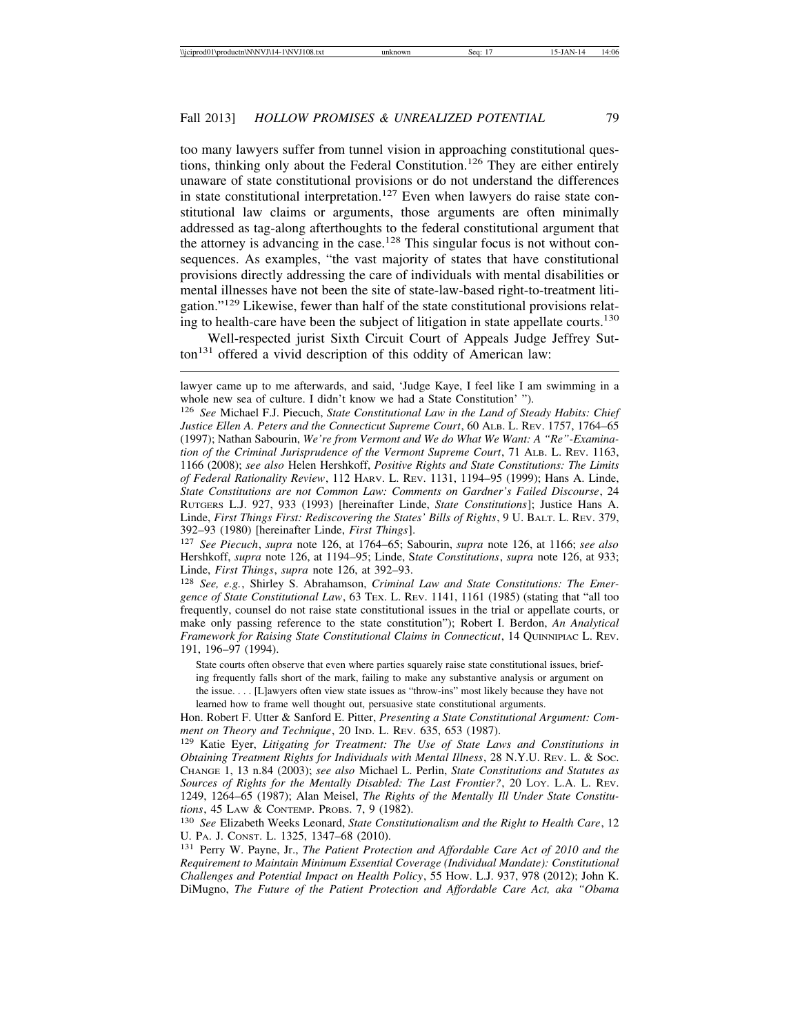too many lawyers suffer from tunnel vision in approaching constitutional questions, thinking only about the Federal Constitution.[126] They are either entirely unaware of state constitutional provisions or do not understand the differences in state constitutional interpretation.[127] Even when lawyers do raise state constitutional law claims or arguments, those arguments are often minimally addressed as tag-along afterthoughts to the federal constitutional argument that the attorney is advancing in the case.[128] This singular focus is not without consequences. As examples, "the vast majority of states that have constitutional provisions directly addressing the care of individuals with mental disabilities or mental illnesses have not been the site of state-law-based right-to-treatment litigation."[129] Likewise, fewer than half of the state constitutional provisions relating to health-care have been the subject of litigation in state appellate courts.[130]

Well-respected jurist Sixth Circuit Court of Appeals Judge Jeffrey Sutton[131] offered a vivid description of this oddity of American law:

---

lawyer came up to me afterwards, and said, 'Judge Kaye, I feel like I am swimming in a whole new sea of culture. I didn't know we had a State Constitution' ").

[126] *See* Michael F.J. Piecuch, *State Constitutional Law in the Land of Steady Habits: Chief Justice Ellen A. Peters and the Connecticut Supreme Court*, 60 ALB. L. REV. 1757, 1764–65 (1997); Nathan Sabourin, *We're from Vermont and We do What We Want: A "Re"-Examination of the Criminal Jurisprudence of the Vermont Supreme Court*, 71 ALB. L. REV. 1163, 1166 (2008); *see also* Helen Hershkoff, *Positive Rights and State Constitutions: The Limits of Federal Rationality Review*, 112 HARV. L. REV. 1131, 1194–95 (1999); Hans A. Linde, *State Constitutions are not Common Law: Comments on Gardner's Failed Discourse*, 24 RUTGERS L.J. 927, 933 (1993) [hereinafter Linde, *State Constitutions*]; Justice Hans A. Linde, *First Things First: Rediscovering the States' Bills of Rights*, 9 U. BALT. L. REV. 379, 392–93 (1980) [hereinafter Linde, *First Things*].

[127] *See Piecuch*, *supra* note 126, at 1764–65; Sabourin, *supra* note 126, at 1166; *see also* Hershkoff, *supra* note 126, at 1194–95; Linde, S*tate Constitutions*, *supra* note 126, at 933; Linde, *First Things*, *supra* note 126, at 392–93.

[128] *See, e.g.*, Shirley S. Abrahamson, *Criminal Law and State Constitutions: The Emergence of State Constitutional Law*, 63 TEX. L. REV. 1141, 1161 (1985) (stating that "all too frequently, counsel do not raise state constitutional issues in the trial or appellate courts, or make only passing reference to the state constitution"); Robert I. Berdon, *An Analytical Framework for Raising State Constitutional Claims in Connecticut*, 14 QUINNIPIAC L. REV. 191, 196–97 (1994).

> State courts often observe that even where parties squarely raise state constitutional issues, briefing frequently falls short of the mark, failing to make any substantive analysis or argument on the issue. . . . [L]awyers often view state issues as "throw-ins" most likely because they have not learned how to frame well thought out, persuasive state constitutional arguments.

Hon. Robert F. Utter & Sanford E. Pitter, *Presenting a State Constitutional Argument: Comment on Theory and Technique*, 20 IND. L. REV. 635, 653 (1987).

[129] Katie Eyer, *Litigating for Treatment: The Use of State Laws and Constitutions in Obtaining Treatment Rights for Individuals with Mental Illness*, 28 N.Y.U. REV. L. & SOC. CHANGE 1, 13 n.84 (2003); *see also* Michael L. Perlin, *State Constitutions and Statutes as Sources of Rights for the Mentally Disabled: The Last Frontier?*, 20 LOY. L.A. L. REV. 1249, 1264–65 (1987); Alan Meisel, *The Rights of the Mentally Ill Under State Constitutions*, 45 LAW & CONTEMP. PROBS. 7, 9 (1982).

[130] *See* Elizabeth Weeks Leonard, *State Constitutionalism and the Right to Health Care*, 12 U. PA. J. CONST. L. 1325, 1347–68 (2010).

[131] Perry W. Payne, Jr., *The Patient Protection and Affordable Care Act of 2010 and the Requirement to Maintain Minimum Essential Coverage (Individual Mandate): Constitutional Challenges and Potential Impact on Health Policy*, 55 HOW. L.J. 937, 978 (2012); John K. DiMugno, *The Future of the Patient Protection and Affordable Care Act, aka "Obama*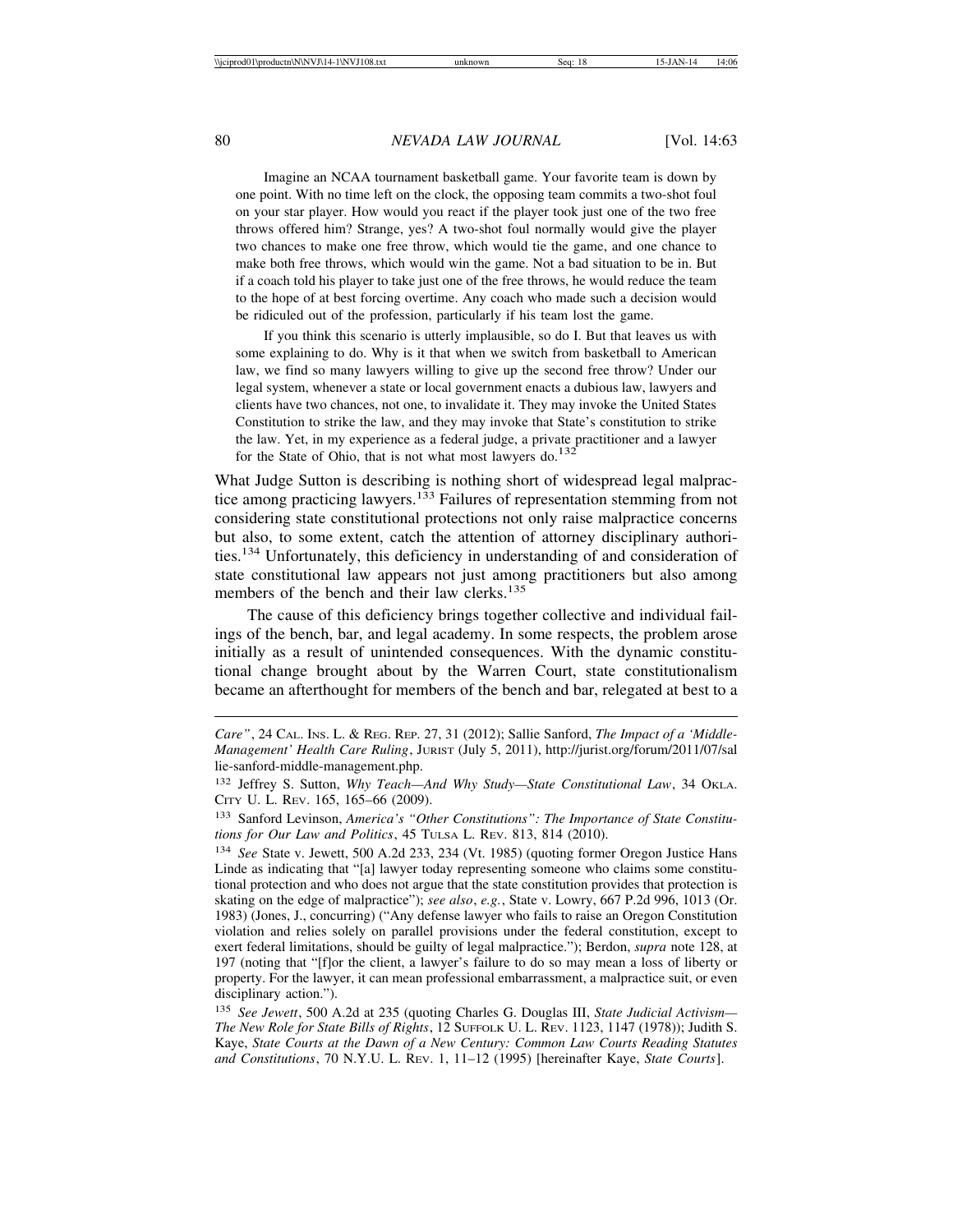> Imagine an NCAA tournament basketball game. Your favorite team is down by one point. With no time left on the clock, the opposing team commits a two-shot foul on your star player. How would you react if the player took just one of the two free throws offered him? Strange, yes? A two-shot foul normally would give the player two chances to make one free throw, which would tie the game, and one chance to make both free throws, which would win the game. Not a bad situation to be in. But if a coach told his player to take just one of the free throws, he would reduce the team to the hope of at best forcing overtime. Any coach who made such a decision would be ridiculed out of the profession, particularly if his team lost the game.
>
> If you think this scenario is utterly implausible, so do I. But that leaves us with some explaining to do. Why is it that when we switch from basketball to American law, we find so many lawyers willing to give up the second free throw? Under our legal system, whenever a state or local government enacts a dubious law, lawyers and clients have two chances, not one, to invalidate it. They may invoke the United States Constitution to strike the law, and they may invoke that State's constitution to strike the law. Yet, in my experience as a federal judge, a private practitioner and a lawyer for the State of Ohio, that is not what most lawyers do.[132]

What Judge Sutton is describing is nothing short of widespread legal malpractice among practicing lawyers.[133] Failures of representation stemming from not considering state constitutional protections not only raise malpractice concerns but also, to some extent, catch the attention of attorney disciplinary authorities.[134] Unfortunately, this deficiency in understanding of and consideration of state constitutional law appears not just among practitioners but also among members of the bench and their law clerks.[135]

The cause of this deficiency brings together collective and individual failings of the bench, bar, and legal academy. In some respects, the problem arose initially as a result of unintended consequences. With the dynamic constitutional change brought about by the Warren Court, state constitutionalism became an afterthought for members of the bench and bar, relegated at best to a

---

*Care"*, 24 CAL. INS. L. & REG. REP. 27, 31 (2012); Sallie Sanford, *The Impact of a 'Middle-Management' Health Care Ruling*, JURIST (July 5, 2011), http://jurist.org/forum/2011/07/sallie-sanford-middle-management.php.

[132] Jeffrey S. Sutton, *Why Teach—And Why Study—State Constitutional Law*, 34 OKLA. CITY U. L. REV. 165, 165–66 (2009).

[133] Sanford Levinson, *America's "Other Constitutions": The Importance of State Constitutions for Our Law and Politics*, 45 TULSA L. REV. 813, 814 (2010).

[134] *See* State v. Jewett, 500 A.2d 233, 234 (Vt. 1985) (quoting former Oregon Justice Hans Linde as indicating that "[a] lawyer today representing someone who claims some constitutional protection and who does not argue that the state constitution provides that protection is skating on the edge of malpractice"); *see also*, *e.g.*, State v. Lowry, 667 P.2d 996, 1013 (Or. 1983) (Jones, J., concurring) ("Any defense lawyer who fails to raise an Oregon Constitution violation and relies solely on parallel provisions under the federal constitution, except to exert federal limitations, should be guilty of legal malpractice."); Berdon, *supra* note 128, at 197 (noting that "[f]or the client, a lawyer's failure to do so may mean a loss of liberty or property. For the lawyer, it can mean professional embarrassment, a malpractice suit, or even disciplinary action.").

[135] *See Jewett*, 500 A.2d at 235 (quoting Charles G. Douglas III, *State Judicial Activism—The New Role for State Bills of Rights*, 12 SUFFOLK U. L. REV. 1123, 1147 (1978)); Judith S. Kaye, *State Courts at the Dawn of a New Century: Common Law Courts Reading Statutes and Constitutions*, 70 N.Y.U. L. REV. 1, 11–12 (1995) [hereinafter Kaye, *State Courts*].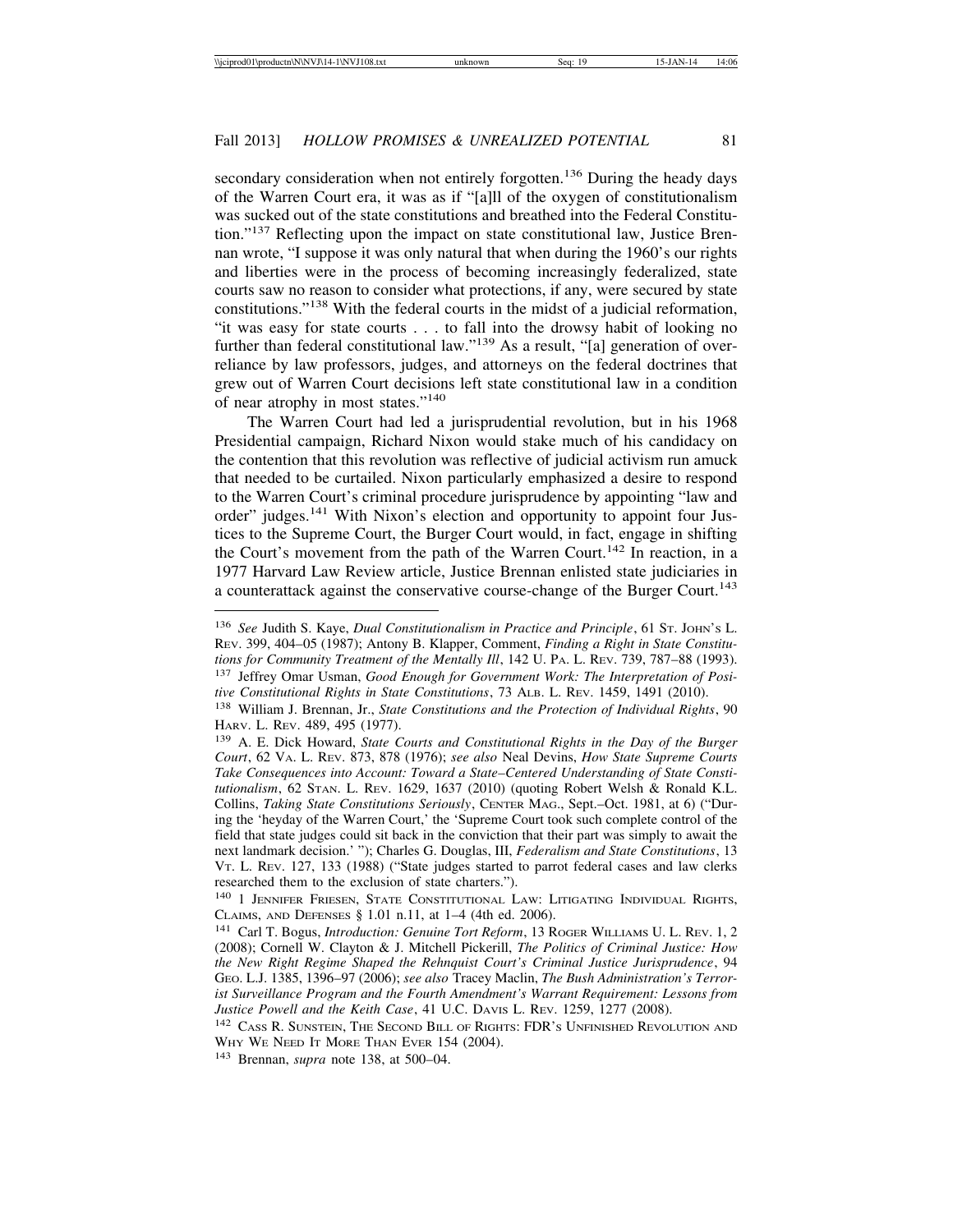secondary consideration when not entirely forgotten.[136] During the heady days of the Warren Court era, it was as if "[a]ll of the oxygen of constitutionalism was sucked out of the state constitutions and breathed into the Federal Constitution."[137] Reflecting upon the impact on state constitutional law, Justice Brennan wrote, "I suppose it was only natural that when during the 1960's our rights and liberties were in the process of becoming increasingly federalized, state courts saw no reason to consider what protections, if any, were secured by state constitutions."[138] With the federal courts in the midst of a judicial reformation, "it was easy for state courts . . . to fall into the drowsy habit of looking no further than federal constitutional law."[139] As a result, "[a] generation of over-reliance by law professors, judges, and attorneys on the federal doctrines that grew out of Warren Court decisions left state constitutional law in a condition of near atrophy in most states."[140]

The Warren Court had led a jurisprudential revolution, but in his 1968 Presidential campaign, Richard Nixon would stake much of his candidacy on the contention that this revolution was reflective of judicial activism run amuck that needed to be curtailed. Nixon particularly emphasized a desire to respond to the Warren Court's criminal procedure jurisprudence by appointing "law and order" judges.[141] With Nixon's election and opportunity to appoint four Justices to the Supreme Court, the Burger Court would, in fact, engage in shifting the Court's movement from the path of the Warren Court.[142] In reaction, in a 1977 Harvard Law Review article, Justice Brennan enlisted state judiciaries in a counterattack against the conservative course-change of the Burger Court.[143]

---

[136] *See* Judith S. Kaye, *Dual Constitutionalism in Practice and Principle*, 61 St. John's L. Rev. 399, 404–05 (1987); Antony B. Klapper, Comment, *Finding a Right in State Constitutions for Community Treatment of the Mentally Ill*, 142 U. Pa. L. Rev. 739, 787–88 (1993).

[137] Jeffrey Omar Usman, *Good Enough for Government Work: The Interpretation of Positive Constitutional Rights in State Constitutions*, 73 Alb. L. Rev. 1459, 1491 (2010).

[138] William J. Brennan, Jr., *State Constitutions and the Protection of Individual Rights*, 90 Harv. L. Rev. 489, 495 (1977).

[139] A. E. Dick Howard, *State Courts and Constitutional Rights in the Day of the Burger Court*, 62 Va. L. Rev. 873, 878 (1976); *see also* Neal Devins, *How State Supreme Courts Take Consequences into Account: Toward a State–Centered Understanding of State Constitutionalism*, 62 Stan. L. Rev. 1629, 1637 (2010) (quoting Robert Welsh & Ronald K.L. Collins, *Taking State Constitutions Seriously*, Center Mag., Sept.–Oct. 1981, at 6) ("During the 'heyday of the Warren Court,' the 'Supreme Court took such complete control of the field that state judges could sit back in the conviction that their part was simply to await the next landmark decision.' "); Charles G. Douglas, III, *Federalism and State Constitutions*, 13 Vt. L. Rev. 127, 133 (1988) ("State judges started to parrot federal cases and law clerks researched them to the exclusion of state charters.").

[140] 1 Jennifer Friesen, State Constitutional Law: Litigating Individual Rights, Claims, and Defenses § 1.01 n.11, at 1–4 (4th ed. 2006).

[141] Carl T. Bogus, *Introduction: Genuine Tort Reform*, 13 Roger Williams U. L. Rev. 1, 2 (2008); Cornell W. Clayton & J. Mitchell Pickerill, *The Politics of Criminal Justice: How the New Right Regime Shaped the Rehnquist Court's Criminal Justice Jurisprudence*, 94 Geo. L.J. 1385, 1396–97 (2006); *see also* Tracey Maclin, *The Bush Administration's Terrorist Surveillance Program and the Fourth Amendment's Warrant Requirement: Lessons from Justice Powell and the Keith Case*, 41 U.C. Davis L. Rev. 1259, 1277 (2008).

[142] Cass R. Sunstein, The Second Bill of Rights: FDR's Unfinished Revolution and Why We Need It More Than Ever 154 (2004).

[143] Brennan, *supra* note 138, at 500–04.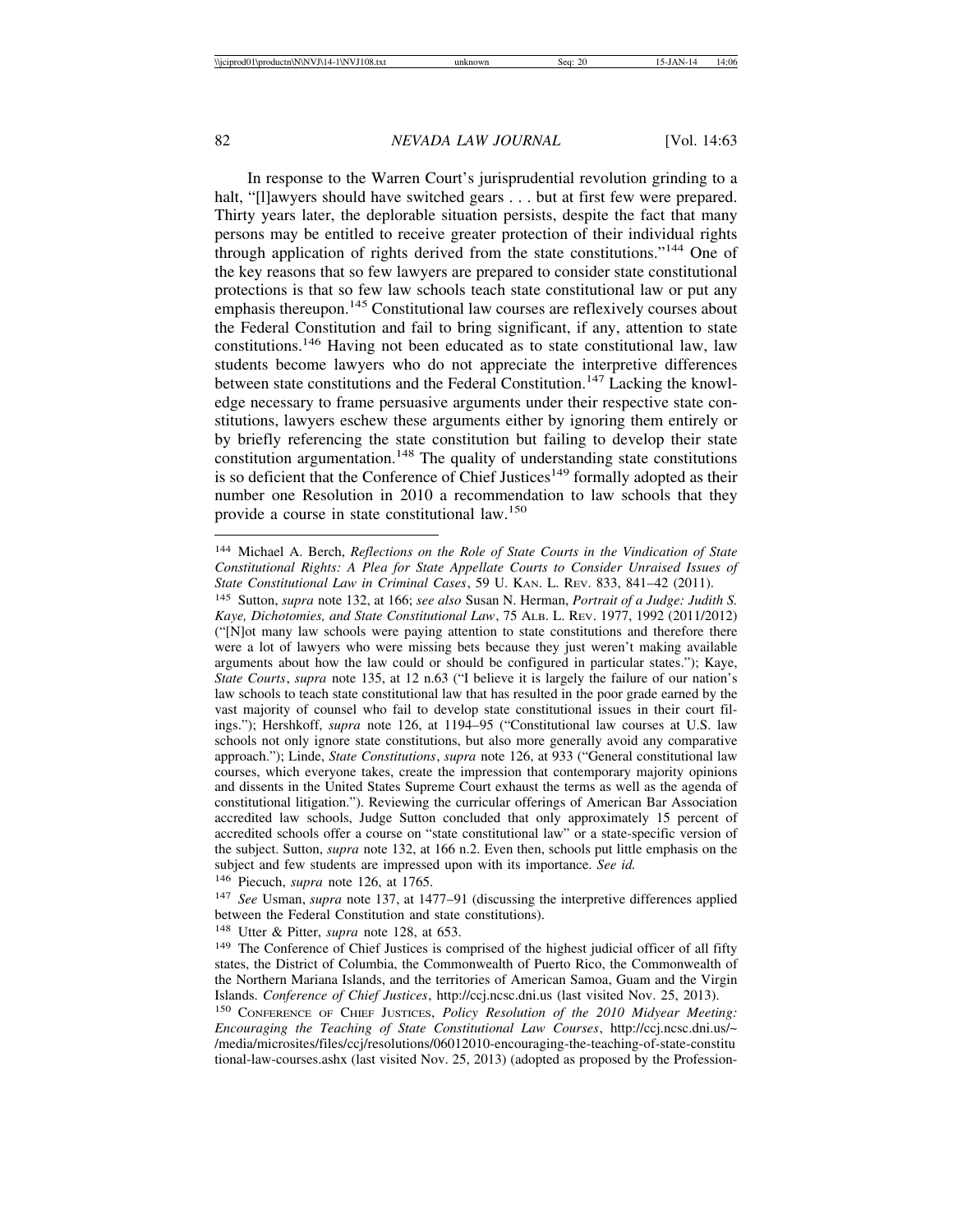In response to the Warren Court's jurisprudential revolution grinding to a halt, "[l]awyers should have switched gears . . . but at first few were prepared. Thirty years later, the deplorable situation persists, despite the fact that many persons may be entitled to receive greater protection of their individual rights through application of rights derived from the state constitutions."[144] One of the key reasons that so few lawyers are prepared to consider state constitutional protections is that so few law schools teach state constitutional law or put any emphasis thereupon.[145] Constitutional law courses are reflexively courses about the Federal Constitution and fail to bring significant, if any, attention to state constitutions.[146] Having not been educated as to state constitutional law, law students become lawyers who do not appreciate the interpretive differences between state constitutions and the Federal Constitution.[147] Lacking the knowledge necessary to frame persuasive arguments under their respective state constitutions, lawyers eschew these arguments either by ignoring them entirely or by briefly referencing the state constitution but failing to develop their state constitution argumentation.[148] The quality of understanding state constitutions is so deficient that the Conference of Chief Justices[149] formally adopted as their number one Resolution in 2010 a recommendation to law schools that they provide a course in state constitutional law.[150]

---

[144] Michael A. Berch, *Reflections on the Role of State Courts in the Vindication of State Constitutional Rights: A Plea for State Appellate Courts to Consider Unraised Issues of State Constitutional Law in Criminal Cases*, 59 U. KAN. L. REV. 833, 841–42 (2011).

[145] Sutton, *supra* note 132, at 166; *see also* Susan N. Herman, *Portrait of a Judge: Judith S. Kaye, Dichotomies, and State Constitutional Law*, 75 ALB. L. REV. 1977, 1992 (2011/2012) ("[N]ot many law schools were paying attention to state constitutions and therefore there were a lot of lawyers who were missing bets because they just weren't making available arguments about how the law could or should be configured in particular states."); Kaye, *State Courts*, *supra* note 135, at 12 n.63 ("I believe it is largely the failure of our nation's law schools to teach state constitutional law that has resulted in the poor grade earned by the vast majority of counsel who fail to develop state constitutional issues in their court filings."); Hershkoff, *supra* note 126, at 1194–95 ("Constitutional law courses at U.S. law schools not only ignore state constitutions, but also more generally avoid any comparative approach."); Linde, *State Constitutions*, *supra* note 126, at 933 ("General constitutional law courses, which everyone takes, create the impression that contemporary majority opinions and dissents in the United States Supreme Court exhaust the terms as well as the agenda of constitutional litigation."). Reviewing the curricular offerings of American Bar Association accredited law schools, Judge Sutton concluded that only approximately 15 percent of accredited schools offer a course on "state constitutional law" or a state-specific version of the subject. Sutton, *supra* note 132, at 166 n.2. Even then, schools put little emphasis on the subject and few students are impressed upon with its importance. *See id.*

[146] Piecuch, *supra* note 126, at 1765.

[147] *See* Usman, *supra* note 137, at 1477–91 (discussing the interpretive differences applied between the Federal Constitution and state constitutions).

[148] Utter & Pitter, *supra* note 128, at 653.

[149] The Conference of Chief Justices is comprised of the highest judicial officer of all fifty states, the District of Columbia, the Commonwealth of Puerto Rico, the Commonwealth of the Northern Mariana Islands, and the territories of American Samoa, Guam and the Virgin Islands. *Conference of Chief Justices*, http://ccj.ncsc.dni.us (last visited Nov. 25, 2013).

[150] CONFERENCE OF CHIEF JUSTICES, *Policy Resolution of the 2010 Midyear Meeting: Encouraging the Teaching of State Constitutional Law Courses*, http://ccj.ncsc.dni.us/~/media/microsites/files/ccj/resolutions/06012010-encouraging-the-teaching-of-state-constitutional-law-courses.ashx (last visited Nov. 25, 2013) (adopted as proposed by the Profession-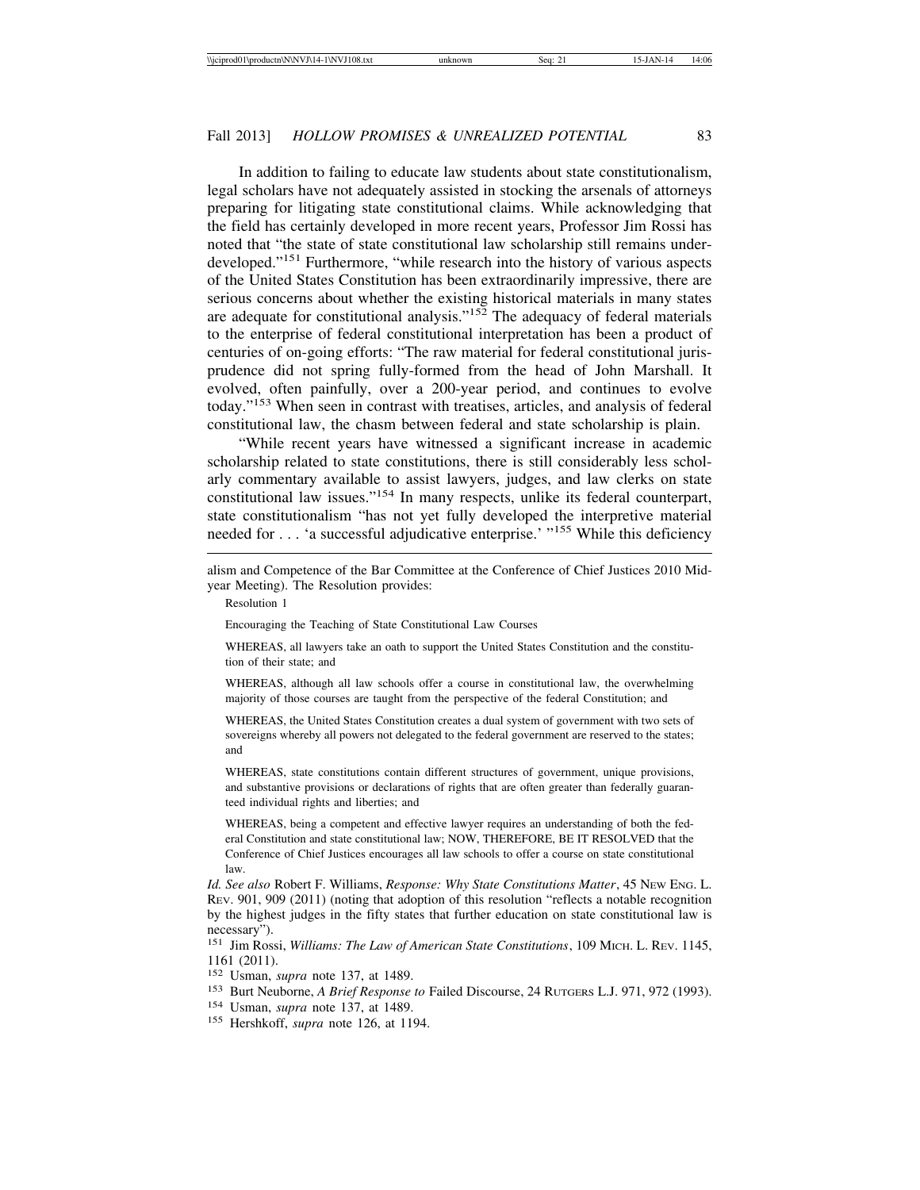In addition to failing to educate law students about state constitutionalism, legal scholars have not adequately assisted in stocking the arsenals of attorneys preparing for litigating state constitutional claims. While acknowledging that the field has certainly developed in more recent years, Professor Jim Rossi has noted that "the state of state constitutional law scholarship still remains underdeveloped."[151] Furthermore, "while research into the history of various aspects of the United States Constitution has been extraordinarily impressive, there are serious concerns about whether the existing historical materials in many states are adequate for constitutional analysis."[152] The adequacy of federal materials to the enterprise of federal constitutional interpretation has been a product of centuries of on-going efforts: "The raw material for federal constitutional jurisprudence did not spring fully-formed from the head of John Marshall. It evolved, often painfully, over a 200-year period, and continues to evolve today."[153] When seen in contrast with treatises, articles, and analysis of federal constitutional law, the chasm between federal and state scholarship is plain.

"While recent years have witnessed a significant increase in academic scholarship related to state constitutions, there is still considerably less scholarly commentary available to assist lawyers, judges, and law clerks on state constitutional law issues."[154] In many respects, unlike its federal counterpart, state constitutionalism "has not yet fully developed the interpretive material needed for . . . 'a successful adjudicative enterprise.' "[155] While this deficiency

---

alism and Competence of the Bar Committee at the Conference of Chief Justices 2010 Midyear Meeting). The Resolution provides:

> Resolution 1
>
> Encouraging the Teaching of State Constitutional Law Courses
>
> WHEREAS, all lawyers take an oath to support the United States Constitution and the constitution of their state; and
>
> WHEREAS, although all law schools offer a course in constitutional law, the overwhelming majority of those courses are taught from the perspective of the federal Constitution; and
>
> WHEREAS, the United States Constitution creates a dual system of government with two sets of sovereigns whereby all powers not delegated to the federal government are reserved to the states; and
>
> WHEREAS, state constitutions contain different structures of government, unique provisions, and substantive provisions or declarations of rights that are often greater than federally guaranteed individual rights and liberties; and
>
> WHEREAS, being a competent and effective lawyer requires an understanding of both the federal Constitution and state constitutional law; NOW, THEREFORE, BE IT RESOLVED that the Conference of Chief Justices encourages all law schools to offer a course on state constitutional law.

*Id. See also* Robert F. Williams, *Response: Why State Constitutions Matter*, 45 NEW ENG. L. REV. 901, 909 (2011) (noting that adoption of this resolution "reflects a notable recognition by the highest judges in the fifty states that further education on state constitutional law is necessary").

[151] Jim Rossi, *Williams: The Law of American State Constitutions*, 109 MICH. L. REV. 1145, 1161 (2011).

[152] Usman, *supra* note 137, at 1489.

[153] Burt Neuborne, *A Brief Response to* Failed Discourse, 24 RUTGERS L.J. 971, 972 (1993).

[154] Usman, *supra* note 137, at 1489.

[155] Hershkoff, *supra* note 126, at 1194.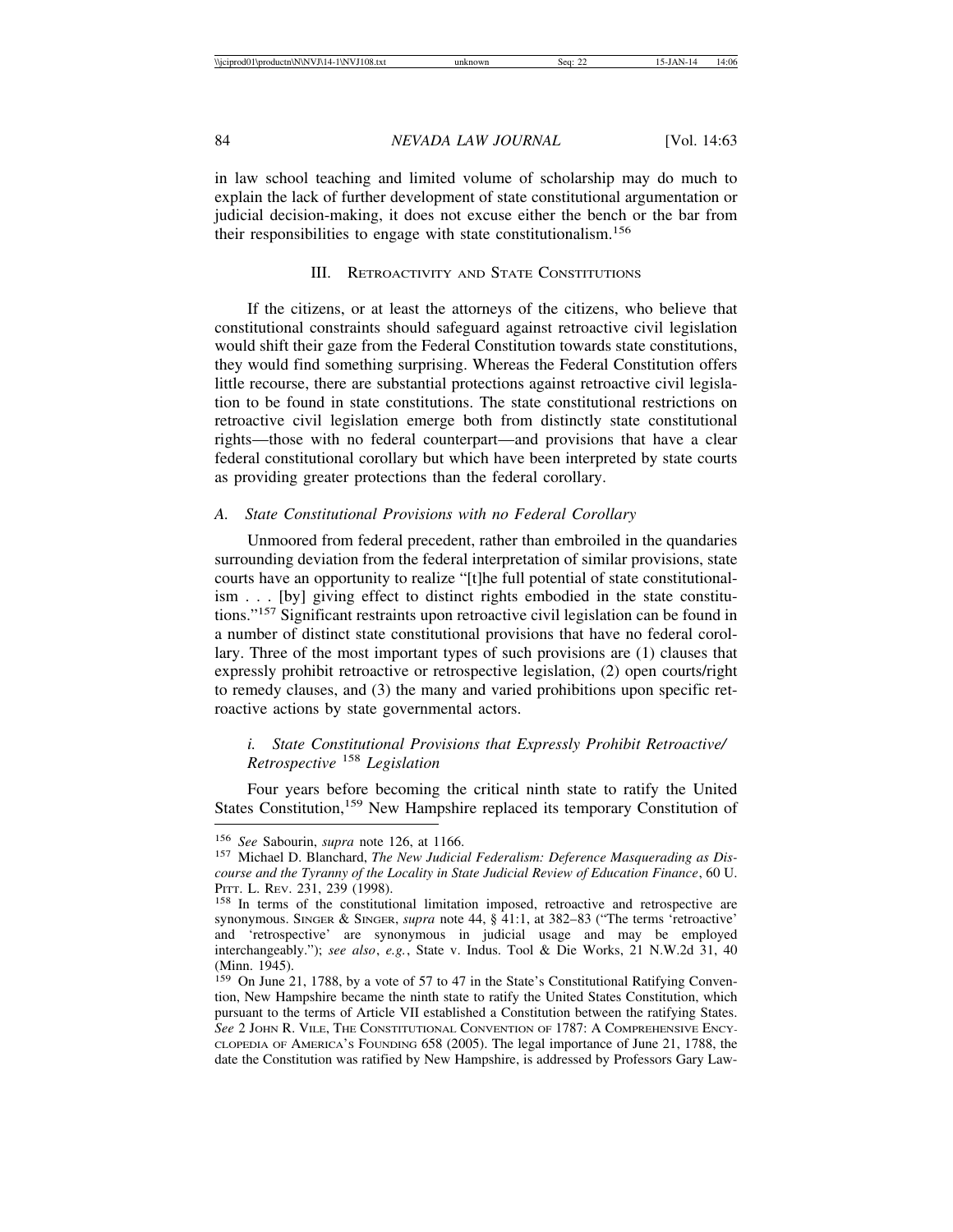in law school teaching and limited volume of scholarship may do much to explain the lack of further development of state constitutional argumentation or judicial decision-making, it does not excuse either the bench or the bar from their responsibilities to engage with state constitutionalism.[156]

## III. Retroactivity and State Constitutions

If the citizens, or at least the attorneys of the citizens, who believe that constitutional constraints should safeguard against retroactive civil legislation would shift their gaze from the Federal Constitution towards state constitutions, they would find something surprising. Whereas the Federal Constitution offers little recourse, there are substantial protections against retroactive civil legislation to be found in state constitutions. The state constitutional restrictions on retroactive civil legislation emerge both from distinctly state constitutional rights—those with no federal counterpart—and provisions that have a clear federal constitutional corollary but which have been interpreted by state courts as providing greater protections than the federal corollary.

### *A. State Constitutional Provisions with no Federal Corollary*

Unmoored from federal precedent, rather than embroiled in the quandaries surrounding deviation from the federal interpretation of similar provisions, state courts have an opportunity to realize "[t]he full potential of state constitutionalism . . . [by] giving effect to distinct rights embodied in the state constitutions."[157] Significant restraints upon retroactive civil legislation can be found in a number of distinct state constitutional provisions that have no federal corollary. Three of the most important types of such provisions are (1) clauses that expressly prohibit retroactive or retrospective legislation, (2) open courts/right to remedy clauses, and (3) the many and varied prohibitions upon specific retroactive actions by state governmental actors.

#### *i. State Constitutional Provisions that Expressly Prohibit Retroactive/ Retrospective*[158] *Legislation*

Four years before becoming the critical ninth state to ratify the United States Constitution,[159] New Hampshire replaced its temporary Constitution of

---

[156] *See* Sabourin, *supra* note 126, at 1166.

[157] Michael D. Blanchard, *The New Judicial Federalism: Deference Masquerading as Discourse and the Tyranny of the Locality in State Judicial Review of Education Finance*, 60 U. Pitt. L. Rev. 231, 239 (1998).

[158] In terms of the constitutional limitation imposed, retroactive and retrospective are synonymous. Singer & Singer, *supra* note 44, § 41:1, at 382–83 ("The terms 'retroactive' and 'retrospective' are synonymous in judicial usage and may be employed interchangeably."); *see also*, *e.g.*, State v. Indus. Tool & Die Works, 21 N.W.2d 31, 40 (Minn. 1945).

[159] On June 21, 1788, by a vote of 57 to 47 in the State's Constitutional Ratifying Convention, New Hampshire became the ninth state to ratify the United States Constitution, which pursuant to the terms of Article VII established a Constitution between the ratifying States. *See* 2 John R. Vile, The Constitutional Convention of 1787: A Comprehensive Encyclopedia of America's Founding 658 (2005). The legal importance of June 21, 1788, the date the Constitution was ratified by New Hampshire, is addressed by Professors Gary Law-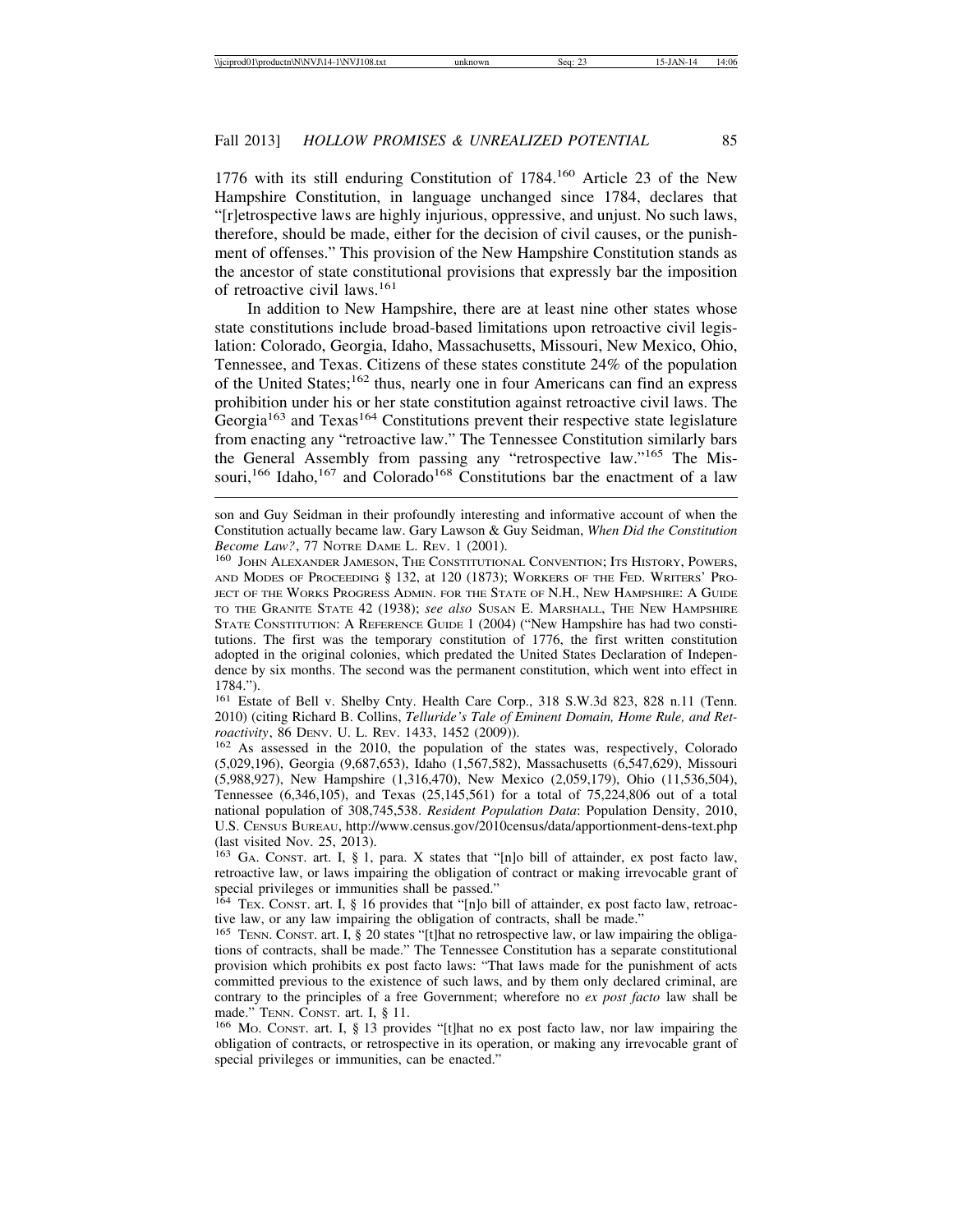1776 with its still enduring Constitution of 1784.[160] Article 23 of the New Hampshire Constitution, in language unchanged since 1784, declares that "[r]etrospective laws are highly injurious, oppressive, and unjust. No such laws, therefore, should be made, either for the decision of civil causes, or the punishment of offenses." This provision of the New Hampshire Constitution stands as the ancestor of state constitutional provisions that expressly bar the imposition of retroactive civil laws.[161]

In addition to New Hampshire, there are at least nine other states whose state constitutions include broad-based limitations upon retroactive civil legislation: Colorado, Georgia, Idaho, Massachusetts, Missouri, New Mexico, Ohio, Tennessee, and Texas. Citizens of these states constitute 24% of the population of the United States;[162] thus, nearly one in four Americans can find an express prohibition under his or her state constitution against retroactive civil laws. The Georgia[163] and Texas[164] Constitutions prevent their respective state legislature from enacting any "retroactive law." The Tennessee Constitution similarly bars the General Assembly from passing any "retrospective law."[165] The Missouri,[166] Idaho,[167] and Colorado[168] Constitutions bar the enactment of a law

---

son and Guy Seidman in their profoundly interesting and informative account of when the Constitution actually became law. Gary Lawson & Guy Seidman, *When Did the Constitution Become Law?*, 77 NOTRE DAME L. REV. 1 (2001).

[160] JOHN ALEXANDER JAMESON, THE CONSTITUTIONAL CONVENTION; ITS HISTORY, POWERS, AND MODES OF PROCEEDING § 132, at 120 (1873); WORKERS OF THE FED. WRITERS' PROJECT OF THE WORKS PROGRESS ADMIN. FOR THE STATE OF N.H., NEW HAMPSHIRE: A GUIDE TO THE GRANITE STATE 42 (1938); *see also* SUSAN E. MARSHALL, THE NEW HAMPSHIRE STATE CONSTITUTION: A REFERENCE GUIDE 1 (2004) ("New Hampshire has had two constitutions. The first was the temporary constitution of 1776, the first written constitution adopted in the original colonies, which predated the United States Declaration of Independence by six months. The second was the permanent constitution, which went into effect in 1784.").

[161] Estate of Bell v. Shelby Cnty. Health Care Corp., 318 S.W.3d 823, 828 n.11 (Tenn. 2010) (citing Richard B. Collins, *Telluride's Tale of Eminent Domain, Home Rule, and Retroactivity*, 86 DENV. U. L. REV. 1433, 1452 (2009)).

[162] As assessed in the 2010, the population of the states was, respectively, Colorado (5,029,196), Georgia (9,687,653), Idaho (1,567,582), Massachusetts (6,547,629), Missouri (5,988,927), New Hampshire (1,316,470), New Mexico (2,059,179), Ohio (11,536,504), Tennessee (6,346,105), and Texas (25,145,561) for a total of 75,224,806 out of a total national population of 308,745,538. *Resident Population Data*: Population Density, 2010, U.S. CENSUS BUREAU, http://www.census.gov/2010census/data/apportionment-dens-text.php (last visited Nov. 25, 2013).

[163] GA. CONST. art. I, § 1, para. X states that "[n]o bill of attainder, ex post facto law, retroactive law, or laws impairing the obligation of contract or making irrevocable grant of special privileges or immunities shall be passed."

[164] TEX. CONST. art. I, § 16 provides that "[n]o bill of attainder, ex post facto law, retroactive law, or any law impairing the obligation of contracts, shall be made."

[165] TENN. CONST. art. I, § 20 states "[t]hat no retrospective law, or law impairing the obligations of contracts, shall be made." The Tennessee Constitution has a separate constitutional provision which prohibits ex post facto laws: "That laws made for the punishment of acts committed previous to the existence of such laws, and by them only declared criminal, are contrary to the principles of a free Government; wherefore no *ex post facto* law shall be made." TENN. CONST. art. I, § 11.

[166] MO. CONST. art. I, § 13 provides "[t]hat no ex post facto law, nor law impairing the obligation of contracts, or retrospective in its operation, or making any irrevocable grant of special privileges or immunities, can be enacted."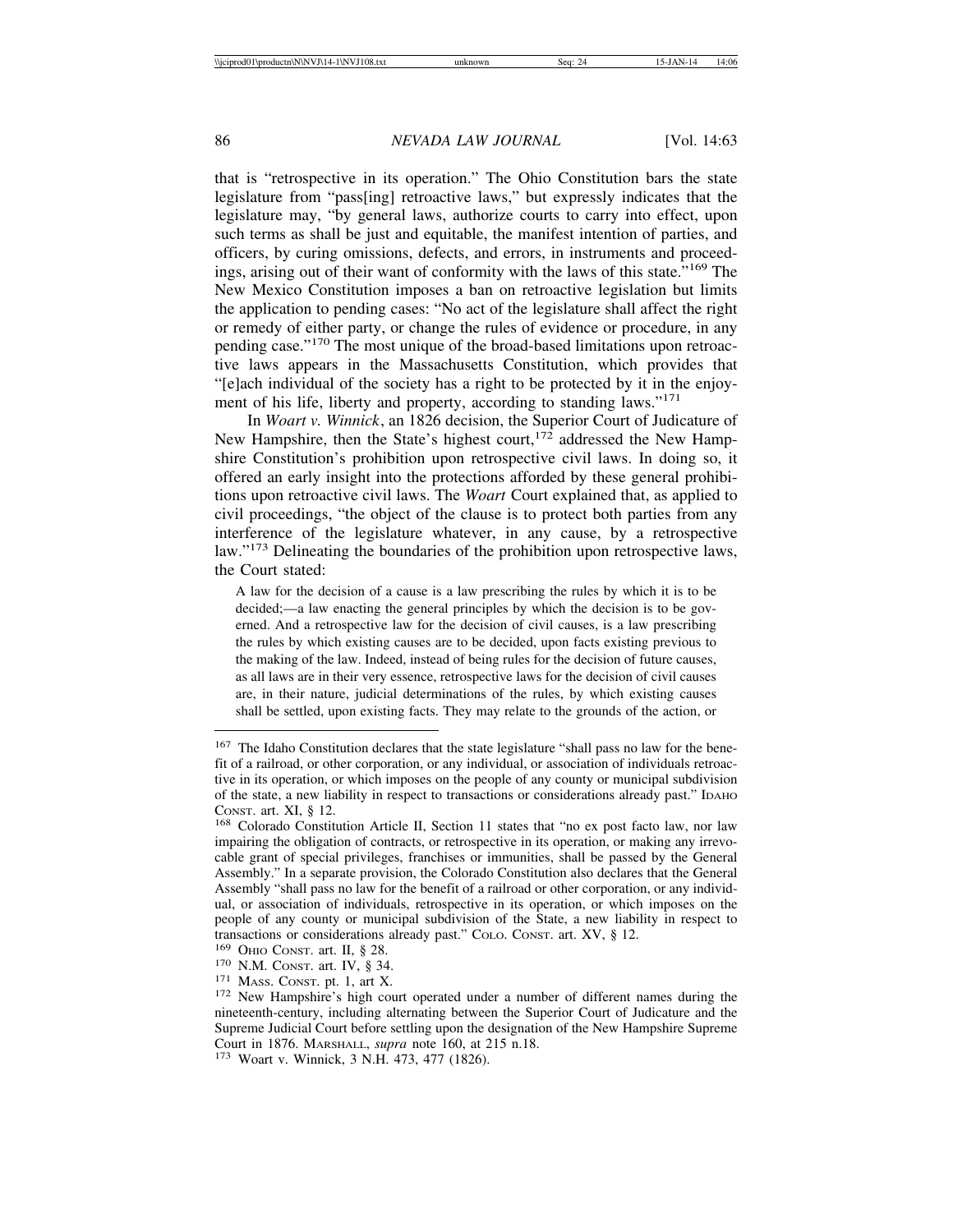that is "retrospective in its operation." The Ohio Constitution bars the state legislature from "pass[ing] retroactive laws," but expressly indicates that the legislature may, "by general laws, authorize courts to carry into effect, upon such terms as shall be just and equitable, the manifest intention of parties, and officers, by curing omissions, defects, and errors, in instruments and proceedings, arising out of their want of conformity with the laws of this state."[169] The New Mexico Constitution imposes a ban on retroactive legislation but limits the application to pending cases: "No act of the legislature shall affect the right or remedy of either party, or change the rules of evidence or procedure, in any pending case."[170] The most unique of the broad-based limitations upon retroactive laws appears in the Massachusetts Constitution, which provides that "[e]ach individual of the society has a right to be protected by it in the enjoyment of his life, liberty and property, according to standing laws."[171]

In *Woart v. Winnick*, an 1826 decision, the Superior Court of Judicature of New Hampshire, then the State's highest court,[172] addressed the New Hampshire Constitution's prohibition upon retrospective civil laws. In doing so, it offered an early insight into the protections afforded by these general prohibitions upon retroactive civil laws. The *Woart* Court explained that, as applied to civil proceedings, "the object of the clause is to protect both parties from any interference of the legislature whatever, in any cause, by a retrospective law."[173] Delineating the boundaries of the prohibition upon retrospective laws, the Court stated:

> A law for the decision of a cause is a law prescribing the rules by which it is to be decided;—a law enacting the general principles by which the decision is to be governed. And a retrospective law for the decision of civil causes, is a law prescribing the rules by which existing causes are to be decided, upon facts existing previous to the making of the law. Indeed, instead of being rules for the decision of future causes, as all laws are in their very essence, retrospective laws for the decision of civil causes are, in their nature, judicial determinations of the rules, by which existing causes shall be settled, upon existing facts. They may relate to the grounds of the action, or

---

[167] The Idaho Constitution declares that the state legislature "shall pass no law for the benefit of a railroad, or other corporation, or any individual, or association of individuals retroactive in its operation, or which imposes on the people of any county or municipal subdivision of the state, a new liability in respect to transactions or considerations already past." IDAHO CONST. art. XI, § 12.

[168] Colorado Constitution Article II, Section 11 states that "no ex post facto law, nor law impairing the obligation of contracts, or retrospective in its operation, or making any irrevocable grant of special privileges, franchises or immunities, shall be passed by the General Assembly." In a separate provision, the Colorado Constitution also declares that the General Assembly "shall pass no law for the benefit of a railroad or other corporation, or any individual, or association of individuals, retrospective in its operation, or which imposes on the people of any county or municipal subdivision of the State, a new liability in respect to transactions or considerations already past." COLO. CONST. art. XV, § 12.

[169] OHIO CONST. art. II, § 28.

[170] N.M. CONST. art. IV, § 34.

[171] MASS. CONST. pt. 1, art X.

[172] New Hampshire's high court operated under a number of different names during the nineteenth-century, including alternating between the Superior Court of Judicature and the Supreme Judicial Court before settling upon the designation of the New Hampshire Supreme Court in 1876. MARSHALL, *supra* note 160, at 215 n.18.

[173] Woart v. Winnick, 3 N.H. 473, 477 (1826).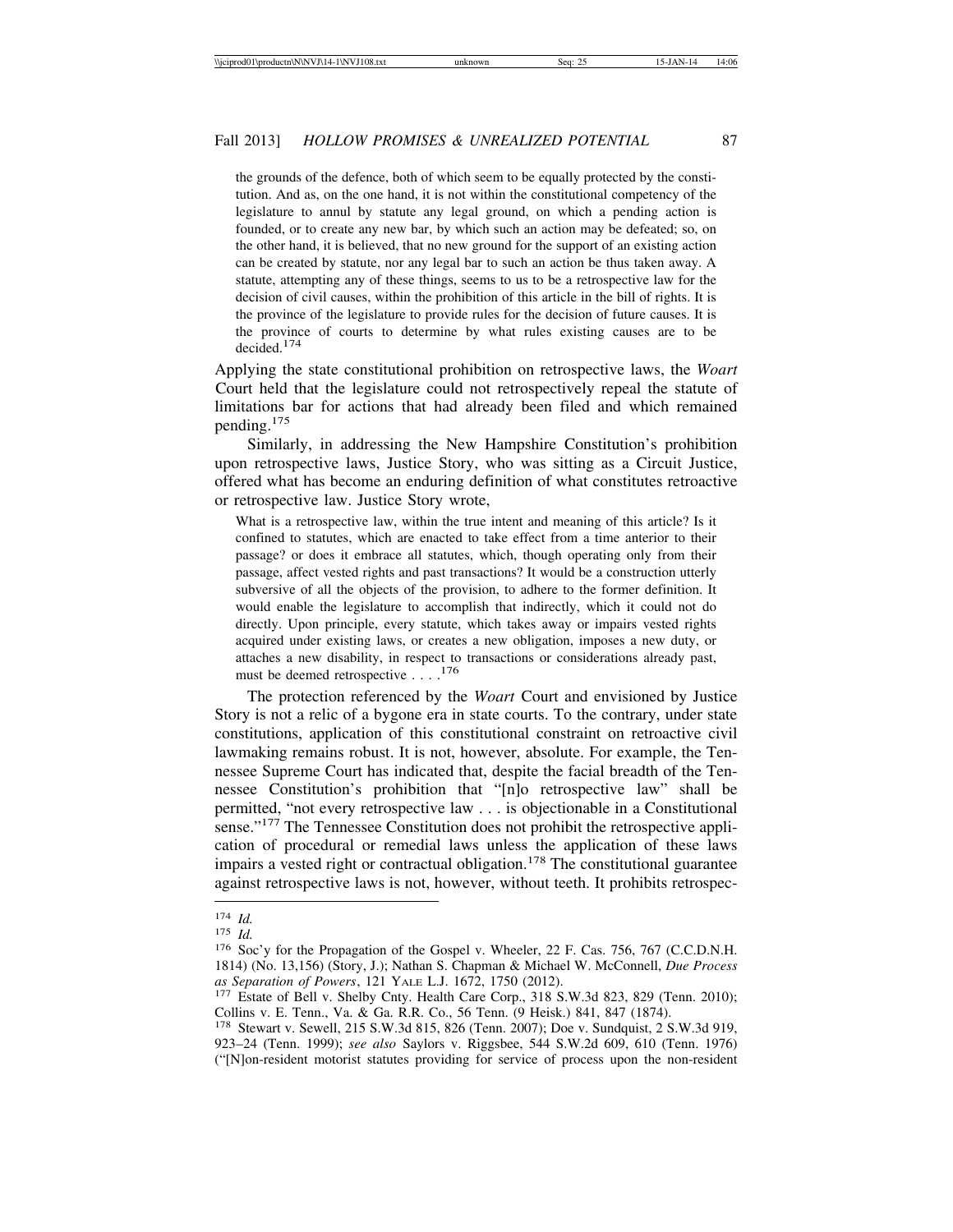> the grounds of the defence, both of which seem to be equally protected by the constitution. And as, on the one hand, it is not within the constitutional competency of the legislature to annul by statute any legal ground, on which a pending action is founded, or to create any new bar, by which such an action may be defeated; so, on the other hand, it is believed, that no new ground for the support of an existing action can be created by statute, nor any legal bar to such an action be thus taken away. A statute, attempting any of these things, seems to us to be a retrospective law for the decision of civil causes, within the prohibition of this article in the bill of rights. It is the province of the legislature to provide rules for the decision of future causes. It is the province of courts to determine by what rules existing causes are to be decided.[174]

Applying the state constitutional prohibition on retrospective laws, the *Woart* Court held that the legislature could not retrospectively repeal the statute of limitations bar for actions that had already been filed and which remained pending.[175]

Similarly, in addressing the New Hampshire Constitution's prohibition upon retrospective laws, Justice Story, who was sitting as a Circuit Justice, offered what has become an enduring definition of what constitutes retroactive or retrospective law. Justice Story wrote,

> What is a retrospective law, within the true intent and meaning of this article? Is it confined to statutes, which are enacted to take effect from a time anterior to their passage? or does it embrace all statutes, which, though operating only from their passage, affect vested rights and past transactions? It would be a construction utterly subversive of all the objects of the provision, to adhere to the former definition. It would enable the legislature to accomplish that indirectly, which it could not do directly. Upon principle, every statute, which takes away or impairs vested rights acquired under existing laws, or creates a new obligation, imposes a new duty, or attaches a new disability, in respect to transactions or considerations already past, must be deemed retrospective . . . .[176]

The protection referenced by the *Woart* Court and envisioned by Justice Story is not a relic of a bygone era in state courts. To the contrary, under state constitutions, application of this constitutional constraint on retroactive civil lawmaking remains robust. It is not, however, absolute. For example, the Tennessee Supreme Court has indicated that, despite the facial breadth of the Tennessee Constitution's prohibition that "[n]o retrospective law" shall be permitted, "not every retrospective law . . . is objectionable in a Constitutional sense."[177] The Tennessee Constitution does not prohibit the retrospective application of procedural or remedial laws unless the application of these laws impairs a vested right or contractual obligation.[178] The constitutional guarantee against retrospective laws is not, however, without teeth. It prohibits retrospec-

---

[174] *Id.*

[175] *Id.*

[176] Soc'y for the Propagation of the Gospel v. Wheeler, 22 F. Cas. 756, 767 (C.C.D.N.H. 1814) (No. 13,156) (Story, J.); Nathan S. Chapman & Michael W. McConnell, *Due Process as Separation of Powers*, 121 YALE L.J. 1672, 1750 (2012).

[177] Estate of Bell v. Shelby Cnty. Health Care Corp., 318 S.W.3d 823, 829 (Tenn. 2010); Collins v. E. Tenn., Va. & Ga. R.R. Co., 56 Tenn. (9 Heisk.) 841, 847 (1874).

[178] Stewart v. Sewell, 215 S.W.3d 815, 826 (Tenn. 2007); Doe v. Sundquist, 2 S.W.3d 919, 923–24 (Tenn. 1999); *see also* Saylors v. Riggsbee, 544 S.W.2d 609, 610 (Tenn. 1976) ("[N]on-resident motorist statutes providing for service of process upon the non-resident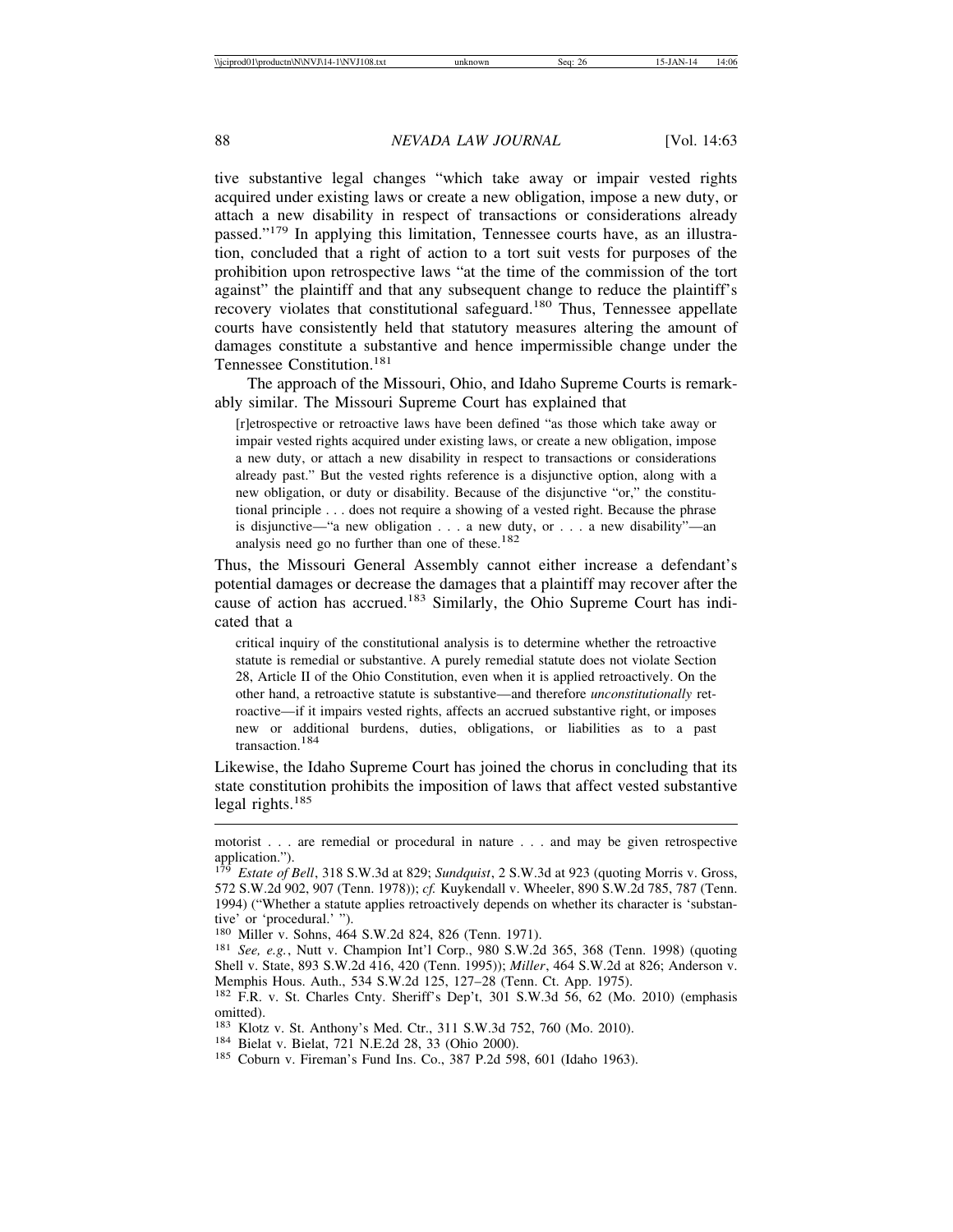tive substantive legal changes "which take away or impair vested rights acquired under existing laws or create a new obligation, impose a new duty, or attach a new disability in respect of transactions or considerations already passed."[179] In applying this limitation, Tennessee courts have, as an illustration, concluded that a right of action to a tort suit vests for purposes of the prohibition upon retrospective laws "at the time of the commission of the tort against" the plaintiff and that any subsequent change to reduce the plaintiff's recovery violates that constitutional safeguard.[180] Thus, Tennessee appellate courts have consistently held that statutory measures altering the amount of damages constitute a substantive and hence impermissible change under the Tennessee Constitution.[181]

The approach of the Missouri, Ohio, and Idaho Supreme Courts is remarkably similar. The Missouri Supreme Court has explained that

> [r]etrospective or retroactive laws have been defined "as those which take away or impair vested rights acquired under existing laws, or create a new obligation, impose a new duty, or attach a new disability in respect to transactions or considerations already past." But the vested rights reference is a disjunctive option, along with a new obligation, or duty or disability. Because of the disjunctive "or," the constitutional principle . . . does not require a showing of a vested right. Because the phrase is disjunctive—"a new obligation . . . a new duty, or . . . a new disability"—an analysis need go no further than one of these.[182]

Thus, the Missouri General Assembly cannot either increase a defendant's potential damages or decrease the damages that a plaintiff may recover after the cause of action has accrued.[183] Similarly, the Ohio Supreme Court has indicated that a

> critical inquiry of the constitutional analysis is to determine whether the retroactive statute is remedial or substantive. A purely remedial statute does not violate Section 28, Article II of the Ohio Constitution, even when it is applied retroactively. On the other hand, a retroactive statute is substantive—and therefore *unconstitutionally* retroactive—if it impairs vested rights, affects an accrued substantive right, or imposes new or additional burdens, duties, obligations, or liabilities as to a past transaction.[184]

Likewise, the Idaho Supreme Court has joined the chorus in concluding that its state constitution prohibits the imposition of laws that affect vested substantive legal rights.[185]

---

motorist . . . are remedial or procedural in nature . . . and may be given retrospective application.").

[179] *Estate of Bell*, 318 S.W.3d at 829; *Sundquist*, 2 S.W.3d at 923 (quoting Morris v. Gross, 572 S.W.2d 902, 907 (Tenn. 1978)); *cf.* Kuykendall v. Wheeler, 890 S.W.2d 785, 787 (Tenn. 1994) ("Whether a statute applies retroactively depends on whether its character is 'substantive' or 'procedural.' ").

[180] Miller v. Sohns, 464 S.W.2d 824, 826 (Tenn. 1971).

[181] *See, e.g.*, Nutt v. Champion Int'l Corp., 980 S.W.2d 365, 368 (Tenn. 1998) (quoting Shell v. State, 893 S.W.2d 416, 420 (Tenn. 1995)); *Miller*, 464 S.W.2d at 826; Anderson v. Memphis Hous. Auth., 534 S.W.2d 125, 127–28 (Tenn. Ct. App. 1975).

[182] F.R. v. St. Charles Cnty. Sheriff's Dep't, 301 S.W.3d 56, 62 (Mo. 2010) (emphasis omitted).

[183] Klotz v. St. Anthony's Med. Ctr., 311 S.W.3d 752, 760 (Mo. 2010).

[184] Bielat v. Bielat, 721 N.E.2d 28, 33 (Ohio 2000).

[185] Coburn v. Fireman's Fund Ins. Co., 387 P.2d 598, 601 (Idaho 1963).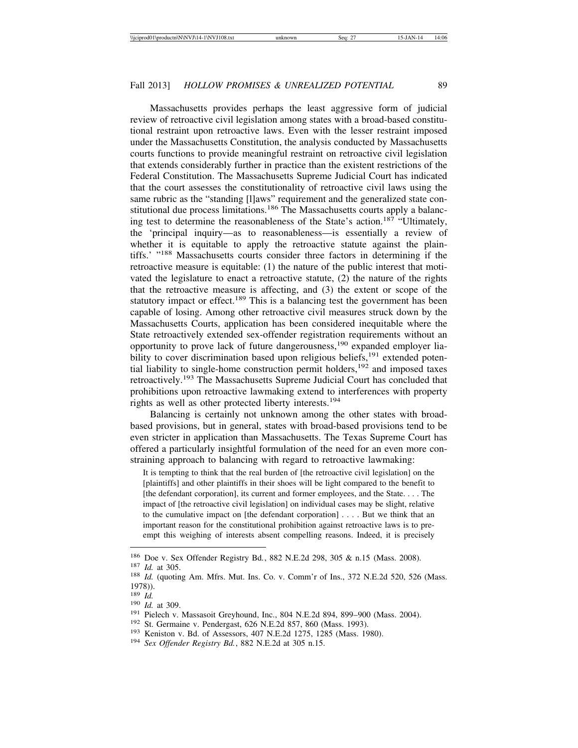Massachusetts provides perhaps the least aggressive form of judicial review of retroactive civil legislation among states with a broad-based constitutional restraint upon retroactive laws. Even with the lesser restraint imposed under the Massachusetts Constitution, the analysis conducted by Massachusetts courts functions to provide meaningful restraint on retroactive civil legislation that extends considerably further in practice than the existent restrictions of the Federal Constitution. The Massachusetts Supreme Judicial Court has indicated that the court assesses the constitutionality of retroactive civil laws using the same rubric as the "standing [l]aws" requirement and the generalized state constitutional due process limitations.[186] The Massachusetts courts apply a balancing test to determine the reasonableness of the State's action.[187] "Ultimately, the 'principal inquiry—as to reasonableness—is essentially a review of whether it is equitable to apply the retroactive statute against the plaintiffs.' "[188] Massachusetts courts consider three factors in determining if the retroactive measure is equitable: (1) the nature of the public interest that motivated the legislature to enact a retroactive statute, (2) the nature of the rights that the retroactive measure is affecting, and (3) the extent or scope of the statutory impact or effect.[189] This is a balancing test the government has been capable of losing. Among other retroactive civil measures struck down by the Massachusetts Courts, application has been considered inequitable where the State retroactively extended sex-offender registration requirements without an opportunity to prove lack of future dangerousness,[190] expanded employer liability to cover discrimination based upon religious beliefs,[191] extended potential liability to single-home construction permit holders,[192] and imposed taxes retroactively.[193] The Massachusetts Supreme Judicial Court has concluded that prohibitions upon retroactive lawmaking extend to interferences with property rights as well as other protected liberty interests.[194]

Balancing is certainly not unknown among the other states with broad-based provisions, but in general, states with broad-based provisions tend to be even stricter in application than Massachusetts. The Texas Supreme Court has offered a particularly insightful formulation of the need for an even more constraining approach to balancing with regard to retroactive lawmaking:

> It is tempting to think that the real burden of [the retroactive civil legislation] on the [plaintiffs] and other plaintiffs in their shoes will be light compared to the benefit to [the defendant corporation], its current and former employees, and the State. . . . The impact of [the retroactive civil legislation] on individual cases may be slight, relative to the cumulative impact on [the defendant corporation] . . . . But we think that an important reason for the constitutional prohibition against retroactive laws is to preempt this weighing of interests absent compelling reasons. Indeed, it is precisely

---

[186] Doe v. Sex Offender Registry Bd., 882 N.E.2d 298, 305 & n.15 (Mass. 2008).

[187] *Id.* at 305.

[188] *Id.* (quoting Am. Mfrs. Mut. Ins. Co. v. Comm'r of Ins., 372 N.E.2d 520, 526 (Mass. 1978)).

[189] *Id.*

[190] *Id.* at 309.

[191] Pielech v. Massasoit Greyhound, Inc., 804 N.E.2d 894, 899–900 (Mass. 2004).

[192] St. Germaine v. Pendergast, 626 N.E.2d 857, 860 (Mass. 1993).

[193] Keniston v. Bd. of Assessors, 407 N.E.2d 1275, 1285 (Mass. 1980).

[194] *Sex Offender Registry Bd.*, 882 N.E.2d at 305 n.15.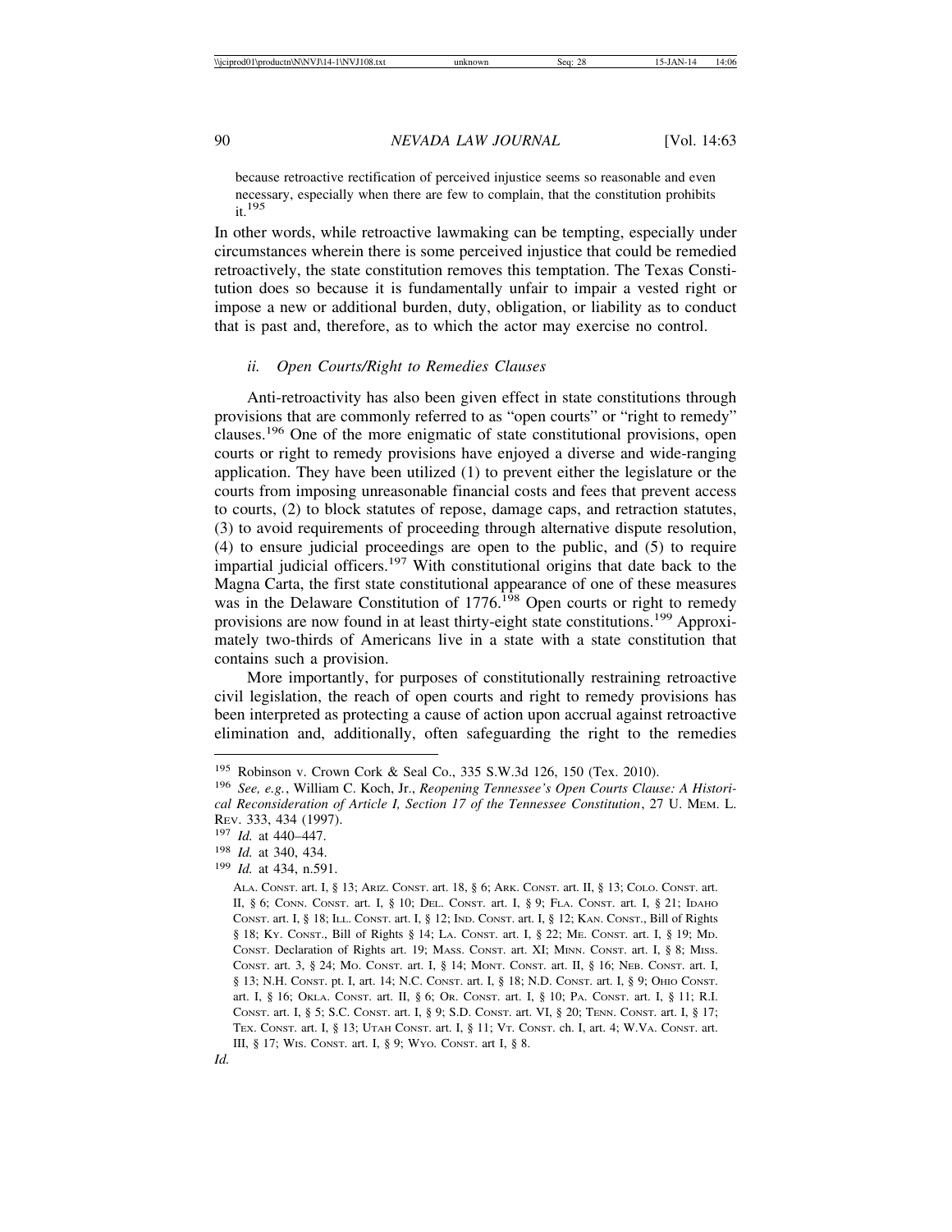because retroactive rectification of perceived injustice seems so reasonable and even necessary, especially when there are few to complain, that the constitution prohibits it.[195]

In other words, while retroactive lawmaking can be tempting, especially under circumstances wherein there is some perceived injustice that could be remedied retroactively, the state constitution removes this temptation. The Texas Constitution does so because it is fundamentally unfair to impair a vested right or impose a new or additional burden, duty, obligation, or liability as to conduct that is past and, therefore, as to which the actor may exercise no control.

#### *ii. Open Courts/Right to Remedies Clauses*

Anti-retroactivity has also been given effect in state constitutions through provisions that are commonly referred to as "open courts" or "right to remedy" clauses.[196] One of the more enigmatic of state constitutional provisions, open courts or right to remedy provisions have enjoyed a diverse and wide-ranging application. They have been utilized (1) to prevent either the legislature or the courts from imposing unreasonable financial costs and fees that prevent access to courts, (2) to block statutes of repose, damage caps, and retraction statutes, (3) to avoid requirements of proceeding through alternative dispute resolution, (4) to ensure judicial proceedings are open to the public, and (5) to require impartial judicial officers.[197] With constitutional origins that date back to the Magna Carta, the first state constitutional appearance of one of these measures was in the Delaware Constitution of 1776.[198] Open courts or right to remedy provisions are now found in at least thirty-eight state constitutions.[199] Approximately two-thirds of Americans live in a state with a state constitution that contains such a provision.

More importantly, for purposes of constitutionally restraining retroactive civil legislation, the reach of open courts and right to remedy provisions has been interpreted as protecting a cause of action upon accrual against retroactive elimination and, additionally, often safeguarding the right to the remedies

---

[195] Robinson v. Crown Cork & Seal Co., 335 S.W.3d 126, 150 (Tex. 2010).

[196] *See, e.g.*, William C. Koch, Jr., *Reopening Tennessee's Open Courts Clause: A Historical Reconsideration of Article I, Section 17 of the Tennessee Constitution*, 27 U. Mem. L. Rev. 333, 434 (1997).

[197] *Id.* at 440–447.

[198] *Id.* at 340, 434.

[199] *Id.* at 434, n.591.

Ala. Const. art. I, § 13; Ariz. Const. art. 18, § 6; Ark. Const. art. II, § 13; Colo. Const. art. II, § 6; Conn. Const. art. I, § 10; Del. Const. art. I, § 9; Fla. Const. art. I, § 21; Idaho Const. art. I, § 18; Ill. Const. art. I, § 12; Ind. Const. art. I, § 12; Kan. Const., Bill of Rights § 18; Ky. Const., Bill of Rights § 14; La. Const. art. I, § 22; Me. Const. art. I, § 19; Md. Const. Declaration of Rights art. 19; Mass. Const. art. XI; Minn. Const. art. I, § 8; Miss. Const. art. 3, § 24; Mo. Const. art. I, § 14; Mont. Const. art. II, § 16; Neb. Const. art. I, § 13; N.H. Const. pt. I, art. 14; N.C. Const. art. I, § 18; N.D. Const. art. I, § 9; Ohio Const. art. I, § 16; Okla. Const. art. II, § 6; Or. Const. art. I, § 10; Pa. Const. art. I, § 11; R.I. Const. art. I, § 5; S.C. Const. art. I, § 9; S.D. Const. art. VI, § 20; Tenn. Const. art. I, § 17; Tex. Const. art. I, § 13; Utah Const. art. I, § 11; Vt. Const. ch. I, art. 4; W.Va. Const. art. III, § 17; Wis. Const. art. I, § 9; Wyo. Const. art I, § 8.

*Id.*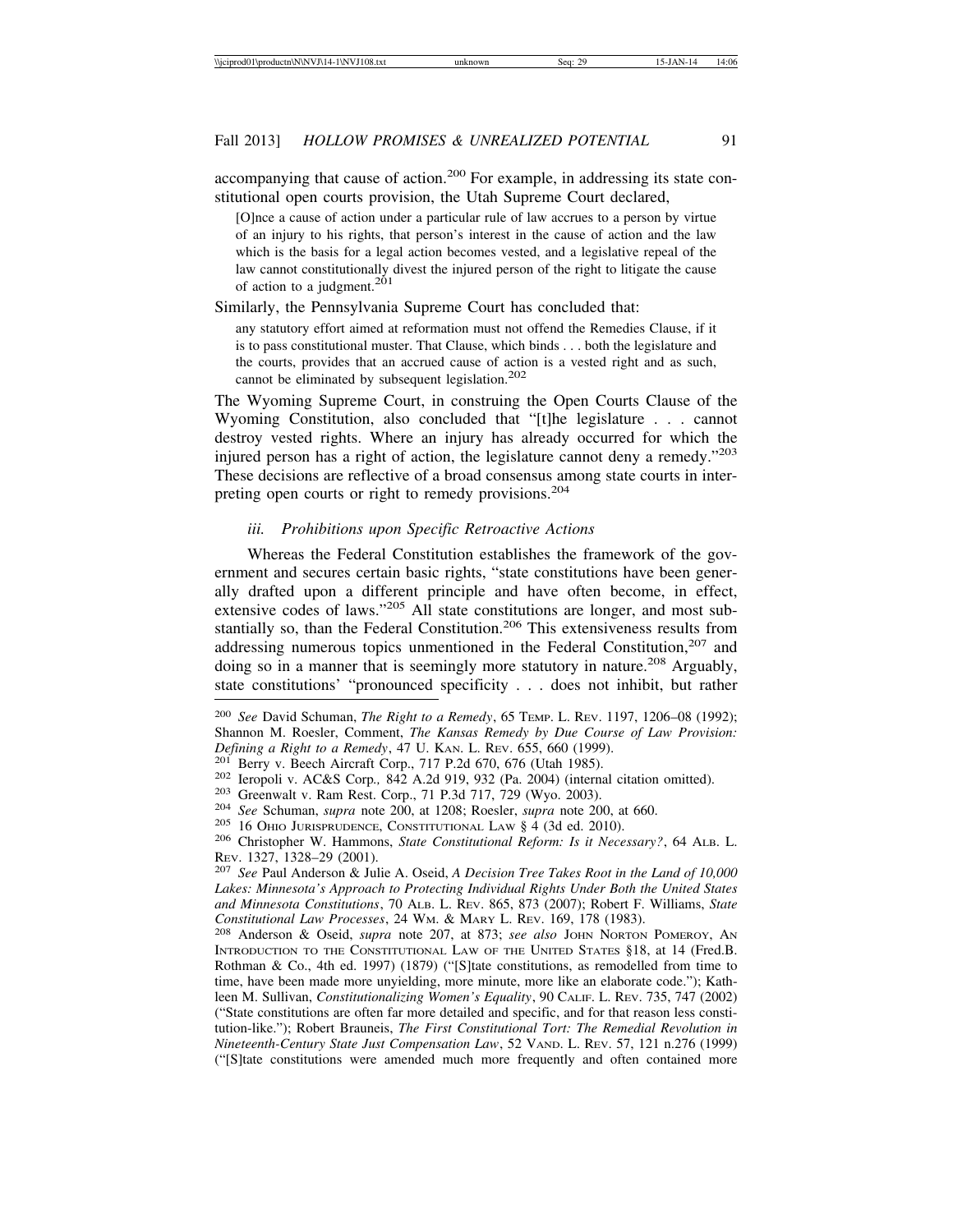accompanying that cause of action.[200] For example, in addressing its state constitutional open courts provision, the Utah Supreme Court declared,

> [O]nce a cause of action under a particular rule of law accrues to a person by virtue of an injury to his rights, that person's interest in the cause of action and the law which is the basis for a legal action becomes vested, and a legislative repeal of the law cannot constitutionally divest the injured person of the right to litigate the cause of action to a judgment.[201]

Similarly, the Pennsylvania Supreme Court has concluded that:

> any statutory effort aimed at reformation must not offend the Remedies Clause, if it is to pass constitutional muster. That Clause, which binds . . . both the legislature and the courts, provides that an accrued cause of action is a vested right and as such, cannot be eliminated by subsequent legislation.[202]

The Wyoming Supreme Court, in construing the Open Courts Clause of the Wyoming Constitution, also concluded that "[t]he legislature . . . cannot destroy vested rights. Where an injury has already occurred for which the injured person has a right of action, the legislature cannot deny a remedy."[203] These decisions are reflective of a broad consensus among state courts in interpreting open courts or right to remedy provisions.[204]

#### *iii. Prohibitions upon Specific Retroactive Actions*

Whereas the Federal Constitution establishes the framework of the government and secures certain basic rights, "state constitutions have been generally drafted upon a different principle and have often become, in effect, extensive codes of laws."[205] All state constitutions are longer, and most substantially so, than the Federal Constitution.[206] This extensiveness results from addressing numerous topics unmentioned in the Federal Constitution,[207] and doing so in a manner that is seemingly more statutory in nature.[208] Arguably, state constitutions' "pronounced specificity . . . does not inhibit, but rather

---

[200] *See* David Schuman, *The Right to a Remedy*, 65 TEMP. L. REV. 1197, 1206–08 (1992); Shannon M. Roesler, Comment, *The Kansas Remedy by Due Course of Law Provision: Defining a Right to a Remedy*, 47 U. KAN. L. REV. 655, 660 (1999).

[201] Berry v. Beech Aircraft Corp., 717 P.2d 670, 676 (Utah 1985).

[202] Ieropoli v. AC&S Corp., 842 A.2d 919, 932 (Pa. 2004) (internal citation omitted).

[203] Greenwalt v. Ram Rest. Corp., 71 P.3d 717, 729 (Wyo. 2003).

[204] *See* Schuman, *supra* note 200, at 1208; Roesler, *supra* note 200, at 660.

[205] 16 OHIO JURISPRUDENCE, CONSTITUTIONAL LAW § 4 (3d ed. 2010).

[206] Christopher W. Hammons, *State Constitutional Reform: Is it Necessary?*, 64 ALB. L. REV. 1327, 1328–29 (2001).

[207] *See* Paul Anderson & Julie A. Oseid, *A Decision Tree Takes Root in the Land of 10,000 Lakes: Minnesota's Approach to Protecting Individual Rights Under Both the United States and Minnesota Constitutions*, 70 ALB. L. REV. 865, 873 (2007); Robert F. Williams, *State Constitutional Law Processes*, 24 WM. & MARY L. REV. 169, 178 (1983).

[208] Anderson & Oseid, *supra* note 207, at 873; *see also* JOHN NORTON POMEROY, AN INTRODUCTION TO THE CONSTITUTIONAL LAW OF THE UNITED STATES §18, at 14 (Fred.B. Rothman & Co., 4th ed. 1997) (1879) ("[S]tate constitutions, as remodelled from time to time, have been made more unyielding, more minute, more like an elaborate code."); Kathleen M. Sullivan, *Constitutionalizing Women's Equality*, 90 CALIF. L. REV. 735, 747 (2002) ("State constitutions are often far more detailed and specific, and for that reason less constitution-like."); Robert Brauneis, *The First Constitutional Tort: The Remedial Revolution in Nineteenth-Century State Just Compensation Law*, 52 VAND. L. REV. 57, 121 n.276 (1999) ("[S]tate constitutions were amended much more frequently and often contained more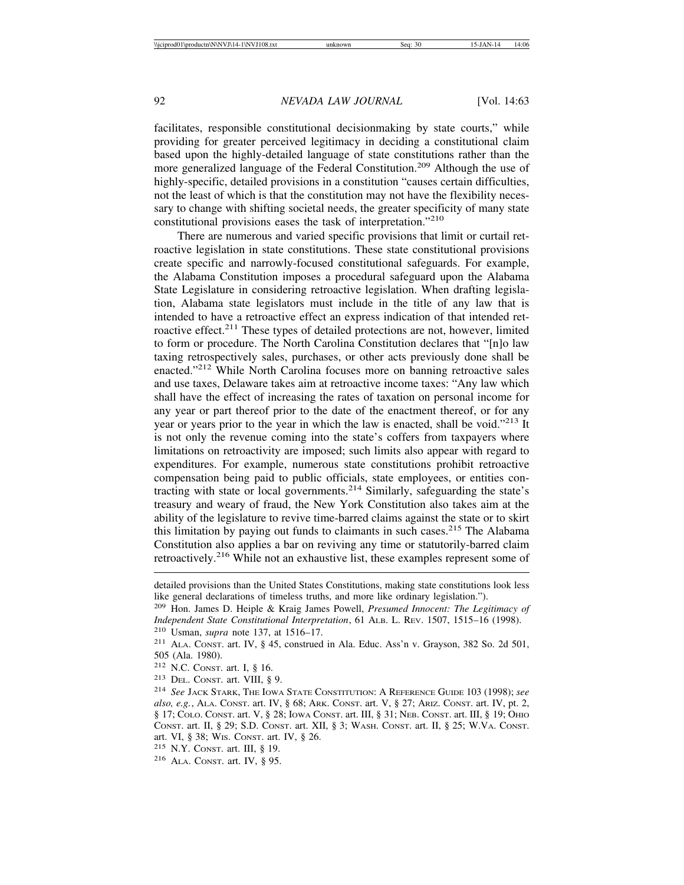facilitates, responsible constitutional decisionmaking by state courts," while providing for greater perceived legitimacy in deciding a constitutional claim based upon the highly-detailed language of state constitutions rather than the more generalized language of the Federal Constitution.[209] Although the use of highly-specific, detailed provisions in a constitution "causes certain difficulties, not the least of which is that the constitution may not have the flexibility necessary to change with shifting societal needs, the greater specificity of many state constitutional provisions eases the task of interpretation."[210]

There are numerous and varied specific provisions that limit or curtail retroactive legislation in state constitutions. These state constitutional provisions create specific and narrowly-focused constitutional safeguards. For example, the Alabama Constitution imposes a procedural safeguard upon the Alabama State Legislature in considering retroactive legislation. When drafting legislation, Alabama state legislators must include in the title of any law that is intended to have a retroactive effect an express indication of that intended retroactive effect.[211] These types of detailed protections are not, however, limited to form or procedure. The North Carolina Constitution declares that "[n]o law taxing retrospectively sales, purchases, or other acts previously done shall be enacted."[212] While North Carolina focuses more on banning retroactive sales and use taxes, Delaware takes aim at retroactive income taxes: "Any law which shall have the effect of increasing the rates of taxation on personal income for any year or part thereof prior to the date of the enactment thereof, or for any year or years prior to the year in which the law is enacted, shall be void."[213] It is not only the revenue coming into the state's coffers from taxpayers where limitations on retroactivity are imposed; such limits also appear with regard to expenditures. For example, numerous state constitutions prohibit retroactive compensation being paid to public officials, state employees, or entities contracting with state or local governments.[214] Similarly, safeguarding the state's treasury and weary of fraud, the New York Constitution also takes aim at the ability of the legislature to revive time-barred claims against the state or to skirt this limitation by paying out funds to claimants in such cases.[215] The Alabama Constitution also applies a bar on reviving any time or statutorily-barred claim retroactively.[216] While not an exhaustive list, these examples represent some of

---

detailed provisions than the United States Constitutions, making state constitutions look less like general declarations of timeless truths, and more like ordinary legislation.").

[209] Hon. James D. Heiple & Kraig James Powell, *Presumed Innocent: The Legitimacy of Independent State Constitutional Interpretation*, 61 ALB. L. REV. 1507, 1515–16 (1998).

[210] Usman, *supra* note 137, at 1516–17.

[211] ALA. CONST. art. IV, § 45, construed in Ala. Educ. Ass'n v. Grayson, 382 So. 2d 501, 505 (Ala. 1980).

[212] N.C. CONST. art. I, § 16.

[213] DEL. CONST. art. VIII, § 9.

[214] *See* JACK STARK, THE IOWA STATE CONSTITUTION: A REFERENCE GUIDE 103 (1998); *see also, e.g.*, ALA. CONST. art. IV, § 68; ARK. CONST. art. V, § 27; ARIZ. CONST. art. IV, pt. 2, § 17; COLO. CONST. art. V, § 28; IOWA CONST. art. III, § 31; NEB. CONST. art. III, § 19; OHIO CONST. art. II, § 29; S.D. CONST. art. XII, § 3; WASH. CONST. art. II, § 25; W.VA. CONST. art. VI, § 38; WIS. CONST. art. IV, § 26.

[215] N.Y. CONST. art. III, § 19.

[216] ALA. CONST. art. IV, § 95.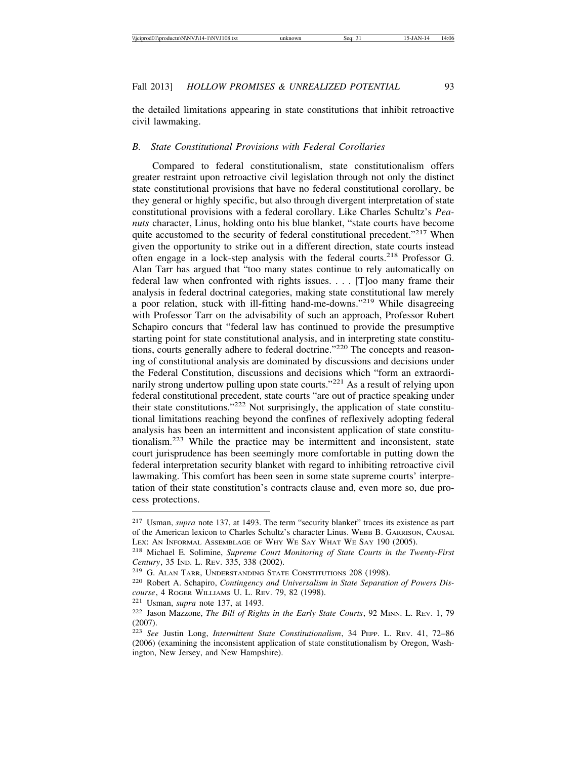the detailed limitations appearing in state constitutions that inhibit retroactive civil lawmaking.

### *B. State Constitutional Provisions with Federal Corollaries*

Compared to federal constitutionalism, state constitutionalism offers greater restraint upon retroactive civil legislation through not only the distinct state constitutional provisions that have no federal constitutional corollary, be they general or highly specific, but also through divergent interpretation of state constitutional provisions with a federal corollary. Like Charles Schultz's *Peanuts* character, Linus, holding onto his blue blanket, "state courts have become quite accustomed to the security of federal constitutional precedent."[217] When given the opportunity to strike out in a different direction, state courts instead often engage in a lock-step analysis with the federal courts.[218] Professor G. Alan Tarr has argued that "too many states continue to rely automatically on federal law when confronted with rights issues. . . . [T]oo many frame their analysis in federal doctrinal categories, making state constitutional law merely a poor relation, stuck with ill-fitting hand-me-downs."[219] While disagreeing with Professor Tarr on the advisability of such an approach, Professor Robert Schapiro concurs that "federal law has continued to provide the presumptive starting point for state constitutional analysis, and in interpreting state constitutions, courts generally adhere to federal doctrine."[220] The concepts and reasoning of constitutional analysis are dominated by discussions and decisions under the Federal Constitution, discussions and decisions which "form an extraordinarily strong undertow pulling upon state courts."[221] As a result of relying upon federal constitutional precedent, state courts "are out of practice speaking under their state constitutions."[222] Not surprisingly, the application of state constitutional limitations reaching beyond the confines of reflexively adopting federal analysis has been an intermittent and inconsistent application of state constitutionalism.[223] While the practice may be intermittent and inconsistent, state court jurisprudence has been seemingly more comfortable in putting down the federal interpretation security blanket with regard to inhibiting retroactive civil lawmaking. This comfort has been seen in some state supreme courts' interpretation of their state constitution's contracts clause and, even more so, due process protections.

---

[217] Usman, *supra* note 137, at 1493. The term "security blanket" traces its existence as part of the American lexicon to Charles Schultz's character Linus. WEBB B. GARRISON, CAUSAL LEX: AN INFORMAL ASSEMBLAGE OF WHY WE SAY WHAT WE SAY 190 (2005).

[218] Michael E. Solimine, *Supreme Court Monitoring of State Courts in the Twenty-First Century*, 35 IND. L. REV. 335, 338 (2002).

[219] G. ALAN TARR, UNDERSTANDING STATE CONSTITUTIONS 208 (1998).

[220] Robert A. Schapiro, *Contingency and Universalism in State Separation of Powers Discourse*, 4 ROGER WILLIAMS U. L. REV. 79, 82 (1998).

[221] Usman, *supra* note 137, at 1493.

[222] Jason Mazzone, *The Bill of Rights in the Early State Courts*, 92 MINN. L. REV. 1, 79 (2007).

[223] *See* Justin Long, *Intermittent State Constitutionalism*, 34 PEPP. L. REV. 41, 72–86 (2006) (examining the inconsistent application of state constitutionalism by Oregon, Washington, New Jersey, and New Hampshire).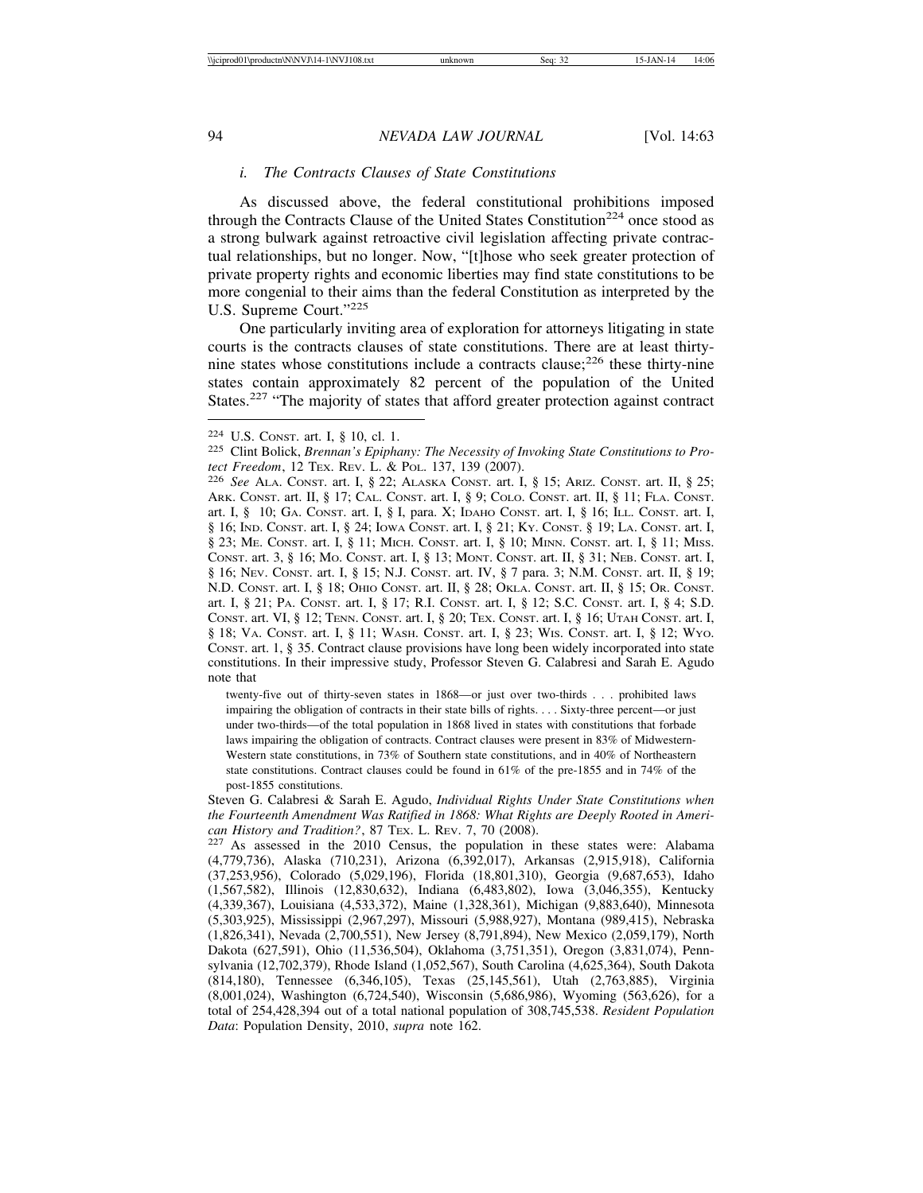### *i. The Contracts Clauses of State Constitutions*

As discussed above, the federal constitutional prohibitions imposed through the Contracts Clause of the United States Constitution[224] once stood as a strong bulwark against retroactive civil legislation affecting private contractual relationships, but no longer. Now, "[t]hose who seek greater protection of private property rights and economic liberties may find state constitutions to be more congenial to their aims than the federal Constitution as interpreted by the U.S. Supreme Court."[225]

One particularly inviting area of exploration for attorneys litigating in state courts is the contracts clauses of state constitutions. There are at least thirty-nine states whose constitutions include a contracts clause;[226] these thirty-nine states contain approximately 82 percent of the population of the United States.[227] "The majority of states that afford greater protection against contract

---

[224] U.S. Const. art. I, § 10, cl. 1.

[225] Clint Bolick, *Brennan's Epiphany: The Necessity of Invoking State Constitutions to Protect Freedom*, 12 Tex. Rev. L. & Pol. 137, 139 (2007).

[226] *See* Ala. Const. art. I, § 22; Alaska Const. art. I, § 15; Ariz. Const. art. II, § 25; Ark. Const. art. II, § 17; Cal. Const. art. I, § 9; Colo. Const. art. II, § 11; Fla. Const. art. I, § 10; Ga. Const. art. I, § I, para. X; Idaho Const. art. I, § 16; Ill. Const. art. I, § 16; Ind. Const. art. I, § 24; Iowa Const. art. I, § 21; Ky. Const. § 19; La. Const. art. I, § 23; Me. Const. art. I, § 11; Mich. Const. art. I, § 10; Minn. Const. art. I, § 11; Miss. Const. art. 3, § 16; Mo. Const. art. I, § 13; Mont. Const. art. II, § 31; Neb. Const. art. I, § 16; Nev. Const. art. I, § 15; N.J. Const. art. IV, § 7 para. 3; N.M. Const. art. II, § 19; N.D. Const. art. I, § 18; Ohio Const. art. II, § 28; Okla. Const. art. II, § 15; Or. Const. art. I, § 21; Pa. Const. art. I, § 17; R.I. Const. art. I, § 12; S.C. Const. art. I, § 4; S.D. Const. art. VI, § 12; Tenn. Const. art. I, § 20; Tex. Const. art. I, § 16; Utah Const. art. I, § 18; Va. Const. art. I, § 11; Wash. Const. art. I, § 23; Wis. Const. art. I, § 12; Wyo. Const. art. 1, § 35. Contract clause provisions have long been widely incorporated into state constitutions. In their impressive study, Professor Steven G. Calabresi and Sarah E. Agudo note that

> twenty-five out of thirty-seven states in 1868—or just over two-thirds . . . prohibited laws impairing the obligation of contracts in their state bills of rights. . . . Sixty-three percent—or just under two-thirds—of the total population in 1868 lived in states with constitutions that forbade laws impairing the obligation of contracts. Contract clauses were present in 83% of Midwestern-Western state constitutions, in 73% of Southern state constitutions, and in 40% of Northeastern state constitutions. Contract clauses could be found in 61% of the pre-1855 and in 74% of the post-1855 constitutions.

Steven G. Calabresi & Sarah E. Agudo, *Individual Rights Under State Constitutions when the Fourteenth Amendment Was Ratified in 1868: What Rights are Deeply Rooted in American History and Tradition?*, 87 Tex. L. Rev. 7, 70 (2008).

[227] As assessed in the 2010 Census, the population in these states were: Alabama (4,779,736), Alaska (710,231), Arizona (6,392,017), Arkansas (2,915,918), California (37,253,956), Colorado (5,029,196), Florida (18,801,310), Georgia (9,687,653), Idaho (1,567,582), Illinois (12,830,632), Indiana (6,483,802), Iowa (3,046,355), Kentucky (4,339,367), Louisiana (4,533,372), Maine (1,328,361), Michigan (9,883,640), Minnesota (5,303,925), Mississippi (2,967,297), Missouri (5,988,927), Montana (989,415), Nebraska (1,826,341), Nevada (2,700,551), New Jersey (8,791,894), New Mexico (2,059,179), North Dakota (627,591), Ohio (11,536,504), Oklahoma (3,751,351), Oregon (3,831,074), Pennsylvania (12,702,379), Rhode Island (1,052,567), South Carolina (4,625,364), South Dakota (814,180), Tennessee (6,346,105), Texas (25,145,561), Utah (2,763,885), Virginia (8,001,024), Washington (6,724,540), Wisconsin (5,686,986), Wyoming (563,626), for a total of 254,428,394 out of a total national population of 308,745,538. *Resident Population Data*: Population Density, 2010, *supra* note 162.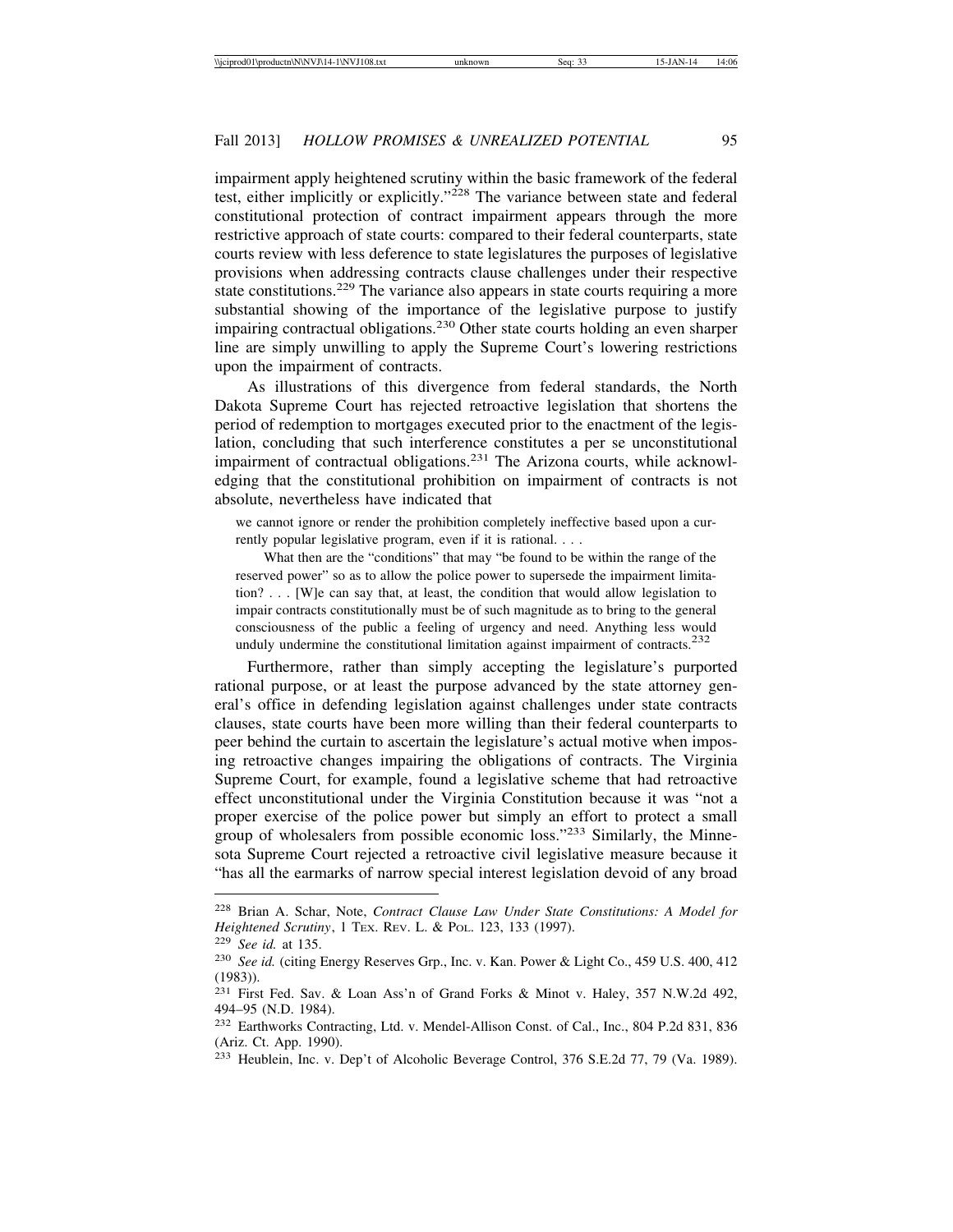impairment apply heightened scrutiny within the basic framework of the federal test, either implicitly or explicitly."[228] The variance between state and federal constitutional protection of contract impairment appears through the more restrictive approach of state courts: compared to their federal counterparts, state courts review with less deference to state legislatures the purposes of legislative provisions when addressing contracts clause challenges under their respective state constitutions.[229] The variance also appears in state courts requiring a more substantial showing of the importance of the legislative purpose to justify impairing contractual obligations.[230] Other state courts holding an even sharper line are simply unwilling to apply the Supreme Court's lowering restrictions upon the impairment of contracts.

As illustrations of this divergence from federal standards, the North Dakota Supreme Court has rejected retroactive legislation that shortens the period of redemption to mortgages executed prior to the enactment of the legislation, concluding that such interference constitutes a per se unconstitutional impairment of contractual obligations.[231] The Arizona courts, while acknowledging that the constitutional prohibition on impairment of contracts is not absolute, nevertheless have indicated that

> we cannot ignore or render the prohibition completely ineffective based upon a currently popular legislative program, even if it is rational. . . .
>
> What then are the "conditions" that may "be found to be within the range of the reserved power" so as to allow the police power to supersede the impairment limitation? . . . [W]e can say that, at least, the condition that would allow legislation to impair contracts constitutionally must be of such magnitude as to bring to the general consciousness of the public a feeling of urgency and need. Anything less would unduly undermine the constitutional limitation against impairment of contracts.[232]

Furthermore, rather than simply accepting the legislature's purported rational purpose, or at least the purpose advanced by the state attorney general's office in defending legislation against challenges under state contracts clauses, state courts have been more willing than their federal counterparts to peer behind the curtain to ascertain the legislature's actual motive when imposing retroactive changes impairing the obligations of contracts. The Virginia Supreme Court, for example, found a legislative scheme that had retroactive effect unconstitutional under the Virginia Constitution because it was "not a proper exercise of the police power but simply an effort to protect a small group of wholesalers from possible economic loss."[233] Similarly, the Minnesota Supreme Court rejected a retroactive civil legislative measure because it "has all the earmarks of narrow special interest legislation devoid of any broad

---

[228] Brian A. Schar, Note, *Contract Clause Law Under State Constitutions: A Model for Heightened Scrutiny*, 1 TEX. REV. L. & POL. 123, 133 (1997).

[229] *See id.* at 135.

[230] *See id.* (citing Energy Reserves Grp., Inc. v. Kan. Power & Light Co., 459 U.S. 400, 412 (1983)).

[231] First Fed. Sav. & Loan Ass'n of Grand Forks & Minot v. Haley, 357 N.W.2d 492, 494–95 (N.D. 1984).

[232] Earthworks Contracting, Ltd. v. Mendel-Allison Const. of Cal., Inc., 804 P.2d 831, 836 (Ariz. Ct. App. 1990).

[233] Heublein, Inc. v. Dep't of Alcoholic Beverage Control, 376 S.E.2d 77, 79 (Va. 1989).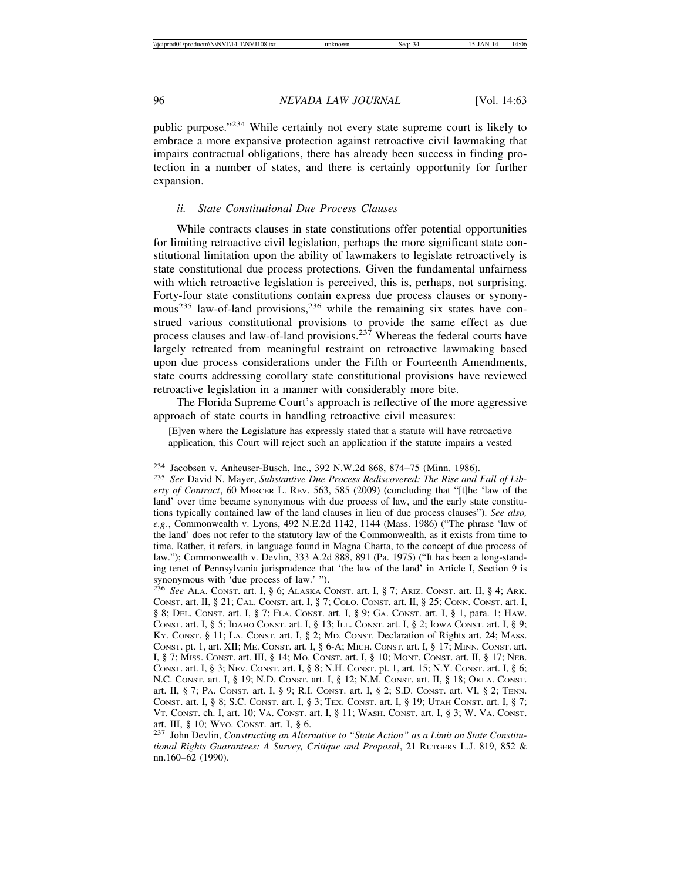public purpose."[234] While certainly not every state supreme court is likely to embrace a more expansive protection against retroactive civil lawmaking that impairs contractual obligations, there has already been success in finding protection in a number of states, and there is certainly opportunity for further expansion.

#### *ii. State Constitutional Due Process Clauses*

While contracts clauses in state constitutions offer potential opportunities for limiting retroactive civil legislation, perhaps the more significant state constitutional limitation upon the ability of lawmakers to legislate retroactively is state constitutional due process protections. Given the fundamental unfairness with which retroactive legislation is perceived, this is, perhaps, not surprising. Forty-four state constitutions contain express due process clauses or synonymous[235] law-of-land provisions,[236] while the remaining six states have construed various constitutional provisions to provide the same effect as due process clauses and law-of-land provisions.[237] Whereas the federal courts have largely retreated from meaningful restraint on retroactive lawmaking based upon due process considerations under the Fifth or Fourteenth Amendments, state courts addressing corollary state constitutional provisions have reviewed retroactive legislation in a manner with considerably more bite.

The Florida Supreme Court's approach is reflective of the more aggressive approach of state courts in handling retroactive civil measures:

> [E]ven where the Legislature has expressly stated that a statute will have retroactive application, this Court will reject such an application if the statute impairs a vested

---

[234] Jacobsen v. Anheuser-Busch, Inc., 392 N.W.2d 868, 874–75 (Minn. 1986).

[235] *See* David N. Mayer, *Substantive Due Process Rediscovered: The Rise and Fall of Liberty of Contract*, 60 MERCER L. REV. 563, 585 (2009) (concluding that "[t]he 'law of the land' over time became synonymous with due process of law, and the early state constitutions typically contained law of the land clauses in lieu of due process clauses"). *See also, e.g.*, Commonwealth v. Lyons, 492 N.E.2d 1142, 1144 (Mass. 1986) ("The phrase 'law of the land' does not refer to the statutory law of the Commonwealth, as it exists from time to time. Rather, it refers, in language found in Magna Charta, to the concept of due process of law."); Commonwealth v. Devlin, 333 A.2d 888, 891 (Pa. 1975) ("It has been a long-standing tenet of Pennsylvania jurisprudence that 'the law of the land' in Article I, Section 9 is synonymous with 'due process of law.' ").

[236] *See* ALA. CONST. art. I, § 6; ALASKA CONST. art. I, § 7; ARIZ. CONST. art. II, § 4; ARK. CONST. art. II, § 21; CAL. CONST. art. I, § 7; COLO. CONST. art. II, § 25; CONN. CONST. art. I, § 8; DEL. CONST. art. I, § 7; FLA. CONST. art. I, § 9; GA. CONST. art. I, § 1, para. 1; HAW. CONST. art. I, § 5; IDAHO CONST. art. I, § 13; ILL. CONST. art. I, § 2; IOWA CONST. art. I, § 9; KY. CONST. § 11; LA. CONST. art. I, § 2; MD. CONST. Declaration of Rights art. 24; MASS. CONST. pt. 1, art. XII; ME. CONST. art. I, § 6-A; MICH. CONST. art. I, § 17; MINN. CONST. art. I, § 7; MISS. CONST. art. III, § 14; MO. CONST. art. I, § 10; MONT. CONST. art. II, § 17; NEB. CONST. art. I, § 3; NEV. CONST. art. I, § 8; N.H. CONST. pt. 1, art. 15; N.Y. CONST. art. I, § 6; N.C. CONST. art. I, § 19; N.D. CONST. art. I, § 12; N.M. CONST. art. II, § 18; OKLA. CONST. art. II, § 7; PA. CONST. art. I, § 9; R.I. CONST. art. I, § 2; S.D. CONST. art. VI, § 2; TENN. CONST. art. I, § 8; S.C. CONST. art. I, § 3; TEX. CONST. art. I, § 19; UTAH CONST. art. I, § 7; VT. CONST. ch. I, art. 10; VA. CONST. art. I, § 11; WASH. CONST. art. I, § 3; W. VA. CONST. art. III, § 10; WYO. CONST. art. I, § 6.

[237] John Devlin, *Constructing an Alternative to "State Action" as a Limit on State Constitutional Rights Guarantees: A Survey, Critique and Proposal*, 21 RUTGERS L.J. 819, 852 & nn.160–62 (1990).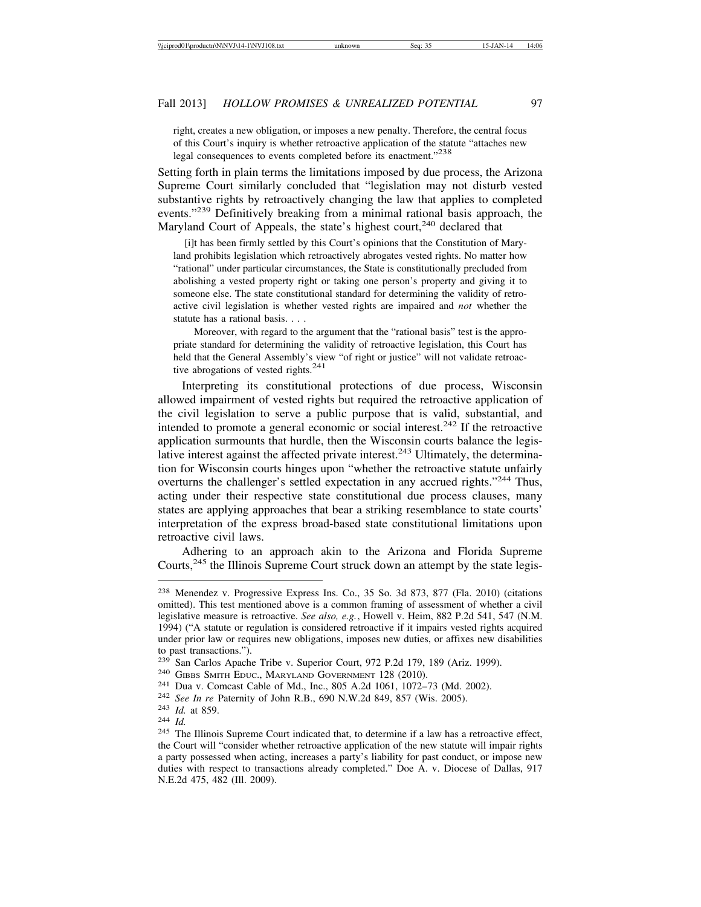> right, creates a new obligation, or imposes a new penalty. Therefore, the central focus of this Court's inquiry is whether retroactive application of the statute "attaches new legal consequences to events completed before its enactment."[238]

Setting forth in plain terms the limitations imposed by due process, the Arizona Supreme Court similarly concluded that "legislation may not disturb vested substantive rights by retroactively changing the law that applies to completed events."[239] Definitively breaking from a minimal rational basis approach, the Maryland Court of Appeals, the state's highest court,[240] declared that

> [i]t has been firmly settled by this Court's opinions that the Constitution of Maryland prohibits legislation which retroactively abrogates vested rights. No matter how "rational" under particular circumstances, the State is constitutionally precluded from abolishing a vested property right or taking one person's property and giving it to someone else. The state constitutional standard for determining the validity of retroactive civil legislation is whether vested rights are impaired and *not* whether the statute has a rational basis. . . .
>
> Moreover, with regard to the argument that the "rational basis" test is the appropriate standard for determining the validity of retroactive legislation, this Court has held that the General Assembly's view "of right or justice" will not validate retroactive abrogations of vested rights.[241]

Interpreting its constitutional protections of due process, Wisconsin allowed impairment of vested rights but required the retroactive application of the civil legislation to serve a public purpose that is valid, substantial, and intended to promote a general economic or social interest.[242] If the retroactive application surmounts that hurdle, then the Wisconsin courts balance the legislative interest against the affected private interest.[243] Ultimately, the determination for Wisconsin courts hinges upon "whether the retroactive statute unfairly overturns the challenger's settled expectation in any accrued rights."[244] Thus, acting under their respective state constitutional due process clauses, many states are applying approaches that bear a striking resemblance to state courts' interpretation of the express broad-based state constitutional limitations upon retroactive civil laws.

Adhering to an approach akin to the Arizona and Florida Supreme Courts,[245] the Illinois Supreme Court struck down an attempt by the state legis-

---

[238] Menendez v. Progressive Express Ins. Co., 35 So. 3d 873, 877 (Fla. 2010) (citations omitted). This test mentioned above is a common framing of assessment of whether a civil legislative measure is retroactive. *See also, e.g.*, Howell v. Heim, 882 P.2d 541, 547 (N.M. 1994) ("A statute or regulation is considered retroactive if it impairs vested rights acquired under prior law or requires new obligations, imposes new duties, or affixes new disabilities to past transactions.").

[239] San Carlos Apache Tribe v. Superior Court, 972 P.2d 179, 189 (Ariz. 1999).

[240] Gibbs Smith Educ., Maryland Government 128 (2010).

[241] Dua v. Comcast Cable of Md., Inc., 805 A.2d 1061, 1072–73 (Md. 2002).

[242] *See In re* Paternity of John R.B., 690 N.W.2d 849, 857 (Wis. 2005).

[243] *Id.* at 859.

[244] *Id.*

[245] The Illinois Supreme Court indicated that, to determine if a law has a retroactive effect, the Court will "consider whether retroactive application of the new statute will impair rights a party possessed when acting, increases a party's liability for past conduct, or impose new duties with respect to transactions already completed." Doe A. v. Diocese of Dallas, 917 N.E.2d 475, 482 (Ill. 2009).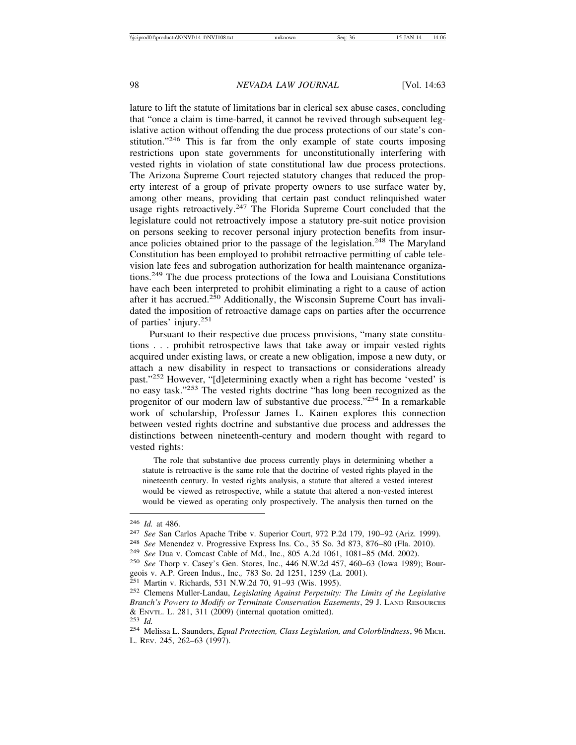lature to lift the statute of limitations bar in clerical sex abuse cases, concluding that "once a claim is time-barred, it cannot be revived through subsequent legislative action without offending the due process protections of our state's constitution."[246] This is far from the only example of state courts imposing restrictions upon state governments for unconstitutionally interfering with vested rights in violation of state constitutional law due process protections. The Arizona Supreme Court rejected statutory changes that reduced the property interest of a group of private property owners to use surface water by, among other means, providing that certain past conduct relinquished water usage rights retroactively.[247] The Florida Supreme Court concluded that the legislature could not retroactively impose a statutory pre-suit notice provision on persons seeking to recover personal injury protection benefits from insurance policies obtained prior to the passage of the legislation.[248] The Maryland Constitution has been employed to prohibit retroactive permitting of cable television late fees and subrogation authorization for health maintenance organizations.[249] The due process protections of the Iowa and Louisiana Constitutions have each been interpreted to prohibit eliminating a right to a cause of action after it has accrued.[250] Additionally, the Wisconsin Supreme Court has invalidated the imposition of retroactive damage caps on parties after the occurrence of parties' injury.[251]

Pursuant to their respective due process provisions, "many state constitutions . . . prohibit retrospective laws that take away or impair vested rights acquired under existing laws, or create a new obligation, impose a new duty, or attach a new disability in respect to transactions or considerations already past."[252] However, "[d]etermining exactly when a right has become 'vested' is no easy task."[253] The vested rights doctrine "has long been recognized as the progenitor of our modern law of substantive due process."[254] In a remarkable work of scholarship, Professor James L. Kainen explores this connection between vested rights doctrine and substantive due process and addresses the distinctions between nineteenth-century and modern thought with regard to vested rights:

> The role that substantive due process currently plays in determining whether a statute is retroactive is the same role that the doctrine of vested rights played in the nineteenth century. In vested rights analysis, a statute that altered a vested interest would be viewed as retrospective, while a statute that altered a non-vested interest would be viewed as operating only prospectively. The analysis then turned on the

---

[246] *Id.* at 486.

[247] *See* San Carlos Apache Tribe v. Superior Court, 972 P.2d 179, 190–92 (Ariz. 1999).

[248] *See* Menendez v. Progressive Express Ins. Co., 35 So. 3d 873, 876–80 (Fla. 2010).

[249] *See* Dua v. Comcast Cable of Md., Inc., 805 A.2d 1061, 1081–85 (Md. 2002).

[250] *See* Thorp v. Casey's Gen. Stores, Inc., 446 N.W.2d 457, 460–63 (Iowa 1989); Bourgeois v. A.P. Green Indus., Inc., 783 So. 2d 1251, 1259 (La. 2001).

[251] Martin v. Richards, 531 N.W.2d 70, 91–93 (Wis. 1995).

[252] Clemens Muller-Landau, *Legislating Against Perpetuity: The Limits of the Legislative Branch's Powers to Modify or Terminate Conservation Easements*, 29 J. LAND RESOURCES & ENVTL. L. 281, 311 (2009) (internal quotation omitted).

[253] *Id.*

[254] Melissa L. Saunders, *Equal Protection, Class Legislation, and Colorblindness*, 96 MICH. L. REV. 245, 262–63 (1997).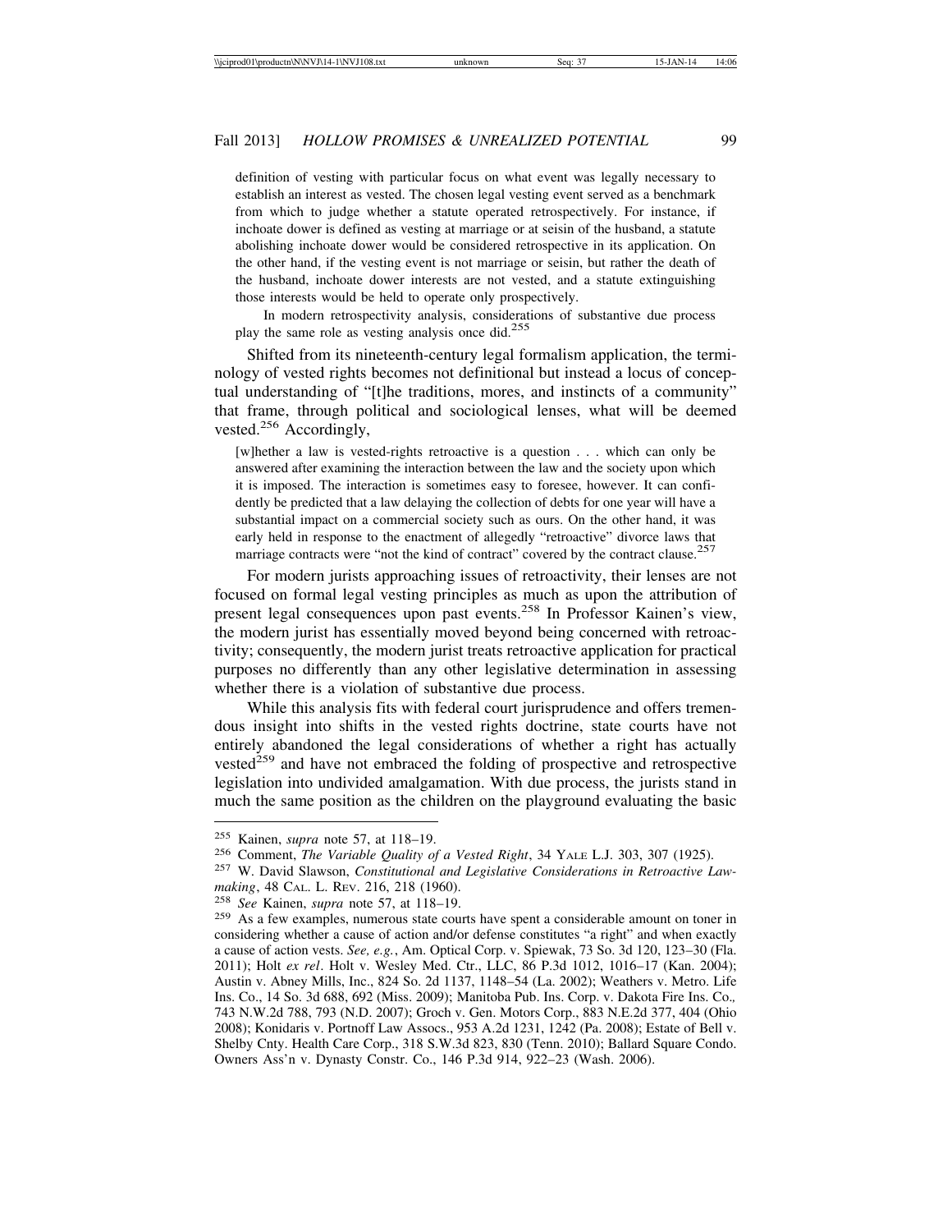definition of vesting with particular focus on what event was legally necessary to establish an interest as vested. The chosen legal vesting event served as a benchmark from which to judge whether a statute operated retrospectively. For instance, if inchoate dower is defined as vesting at marriage or at seisin of the husband, a statute abolishing inchoate dower would be considered retrospective in its application. On the other hand, if the vesting event is not marriage or seisin, but rather the death of the husband, inchoate dower interests are not vested, and a statute extinguishing those interests would be held to operate only prospectively.

> In modern retrospectivity analysis, considerations of substantive due process play the same role as vesting analysis once did.[255]

Shifted from its nineteenth-century legal formalism application, the terminology of vested rights becomes not definitional but instead a locus of conceptual understanding of "[t]he traditions, mores, and instincts of a community" that frame, through political and sociological lenses, what will be deemed vested.[256] Accordingly,

> [w]hether a law is vested-rights retroactive is a question . . . which can only be answered after examining the interaction between the law and the society upon which it is imposed. The interaction is sometimes easy to foresee, however. It can confidently be predicted that a law delaying the collection of debts for one year will have a substantial impact on a commercial society such as ours. On the other hand, it was early held in response to the enactment of allegedly "retroactive" divorce laws that marriage contracts were "not the kind of contract" covered by the contract clause.[257]

For modern jurists approaching issues of retroactivity, their lenses are not focused on formal legal vesting principles as much as upon the attribution of present legal consequences upon past events.[258] In Professor Kainen's view, the modern jurist has essentially moved beyond being concerned with retroactivity; consequently, the modern jurist treats retroactive application for practical purposes no differently than any other legislative determination in assessing whether there is a violation of substantive due process.

While this analysis fits with federal court jurisprudence and offers tremendous insight into shifts in the vested rights doctrine, state courts have not entirely abandoned the legal considerations of whether a right has actually vested[259] and have not embraced the folding of prospective and retrospective legislation into undivided amalgamation. With due process, the jurists stand in much the same position as the children on the playground evaluating the basic

---

[255] Kainen, *supra* note 57, at 118–19.

[256] Comment, *The Variable Quality of a Vested Right*, 34 YALE L.J. 303, 307 (1925).

[257] W. David Slawson, *Constitutional and Legislative Considerations in Retroactive Lawmaking*, 48 CAL. L. REV. 216, 218 (1960).

[258] *See* Kainen, *supra* note 57, at 118–19.

[259] As a few examples, numerous state courts have spent a considerable amount on toner in considering whether a cause of action and/or defense constitutes "a right" and when exactly a cause of action vests. *See, e.g.*, Am. Optical Corp. v. Spiewak, 73 So. 3d 120, 123–30 (Fla. 2011); Holt *ex rel*. Holt v. Wesley Med. Ctr., LLC, 86 P.3d 1012, 1016–17 (Kan. 2004); Austin v. Abney Mills, Inc., 824 So. 2d 1137, 1148–54 (La. 2002); Weathers v. Metro. Life Ins. Co., 14 So. 3d 688, 692 (Miss. 2009); Manitoba Pub. Ins. Corp. v. Dakota Fire Ins. Co., 743 N.W.2d 788, 793 (N.D. 2007); Groch v. Gen. Motors Corp., 883 N.E.2d 377, 404 (Ohio 2008); Konidaris v. Portnoff Law Assocs., 953 A.2d 1231, 1242 (Pa. 2008); Estate of Bell v. Shelby Cnty. Health Care Corp., 318 S.W.3d 823, 830 (Tenn. 2010); Ballard Square Condo. Owners Ass'n v. Dynasty Constr. Co., 146 P.3d 914, 922–23 (Wash. 2006).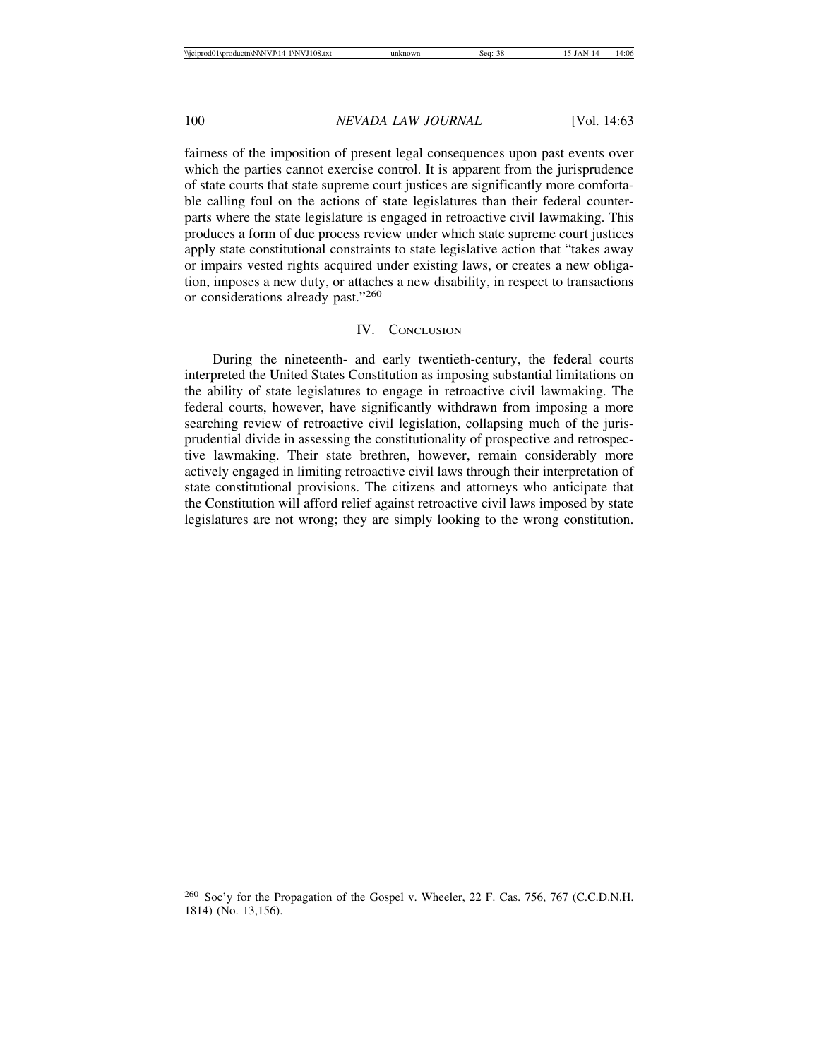fairness of the imposition of present legal consequences upon past events over which the parties cannot exercise control. It is apparent from the jurisprudence of state courts that state supreme court justices are significantly more comfortable calling foul on the actions of state legislatures than their federal counterparts where the state legislature is engaged in retroactive civil lawmaking. This produces a form of due process review under which state supreme court justices apply state constitutional constraints to state legislative action that "takes away or impairs vested rights acquired under existing laws, or creates a new obligation, imposes a new duty, or attaches a new disability, in respect to transactions or considerations already past."[260]

## IV. Conclusion

During the nineteenth- and early twentieth-century, the federal courts interpreted the United States Constitution as imposing substantial limitations on the ability of state legislatures to engage in retroactive civil lawmaking. The federal courts, however, have significantly withdrawn from imposing a more searching review of retroactive civil legislation, collapsing much of the jurisprudential divide in assessing the constitutionality of prospective and retrospective lawmaking. Their state brethren, however, remain considerably more actively engaged in limiting retroactive civil laws through their interpretation of state constitutional provisions. The citizens and attorneys who anticipate that the Constitution will afford relief against retroactive civil laws imposed by state legislatures are not wrong; they are simply looking to the wrong constitution.

---

[260] Soc'y for the Propagation of the Gospel v. Wheeler, 22 F. Cas. 756, 767 (C.C.D.N.H. 1814) (No. 13,156).